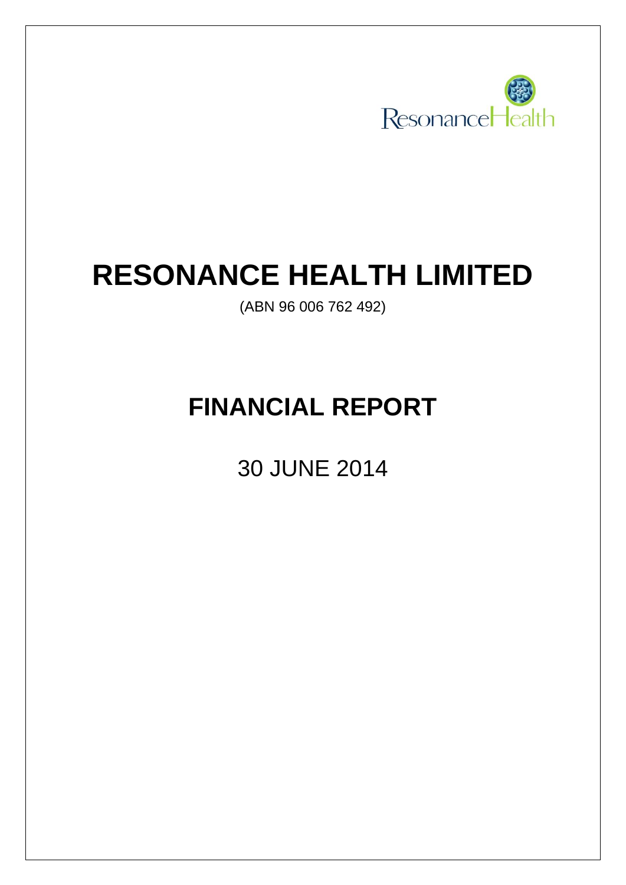# RESONANCE HEALTH LIMITED

(ABN 96 006 762 492)

# FINANCIAL REPORT

30 JUNE 2014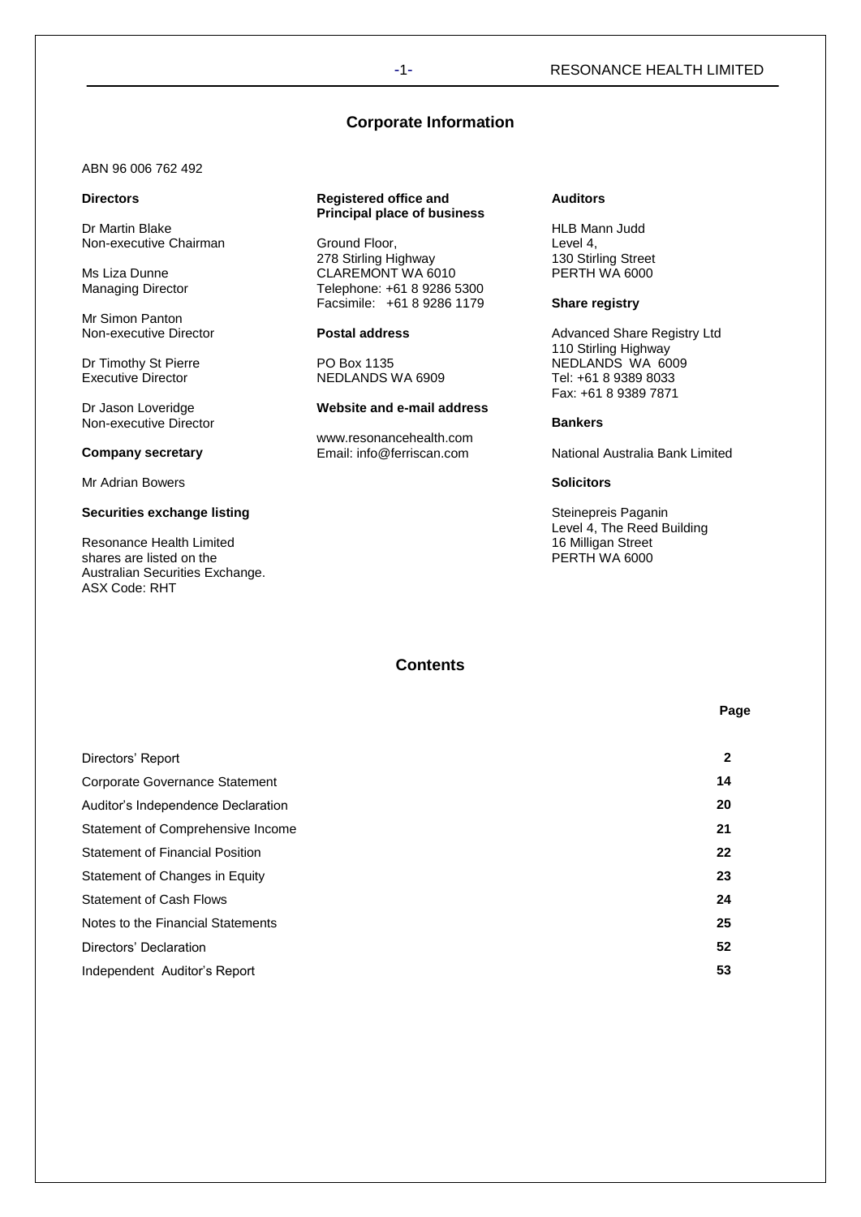# Corporate Information

ABN 96 006 762 492

**Directors**

Dr Martin Blake
Non-executive Chairman

Ms Liza Dunne
Managing Director

Mr Simon Panton
Non-executive Director

Dr Timothy St Pierre
Executive Director

Dr Jason Loveridge
Non-executive Director

**Company secretary**

Mr Adrian Bowers

**Securities exchange listing**

Resonance Health Limited shares are listed on the Australian Securities Exchange.
ASX Code: RHT

**Registered office and Principal place of business**

Ground Floor,
278 Stirling Highway
CLAREMONT WA 6010
Telephone: +61 8 9286 5300
Facsimile: +61 8 9286 1179

**Postal address**

PO Box 1135
NEDLANDS WA 6909

**Website and e-mail address**

www.resonancehealth.com
Email: info@ferriscan.com

**Auditors**

HLB Mann Judd
Level 4,
130 Stirling Street
PERTH WA 6000

**Share registry**

Advanced Share Registry Ltd
110 Stirling Highway
NEDLANDS WA 6009
Tel: +61 8 9389 8033
Fax: +61 8 9389 7871

**Bankers**

National Australia Bank Limited

**Solicitors**

Steinepreis Paganin
Level 4, The Reed Building
16 Milligan Street
PERTH WA 6000

# Contents

| | Page |
|---|---|
| Directors' Report | 2 |
| Corporate Governance Statement | 14 |
| Auditor's Independence Declaration | 20 |
| Statement of Comprehensive Income | 21 |
| Statement of Financial Position | 22 |
| Statement of Changes in Equity | 23 |
| Statement of Cash Flows | 24 |
| Notes to the Financial Statements | 25 |
| Directors' Declaration | 52 |
| Independent Auditor's Report | 53 |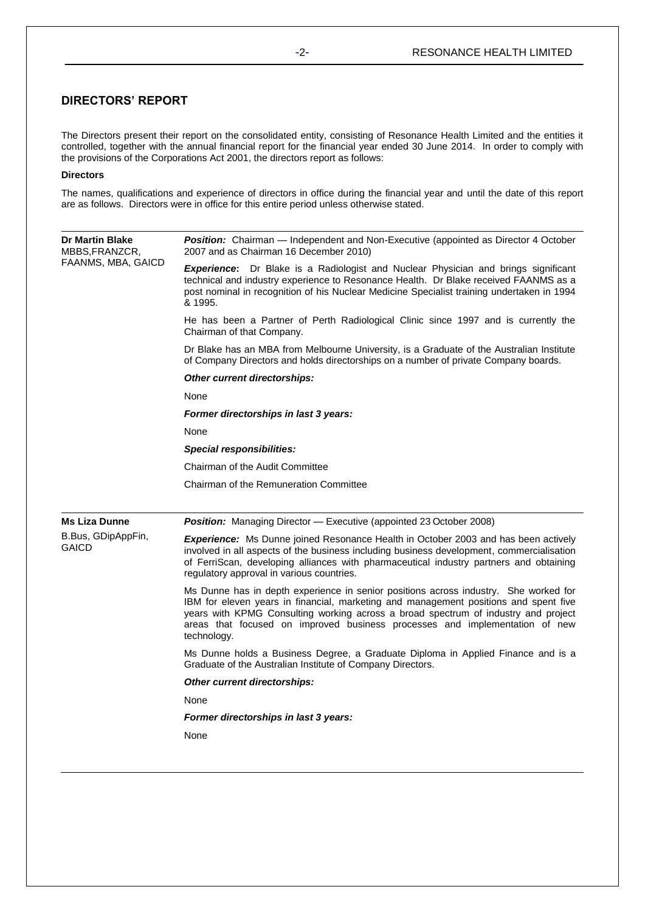## DIRECTORS' REPORT

The Directors present their report on the consolidated entity, consisting of Resonance Health Limited and the entities it controlled, together with the annual financial report for the financial year ended 30 June 2014. In order to comply with the provisions of the Corporations Act 2001, the directors report as follows:

**Directors**

The names, qualifications and experience of directors in office during the financial year and until the date of this report are as follows. Directors were in office for this entire period unless otherwise stated.

**Dr Martin Blake**
MBBS,FRANZCR, FAANMS, MBA, GAICD

***Position:*** Chairman — Independent and Non-Executive (appointed as Director 4 October 2007 and as Chairman 16 December 2010)

***Experience*:** Dr Blake is a Radiologist and Nuclear Physician and brings significant technical and industry experience to Resonance Health. Dr Blake received FAANMS as a post nominal in recognition of his Nuclear Medicine Specialist training undertaken in 1994 & 1995.

He has been a Partner of Perth Radiological Clinic since 1997 and is currently the Chairman of that Company.

Dr Blake has an MBA from Melbourne University, is a Graduate of the Australian Institute of Company Directors and holds directorships on a number of private Company boards.

***Other current directorships:***

None

***Former directorships in last 3 years:***

None

***Special responsibilities:***

Chairman of the Audit Committee

Chairman of the Remuneration Committee

**Ms Liza Dunne**
B.Bus, GDipAppFin, GAICD

***Position:*** Managing Director — Executive (appointed 23 October 2008)

***Experience:*** Ms Dunne joined Resonance Health in October 2003 and has been actively involved in all aspects of the business including business development, commercialisation of FerriScan, developing alliances with pharmaceutical industry partners and obtaining regulatory approval in various countries.

Ms Dunne has in depth experience in senior positions across industry. She worked for IBM for eleven years in financial, marketing and management positions and spent five years with KPMG Consulting working across a broad spectrum of industry and project areas that focused on improved business processes and implementation of new technology.

Ms Dunne holds a Business Degree, a Graduate Diploma in Applied Finance and is a Graduate of the Australian Institute of Company Directors.

***Other current directorships:***

None

***Former directorships in last 3 years:***

None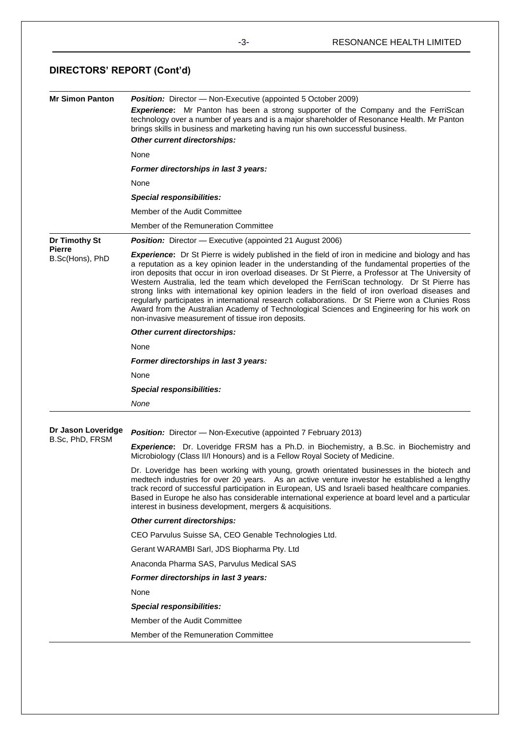## DIRECTORS' REPORT (Cont'd)

**Mr Simon Panton**

***Position:*** Director — Non-Executive (appointed 5 October 2009)

***Experience*:** Mr Panton has been a strong supporter of the Company and the FerriScan technology over a number of years and is a major shareholder of Resonance Health. Mr Panton brings skills in business and marketing having run his own successful business.

***Other current directorships:***

None

***Former directorships in last 3 years:***

None

***Special responsibilities:***

Member of the Audit Committee

Member of the Remuneration Committee

**Dr Timothy St Pierre**
B.Sc(Hons), PhD

***Position:*** Director — Executive (appointed 21 August 2006)

***Experience*:** Dr St Pierre is widely published in the field of iron in medicine and biology and has a reputation as a key opinion leader in the understanding of the fundamental properties of the iron deposits that occur in iron overload diseases. Dr St Pierre, a Professor at The University of Western Australia, led the team which developed the FerriScan technology. Dr St Pierre has strong links with international key opinion leaders in the field of iron overload diseases and regularly participates in international research collaborations. Dr St Pierre won a Clunies Ross Award from the Australian Academy of Technological Sciences and Engineering for his work on non-invasive measurement of tissue iron deposits.

***Other current directorships:***

None

***Former directorships in last 3 years:***

None

***Special responsibilities:***

*None*

**Dr Jason Loveridge**
B.Sc, PhD, FRSM

***Position:*** Director — Non-Executive (appointed 7 February 2013)

***Experience*:** Dr. Loveridge FRSM has a Ph.D. in Biochemistry, a B.Sc. in Biochemistry and Microbiology (Class II/I Honours) and is a Fellow Royal Society of Medicine.

Dr. Loveridge has been working with young, growth orientated businesses in the biotech and medtech industries for over 20 years. As an active venture investor he established a lengthy track record of successful participation in European, US and Israeli based healthcare companies. Based in Europe he also has considerable international experience at board level and a particular interest in business development, mergers & acquisitions.

***Other current directorships:***

CEO Parvulus Suisse SA, CEO Genable Technologies Ltd.

Gerant WARAMBI Sarl, JDS Biopharma Pty. Ltd

Anaconda Pharma SAS, Parvulus Medical SAS

***Former directorships in last 3 years:***

None

***Special responsibilities:***

Member of the Audit Committee

Member of the Remuneration Committee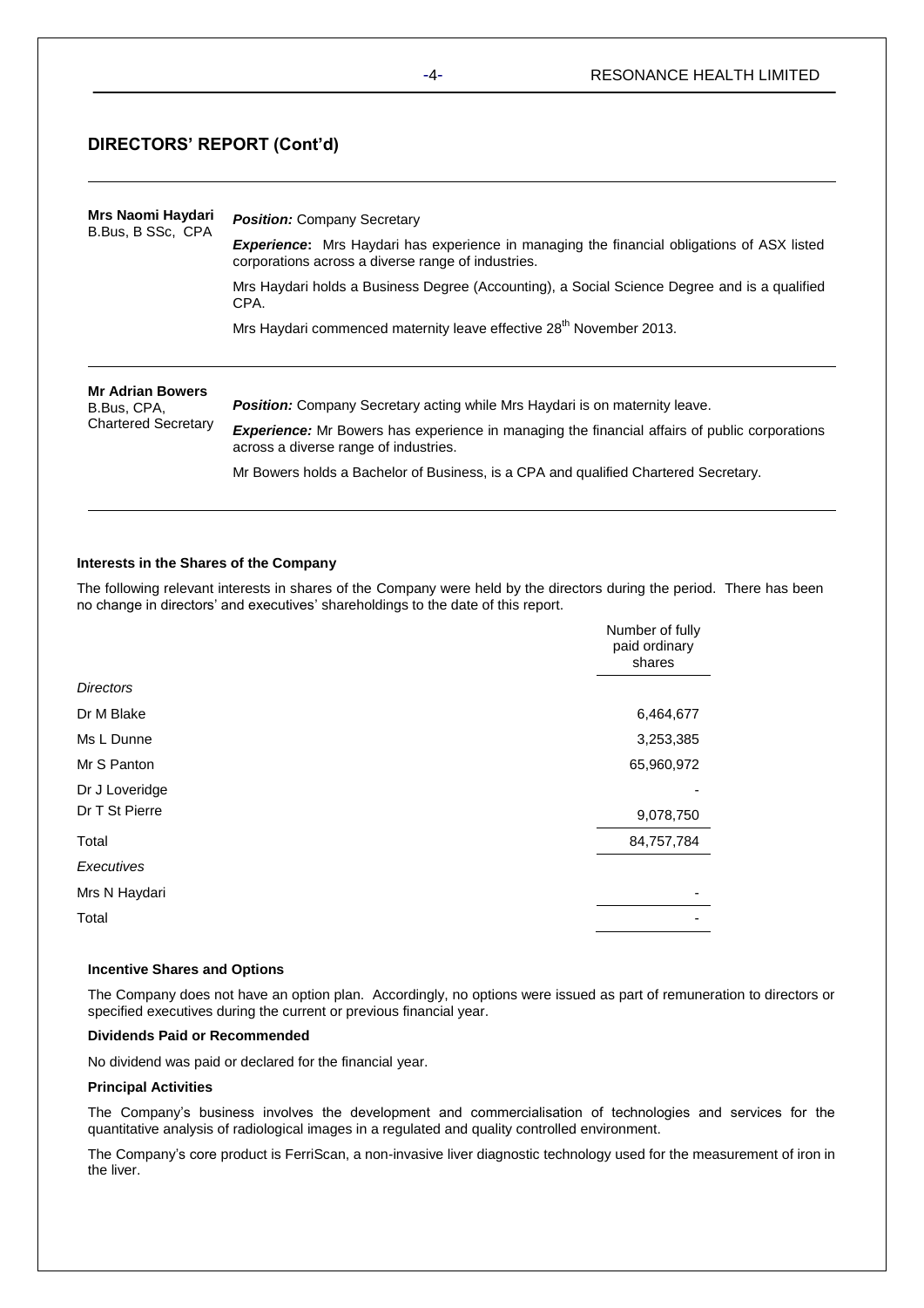## DIRECTORS' REPORT (Cont'd)

| | |
|---|---|
| **Mrs Naomi Haydari**<br>B.Bus, B SSc, CPA | ***Position:*** Company Secretary<br><br>***Experience*:** Mrs Haydari has experience in managing the financial obligations of ASX listed corporations across a diverse range of industries.<br><br>Mrs Haydari holds a Business Degree (Accounting), a Social Science Degree and is a qualified CPA.<br><br>Mrs Haydari commenced maternity leave effective 28th November 2013. |
| **Mr Adrian Bowers**<br>B.Bus, CPA, Chartered Secretary | ***Position:*** Company Secretary acting while Mrs Haydari is on maternity leave.<br><br>***Experience:*** Mr Bowers has experience in managing the financial affairs of public corporations across a diverse range of industries.<br><br>Mr Bowers holds a Bachelor of Business, is a CPA and qualified Chartered Secretary. |

**Interests in the Shares of the Company**

The following relevant interests in shares of the Company were held by the directors during the period. There has been no change in directors' and executives' shareholdings to the date of this report.

| | Number of fully paid ordinary shares |
|---|---|
| *Directors* | |
| Dr M Blake | 6,464,677 |
| Ms L Dunne | 3,253,385 |
| Mr S Panton | 65,960,972 |
| Dr J Loveridge | - |
| Dr T St Pierre | 9,078,750 |
| Total | 84,757,784 |
| *Executives* | |
| Mrs N Haydari | - |
| Total | - |

**Incentive Shares and Options**

The Company does not have an option plan. Accordingly, no options were issued as part of remuneration to directors or specified executives during the current or previous financial year.

**Dividends Paid or Recommended**

No dividend was paid or declared for the financial year.

**Principal Activities**

The Company's business involves the development and commercialisation of technologies and services for the quantitative analysis of radiological images in a regulated and quality controlled environment.

The Company's core product is FerriScan, a non-invasive liver diagnostic technology used for the measurement of iron in the liver.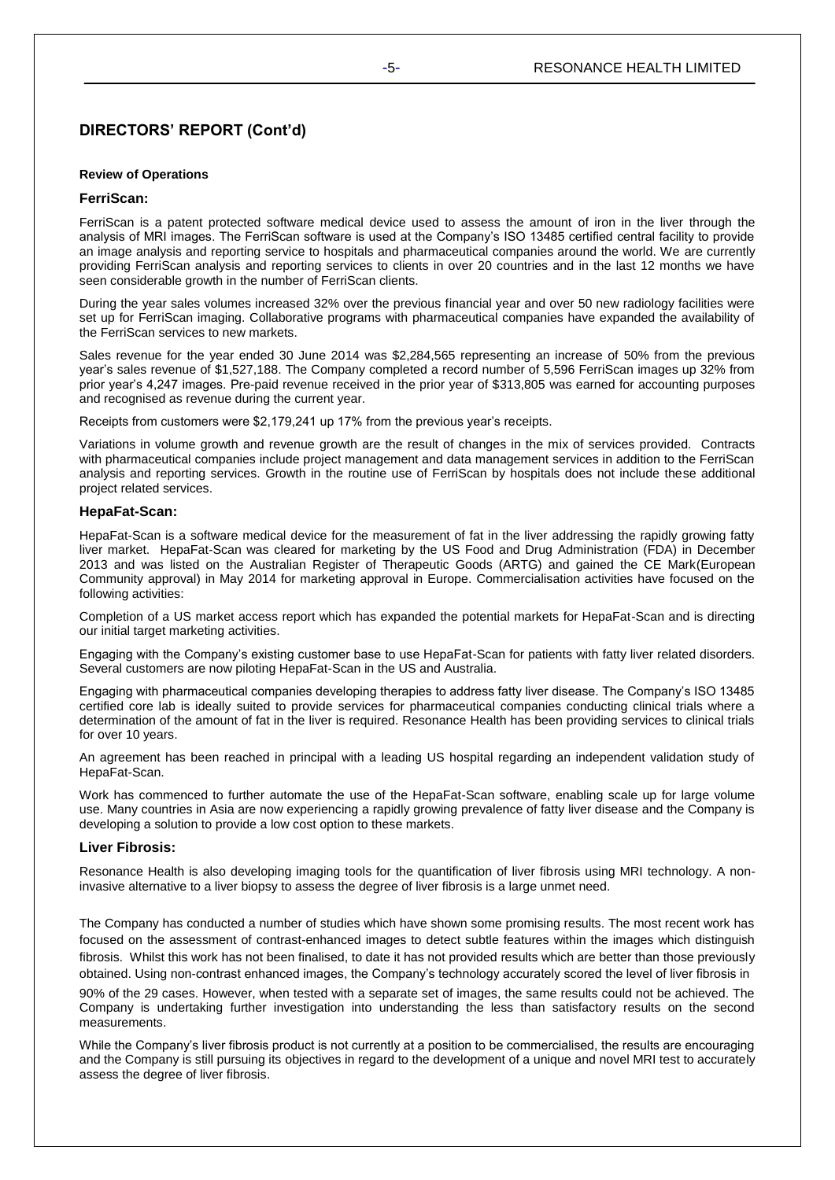## DIRECTORS' REPORT (Cont'd)

**Review of Operations**

### FerriScan:

FerriScan is a patent protected software medical device used to assess the amount of iron in the liver through the analysis of MRI images. The FerriScan software is used at the Company's ISO 13485 certified central facility to provide an image analysis and reporting service to hospitals and pharmaceutical companies around the world. We are currently providing FerriScan analysis and reporting services to clients in over 20 countries and in the last 12 months we have seen considerable growth in the number of FerriScan clients.

During the year sales volumes increased 32% over the previous financial year and over 50 new radiology facilities were set up for FerriScan imaging. Collaborative programs with pharmaceutical companies have expanded the availability of the FerriScan services to new markets.

Sales revenue for the year ended 30 June 2014 was $2,284,565 representing an increase of 50% from the previous year's sales revenue of $1,527,188. The Company completed a record number of 5,596 FerriScan images up 32% from prior year's 4,247 images. Pre-paid revenue received in the prior year of $313,805 was earned for accounting purposes and recognised as revenue during the current year.

Receipts from customers were $2,179,241 up 17% from the previous year's receipts.

Variations in volume growth and revenue growth are the result of changes in the mix of services provided. Contracts with pharmaceutical companies include project management and data management services in addition to the FerriScan analysis and reporting services. Growth in the routine use of FerriScan by hospitals does not include these additional project related services.

### HepaFat-Scan:

HepaFat-Scan is a software medical device for the measurement of fat in the liver addressing the rapidly growing fatty liver market. HepaFat-Scan was cleared for marketing by the US Food and Drug Administration (FDA) in December 2013 and was listed on the Australian Register of Therapeutic Goods (ARTG) and gained the CE Mark(European Community approval) in May 2014 for marketing approval in Europe. Commercialisation activities have focused on the following activities:

Completion of a US market access report which has expanded the potential markets for HepaFat-Scan and is directing our initial target marketing activities.

Engaging with the Company's existing customer base to use HepaFat-Scan for patients with fatty liver related disorders. Several customers are now piloting HepaFat-Scan in the US and Australia.

Engaging with pharmaceutical companies developing therapies to address fatty liver disease. The Company's ISO 13485 certified core lab is ideally suited to provide services for pharmaceutical companies conducting clinical trials where a determination of the amount of fat in the liver is required. Resonance Health has been providing services to clinical trials for over 10 years.

An agreement has been reached in principal with a leading US hospital regarding an independent validation study of HepaFat-Scan.

Work has commenced to further automate the use of the HepaFat-Scan software, enabling scale up for large volume use. Many countries in Asia are now experiencing a rapidly growing prevalence of fatty liver disease and the Company is developing a solution to provide a low cost option to these markets.

### Liver Fibrosis:

Resonance Health is also developing imaging tools for the quantification of liver fibrosis using MRI technology. A non-invasive alternative to a liver biopsy to assess the degree of liver fibrosis is a large unmet need.

The Company has conducted a number of studies which have shown some promising results. The most recent work has focused on the assessment of contrast-enhanced images to detect subtle features within the images which distinguish fibrosis. Whilst this work has not been finalised, to date it has not provided results which are better than those previously obtained. Using non-contrast enhanced images, the Company's technology accurately scored the level of liver fibrosis in 90% of the 29 cases. However, when tested with a separate set of images, the same results could not be achieved. The Company is undertaking further investigation into understanding the less than satisfactory results on the second measurements.

While the Company's liver fibrosis product is not currently at a position to be commercialised, the results are encouraging and the Company is still pursuing its objectives in regard to the development of a unique and novel MRI test to accurately assess the degree of liver fibrosis.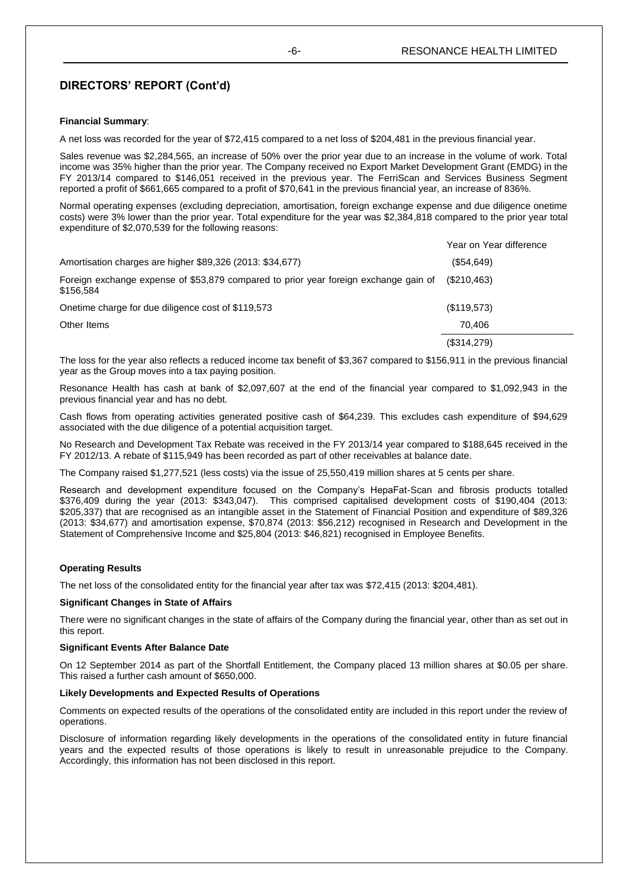## DIRECTORS' REPORT (Cont'd)

**Financial Summary**:

A net loss was recorded for the year of $72,415 compared to a net loss of $204,481 in the previous financial year.

Sales revenue was $2,284,565, an increase of 50% over the prior year due to an increase in the volume of work. Total income was 35% higher than the prior year. The Company received no Export Market Development Grant (EMDG) in the FY 2013/14 compared to $146,051 received in the previous year. The FerriScan and Services Business Segment reported a profit of $661,665 compared to a profit of $70,641 in the previous financial year, an increase of 836%.

Normal operating expenses (excluding depreciation, amortisation, foreign exchange expense and due diligence onetime costs) were 3% lower than the prior year. Total expenditure for the year was $2,384,818 compared to the prior year total expenditure of $2,070,539 for the following reasons:

| | Year on Year difference |
|---|---|
| Amortisation charges are higher $89,326 (2013: $34,677) | ($54,649) |
| Foreign exchange expense of $53,879 compared to prior year foreign exchange gain of $156,584 | ($210,463) |
| Onetime charge for due diligence cost of $119,573 | ($119,573) |
| Other Items | 70,406 |
| | ($314,279) |

The loss for the year also reflects a reduced income tax benefit of $3,367 compared to $156,911 in the previous financial year as the Group moves into a tax paying position.

Resonance Health has cash at bank of $2,097,607 at the end of the financial year compared to $1,092,943 in the previous financial year and has no debt.

Cash flows from operating activities generated positive cash of $64,239. This excludes cash expenditure of $94,629 associated with the due diligence of a potential acquisition target.

No Research and Development Tax Rebate was received in the FY 2013/14 year compared to $188,645 received in the FY 2012/13. A rebate of $115,949 has been recorded as part of other receivables at balance date.

The Company raised $1,277,521 (less costs) via the issue of 25,550,419 million shares at 5 cents per share.

Research and development expenditure focused on the Company's HepaFat-Scan and fibrosis products totalled $376,409 during the year (2013: $343,047). This comprised capitalised development costs of $190,404 (2013: $205,337) that are recognised as an intangible asset in the Statement of Financial Position and expenditure of $89,326 (2013: $34,677) and amortisation expense, $70,874 (2013: $56,212) recognised in Research and Development in the Statement of Comprehensive Income and $25,804 (2013: $46,821) recognised in Employee Benefits.

**Operating Results**

The net loss of the consolidated entity for the financial year after tax was $72,415 (2013: $204,481).

**Significant Changes in State of Affairs**

There were no significant changes in the state of affairs of the Company during the financial year, other than as set out in this report.

**Significant Events After Balance Date**

On 12 September 2014 as part of the Shortfall Entitlement, the Company placed 13 million shares at $0.05 per share. This raised a further cash amount of $650,000.

**Likely Developments and Expected Results of Operations**

Comments on expected results of the operations of the consolidated entity are included in this report under the review of operations.

Disclosure of information regarding likely developments in the operations of the consolidated entity in future financial years and the expected results of those operations is likely to result in unreasonable prejudice to the Company. Accordingly, this information has not been disclosed in this report.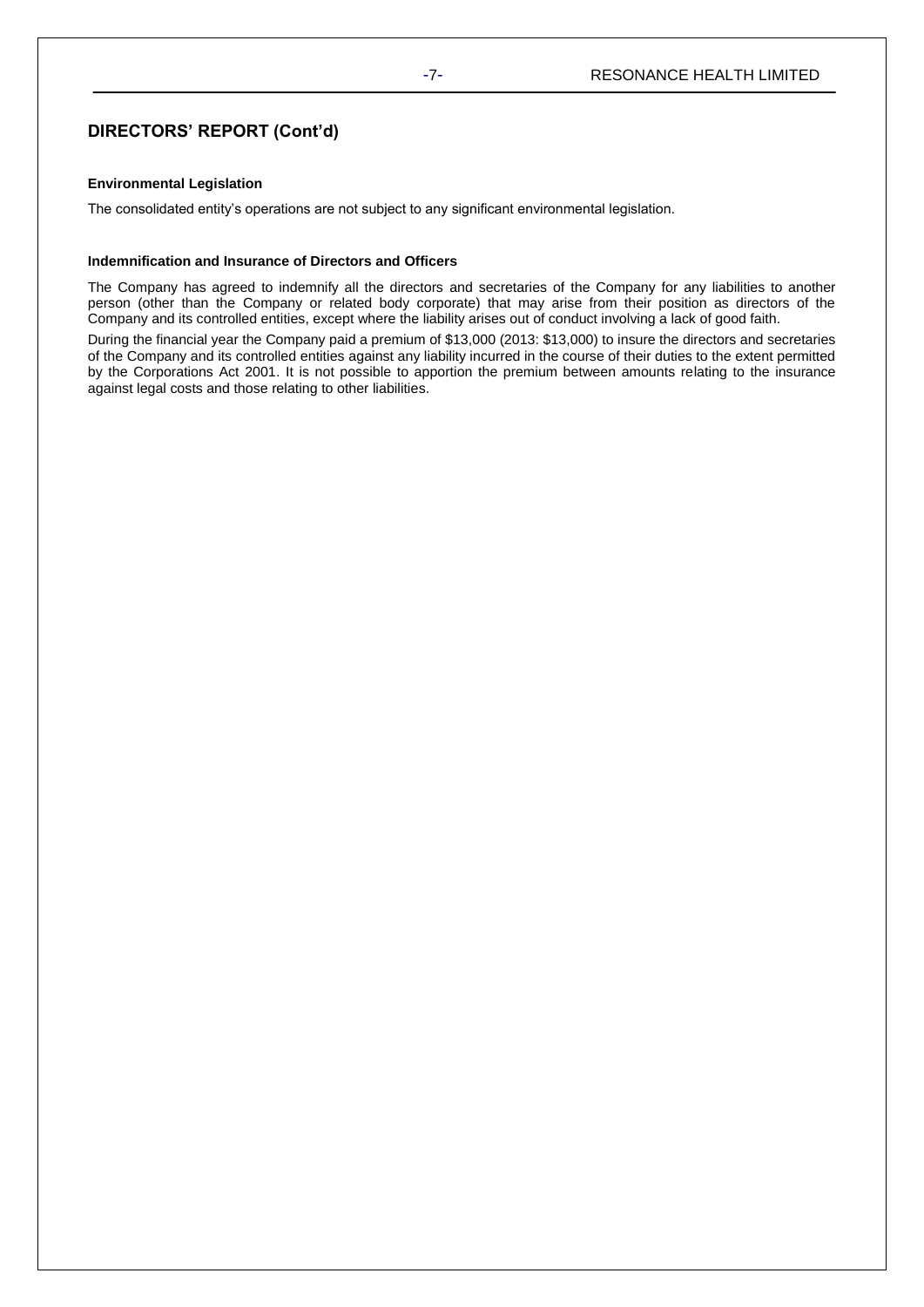## DIRECTORS' REPORT (Cont'd)

### Environmental Legislation

The consolidated entity's operations are not subject to any significant environmental legislation.

### Indemnification and Insurance of Directors and Officers

The Company has agreed to indemnify all the directors and secretaries of the Company for any liabilities to another person (other than the Company or related body corporate) that may arise from their position as directors of the Company and its controlled entities, except where the liability arises out of conduct involving a lack of good faith.

During the financial year the Company paid a premium of $13,000 (2013: $13,000) to insure the directors and secretaries of the Company and its controlled entities against any liability incurred in the course of their duties to the extent permitted by the Corporations Act 2001. It is not possible to apportion the premium between amounts relating to the insurance against legal costs and those relating to other liabilities.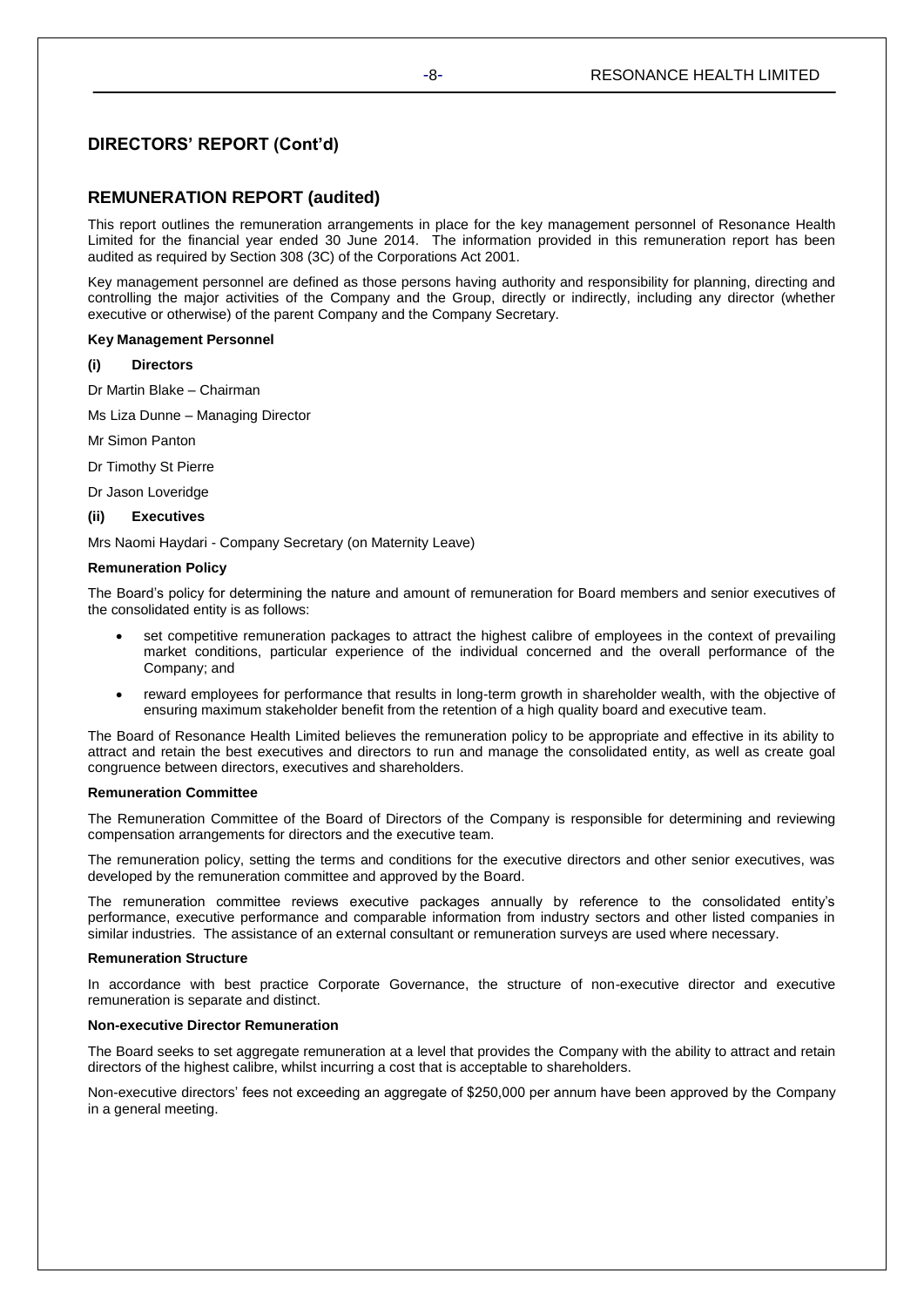## DIRECTORS' REPORT (Cont'd)

## REMUNERATION REPORT (audited)

This report outlines the remuneration arrangements in place for the key management personnel of Resonance Health Limited for the financial year ended 30 June 2014. The information provided in this remuneration report has been audited as required by Section 308 (3C) of the Corporations Act 2001.

Key management personnel are defined as those persons having authority and responsibility for planning, directing and controlling the major activities of the Company and the Group, directly or indirectly, including any director (whether executive or otherwise) of the parent Company and the Company Secretary.

**Key Management Personnel**

**(i) Directors**

Dr Martin Blake – Chairman

Ms Liza Dunne – Managing Director

Mr Simon Panton

Dr Timothy St Pierre

Dr Jason Loveridge

**(ii) Executives**

Mrs Naomi Haydari - Company Secretary (on Maternity Leave)

**Remuneration Policy**

The Board's policy for determining the nature and amount of remuneration for Board members and senior executives of the consolidated entity is as follows:

- set competitive remuneration packages to attract the highest calibre of employees in the context of prevailing market conditions, particular experience of the individual concerned and the overall performance of the Company; and
- reward employees for performance that results in long-term growth in shareholder wealth, with the objective of ensuring maximum stakeholder benefit from the retention of a high quality board and executive team.

The Board of Resonance Health Limited believes the remuneration policy to be appropriate and effective in its ability to attract and retain the best executives and directors to run and manage the consolidated entity, as well as create goal congruence between directors, executives and shareholders.

**Remuneration Committee**

The Remuneration Committee of the Board of Directors of the Company is responsible for determining and reviewing compensation arrangements for directors and the executive team.

The remuneration policy, setting the terms and conditions for the executive directors and other senior executives, was developed by the remuneration committee and approved by the Board.

The remuneration committee reviews executive packages annually by reference to the consolidated entity's performance, executive performance and comparable information from industry sectors and other listed companies in similar industries. The assistance of an external consultant or remuneration surveys are used where necessary.

**Remuneration Structure**

In accordance with best practice Corporate Governance, the structure of non-executive director and executive remuneration is separate and distinct.

**Non-executive Director Remuneration**

The Board seeks to set aggregate remuneration at a level that provides the Company with the ability to attract and retain directors of the highest calibre, whilst incurring a cost that is acceptable to shareholders.

Non-executive directors' fees not exceeding an aggregate of $250,000 per annum have been approved by the Company in a general meeting.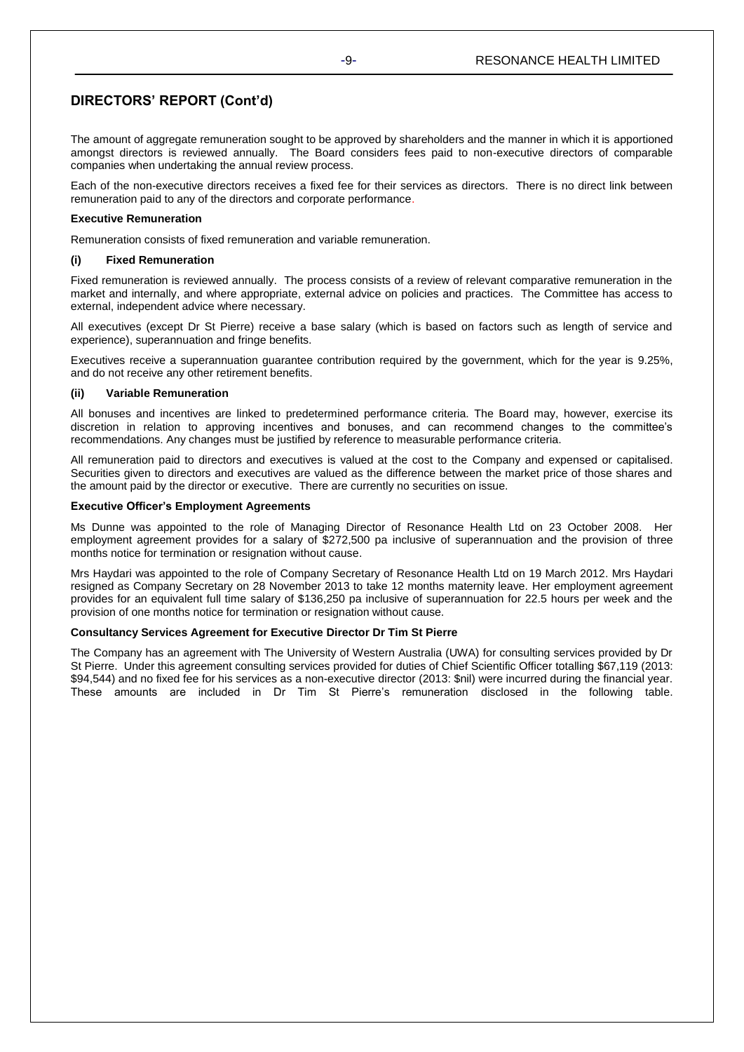## DIRECTORS' REPORT (Cont'd)

The amount of aggregate remuneration sought to be approved by shareholders and the manner in which it is apportioned amongst directors is reviewed annually. The Board considers fees paid to non-executive directors of comparable companies when undertaking the annual review process.

Each of the non-executive directors receives a fixed fee for their services as directors. There is no direct link between remuneration paid to any of the directors and corporate performance.

**Executive Remuneration**

Remuneration consists of fixed remuneration and variable remuneration.

**(i) Fixed Remuneration**

Fixed remuneration is reviewed annually. The process consists of a review of relevant comparative remuneration in the market and internally, and where appropriate, external advice on policies and practices. The Committee has access to external, independent advice where necessary.

All executives (except Dr St Pierre) receive a base salary (which is based on factors such as length of service and experience), superannuation and fringe benefits.

Executives receive a superannuation guarantee contribution required by the government, which for the year is 9.25%, and do not receive any other retirement benefits.

**(ii) Variable Remuneration**

All bonuses and incentives are linked to predetermined performance criteria. The Board may, however, exercise its discretion in relation to approving incentives and bonuses, and can recommend changes to the committee's recommendations. Any changes must be justified by reference to measurable performance criteria.

All remuneration paid to directors and executives is valued at the cost to the Company and expensed or capitalised. Securities given to directors and executives are valued as the difference between the market price of those shares and the amount paid by the director or executive. There are currently no securities on issue.

**Executive Officer's Employment Agreements**

Ms Dunne was appointed to the role of Managing Director of Resonance Health Ltd on 23 October 2008. Her employment agreement provides for a salary of $272,500 pa inclusive of superannuation and the provision of three months notice for termination or resignation without cause.

Mrs Haydari was appointed to the role of Company Secretary of Resonance Health Ltd on 19 March 2012. Mrs Haydari resigned as Company Secretary on 28 November 2013 to take 12 months maternity leave. Her employment agreement provides for an equivalent full time salary of $136,250 pa inclusive of superannuation for 22.5 hours per week and the provision of one months notice for termination or resignation without cause.

**Consultancy Services Agreement for Executive Director Dr Tim St Pierre**

The Company has an agreement with The University of Western Australia (UWA) for consulting services provided by Dr St Pierre. Under this agreement consulting services provided for duties of Chief Scientific Officer totalling $67,119 (2013: $94,544) and no fixed fee for his services as a non-executive director (2013: $nil) were incurred during the financial year. These amounts are included in Dr Tim St Pierre's remuneration disclosed in the following table.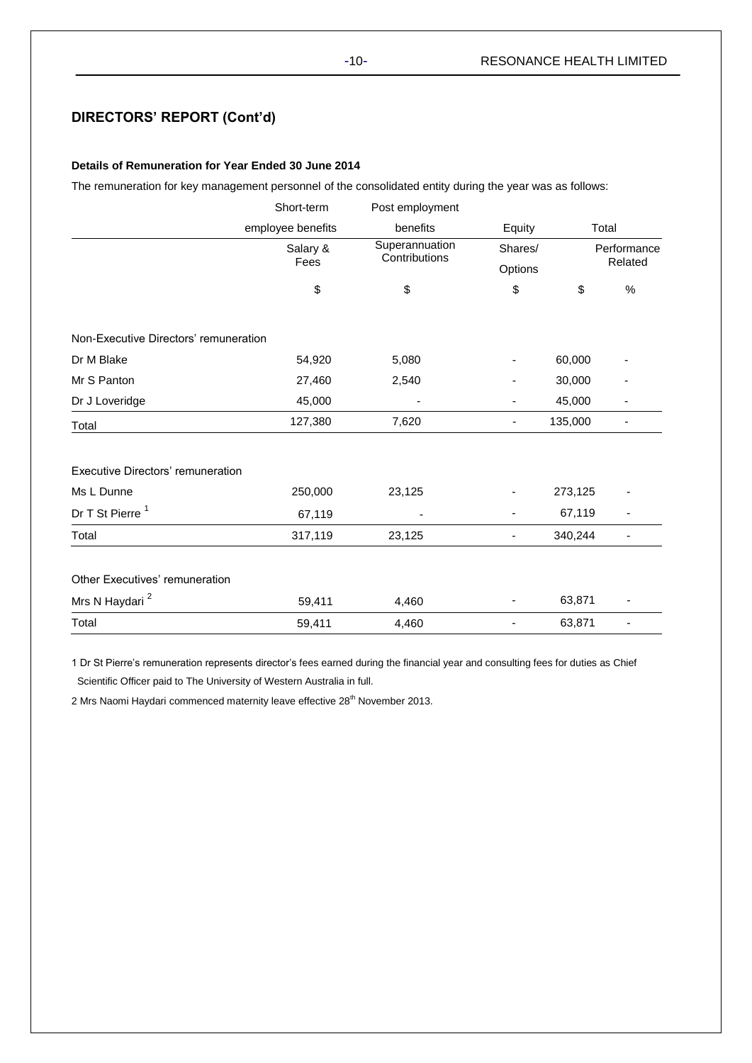## DIRECTORS' REPORT (Cont'd)

**Details of Remuneration for Year Ended 30 June 2014**

The remuneration for key management personnel of the consolidated entity during the year was as follows:

| | Short-term employee benefits | Post employment benefits | Equity | Total | |
|---|---|---|---|---|---|
| | Salary & Fees | Superannuation Contributions | Shares/ Options | | Performance Related |
| | $ | $ | $ | $ | % |
| **Non-Executive Directors' remuneration** | | | | | |
| Dr M Blake | 54,920 | 5,080 | - | 60,000 | - |
| Mr S Panton | 27,460 | 2,540 | - | 30,000 | - |
| Dr J Loveridge | 45,000 | - | - | 45,000 | - |
| Total | 127,380 | 7,620 | - | 135,000 | - |
| **Executive Directors' remuneration** | | | | | |
| Ms L Dunne | 250,000 | 23,125 | - | 273,125 | - |
| Dr T St Pierre [1] | 67,119 | - | - | 67,119 | - |
| Total | 317,119 | 23,125 | - | 340,244 | - |
| **Other Executives' remuneration** | | | | | |
| Mrs N Haydari [2] | 59,411 | 4,460 | - | 63,871 | - |
| Total | 59,411 | 4,460 | - | 63,871 | - |

1 Dr St Pierre's remuneration represents director's fees earned during the financial year and consulting fees for duties as Chief Scientific Officer paid to The University of Western Australia in full.

2 Mrs Naomi Haydari commenced maternity leave effective 28th November 2013.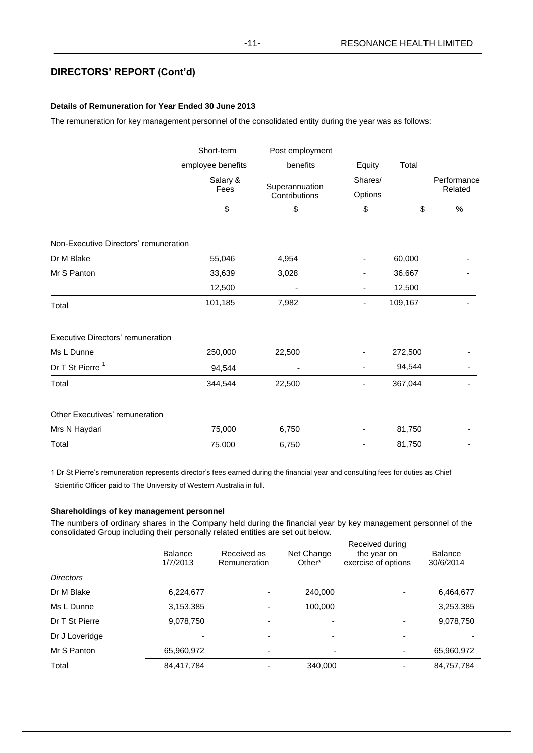## DIRECTORS' REPORT (Cont'd)

**Details of Remuneration for Year Ended 30 June 2013**

The remuneration for key management personnel of the consolidated entity during the year was as follows:

| | Short-term employee benefits | Post employment benefits | Equity | Total | |
|---|---|---|---|---|---|
| | Salary & Fees | Superannuation Contributions | Shares/ Options | | Performance Related |
| | $ | $ | $ | $ | % |
| Non-Executive Directors' remuneration | | | | | |
| Dr M Blake | 55,046 | 4,954 | - | 60,000 | - |
| Mr S Panton | 33,639 | 3,028 | - | 36,667 | - |
| | 12,500 | - | - | 12,500 | |
| Total | 101,185 | 7,982 | - | 109,167 | - |
| Executive Directors' remuneration | | | | | |
| Ms L Dunne | 250,000 | 22,500 | - | 272,500 | - |
| Dr T St Pierre [1] | 94,544 | - | - | 94,544 | - |
| Total | 344,544 | 22,500 | - | 367,044 | - |
| Other Executives' remuneration | | | | | |
| Mrs N Haydari | 75,000 | 6,750 | - | 81,750 | - |
| Total | 75,000 | 6,750 | - | 81,750 | - |

1 Dr St Pierre's remuneration represents director's fees earned during the financial year and consulting fees for duties as Chief Scientific Officer paid to The University of Western Australia in full.

**Shareholdings of key management personnel**

The numbers of ordinary shares in the Company held during the financial year by key management personnel of the consolidated Group including their personally related entities are set out below.

| | Balance 1/7/2013 | Received as Remuneration | Net Change Other* | Received during the year on exercise of options | Balance 30/6/2014 |
|---|---|---|---|---|---|
| *Directors* | | | | | |
| Dr M Blake | 6,224,677 | - | 240,000 | - | 6,464,677 |
| Ms L Dunne | 3,153,385 | - | 100,000 | | 3,253,385 |
| Dr T St Pierre | 9,078,750 | - | - | - | 9,078,750 |
| Dr J Loveridge | - | - | - | - | - |
| Mr S Panton | 65,960,972 | - | - | - | 65,960,972 |
| Total | 84,417,784 | - | 340,000 | - | 84,757,784 |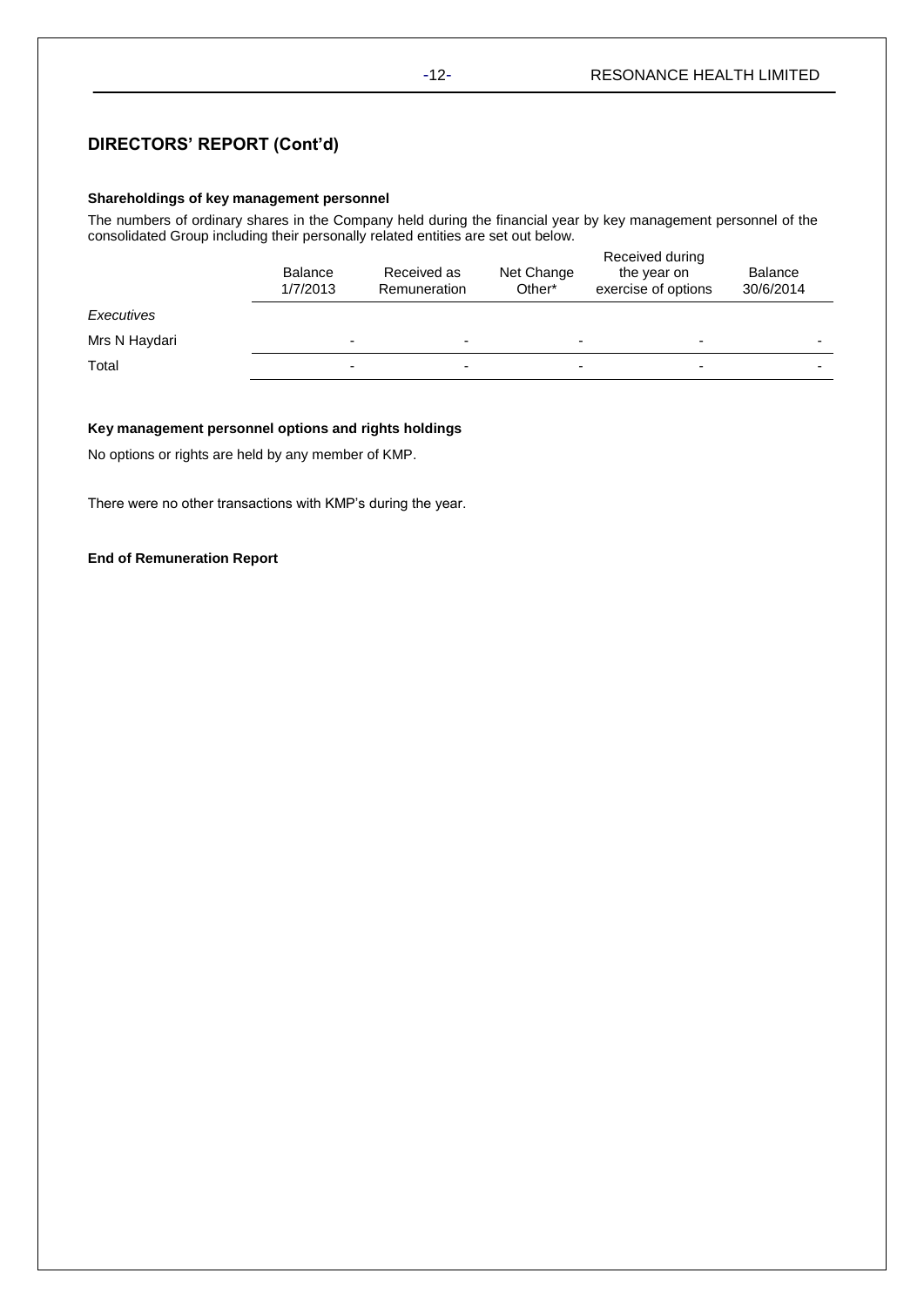## DIRECTORS' REPORT (Cont'd)

**Shareholdings of key management personnel**

The numbers of ordinary shares in the Company held during the financial year by key management personnel of the consolidated Group including their personally related entities are set out below.

| | Balance 1/7/2013 | Received as Remuneration | Net Change Other* | Received during the year on exercise of options | Balance 30/6/2014 |
|---|---|---|---|---|---|
| *Executives* | | | | | |
| Mrs N Haydari | - | - | - | - | - |
| Total | - | - | - | - | - |

**Key management personnel options and rights holdings**

No options or rights are held by any member of KMP.

There were no other transactions with KMP's during the year.

**End of Remuneration Report**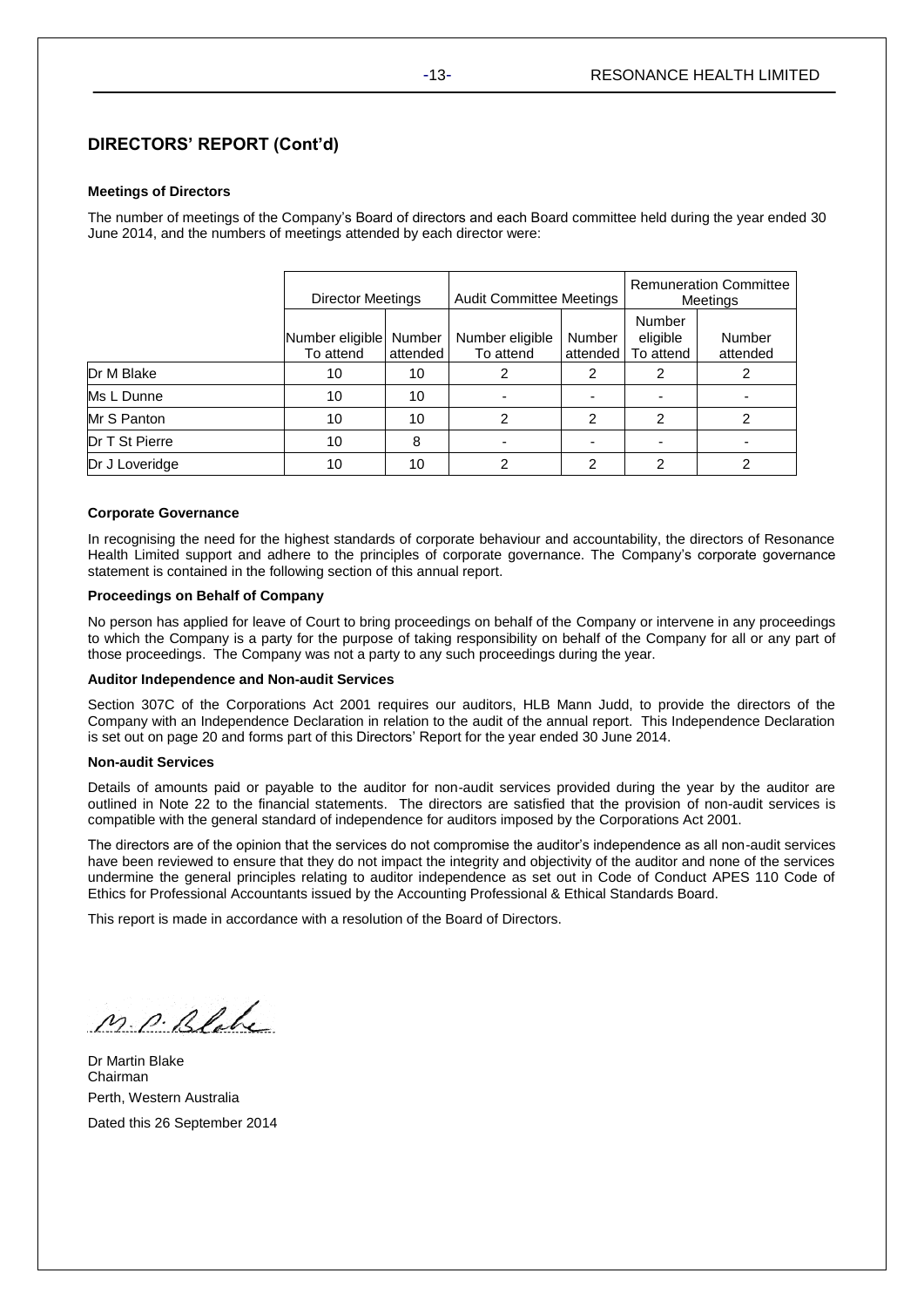## DIRECTORS' REPORT (Cont'd)

**Meetings of Directors**

The number of meetings of the Company's Board of directors and each Board committee held during the year ended 30 June 2014, and the numbers of meetings attended by each director were:

| | Director Meetings | | Audit Committee Meetings | | Remuneration Committee Meetings | |
|---|---|---|---|---|---|---|
| | Number eligible To attend | Number attended | Number eligible To attend | Number attended | Number eligible To attend | Number attended |
| Dr M Blake | 10 | 10 | 2 | 2 | 2 | 2 |
| Ms L Dunne | 10 | 10 | - | - | - | - |
| Mr S Panton | 10 | 10 | 2 | 2 | 2 | 2 |
| Dr T St Pierre | 10 | 8 | - | - | - | - |
| Dr J Loveridge | 10 | 10 | 2 | 2 | 2 | 2 |

**Corporate Governance**

In recognising the need for the highest standards of corporate behaviour and accountability, the directors of Resonance Health Limited support and adhere to the principles of corporate governance. The Company's corporate governance statement is contained in the following section of this annual report.

**Proceedings on Behalf of Company**

No person has applied for leave of Court to bring proceedings on behalf of the Company or intervene in any proceedings to which the Company is a party for the purpose of taking responsibility on behalf of the Company for all or any part of those proceedings. The Company was not a party to any such proceedings during the year.

**Auditor Independence and Non-audit Services**

Section 307C of the Corporations Act 2001 requires our auditors, HLB Mann Judd, to provide the directors of the Company with an Independence Declaration in relation to the audit of the annual report. This Independence Declaration is set out on page 20 and forms part of this Directors' Report for the year ended 30 June 2014.

**Non-audit Services**

Details of amounts paid or payable to the auditor for non-audit services provided during the year by the auditor are outlined in Note 22 to the financial statements. The directors are satisfied that the provision of non-audit services is compatible with the general standard of independence for auditors imposed by the Corporations Act 2001.

The directors are of the opinion that the services do not compromise the auditor's independence as all non-audit services have been reviewed to ensure that they do not impact the integrity and objectivity of the auditor and none of the services undermine the general principles relating to auditor independence as set out in Code of Conduct APES 110 Code of Ethics for Professional Accountants issued by the Accounting Professional & Ethical Standards Board.

This report is made in accordance with a resolution of the Board of Directors.

M. P. Blake

Dr Martin Blake
Chairman
Perth, Western Australia

Dated this 26 September 2014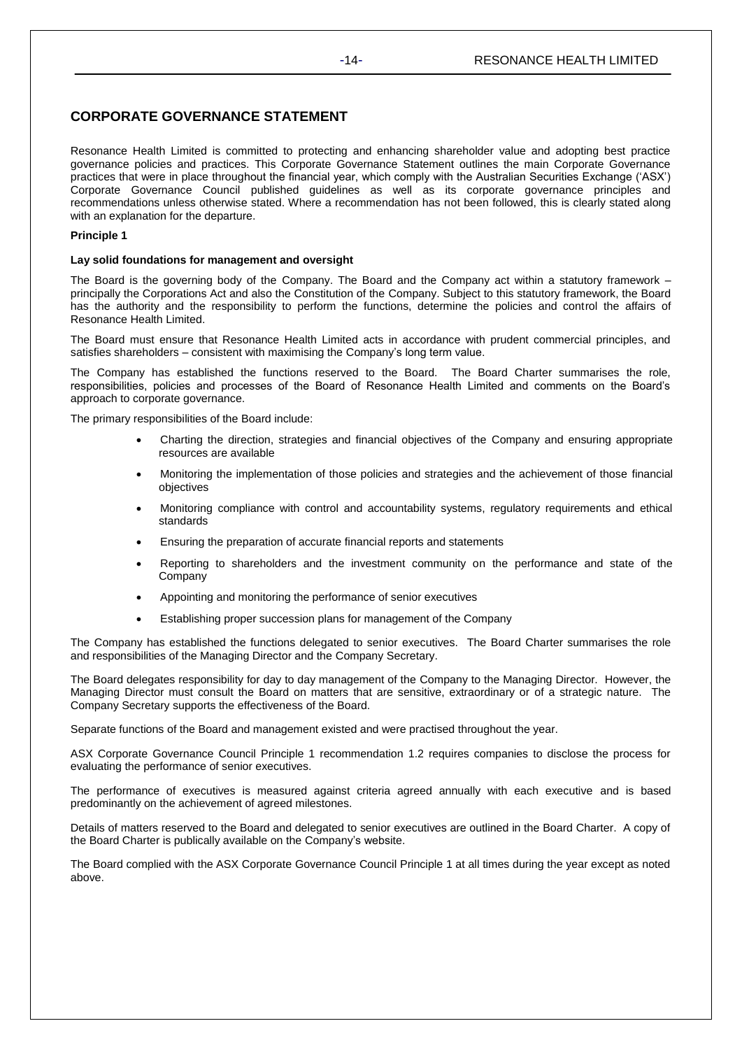## CORPORATE GOVERNANCE STATEMENT

Resonance Health Limited is committed to protecting and enhancing shareholder value and adopting best practice governance policies and practices. This Corporate Governance Statement outlines the main Corporate Governance practices that were in place throughout the financial year, which comply with the Australian Securities Exchange ('ASX') Corporate Governance Council published guidelines as well as its corporate governance principles and recommendations unless otherwise stated. Where a recommendation has not been followed, this is clearly stated along with an explanation for the departure.

**Principle 1**

**Lay solid foundations for management and oversight**

The Board is the governing body of the Company. The Board and the Company act within a statutory framework – principally the Corporations Act and also the Constitution of the Company. Subject to this statutory framework, the Board has the authority and the responsibility to perform the functions, determine the policies and control the affairs of Resonance Health Limited.

The Board must ensure that Resonance Health Limited acts in accordance with prudent commercial principles, and satisfies shareholders – consistent with maximising the Company's long term value.

The Company has established the functions reserved to the Board. The Board Charter summarises the role, responsibilities, policies and processes of the Board of Resonance Health Limited and comments on the Board's approach to corporate governance.

The primary responsibilities of the Board include:

- Charting the direction, strategies and financial objectives of the Company and ensuring appropriate resources are available
- Monitoring the implementation of those policies and strategies and the achievement of those financial objectives
- Monitoring compliance with control and accountability systems, regulatory requirements and ethical standards
- Ensuring the preparation of accurate financial reports and statements
- Reporting to shareholders and the investment community on the performance and state of the Company
- Appointing and monitoring the performance of senior executives
- Establishing proper succession plans for management of the Company

The Company has established the functions delegated to senior executives. The Board Charter summarises the role and responsibilities of the Managing Director and the Company Secretary.

The Board delegates responsibility for day to day management of the Company to the Managing Director. However, the Managing Director must consult the Board on matters that are sensitive, extraordinary or of a strategic nature. The Company Secretary supports the effectiveness of the Board.

Separate functions of the Board and management existed and were practised throughout the year.

ASX Corporate Governance Council Principle 1 recommendation 1.2 requires companies to disclose the process for evaluating the performance of senior executives.

The performance of executives is measured against criteria agreed annually with each executive and is based predominantly on the achievement of agreed milestones.

Details of matters reserved to the Board and delegated to senior executives are outlined in the Board Charter. A copy of the Board Charter is publically available on the Company's website.

The Board complied with the ASX Corporate Governance Council Principle 1 at all times during the year except as noted above.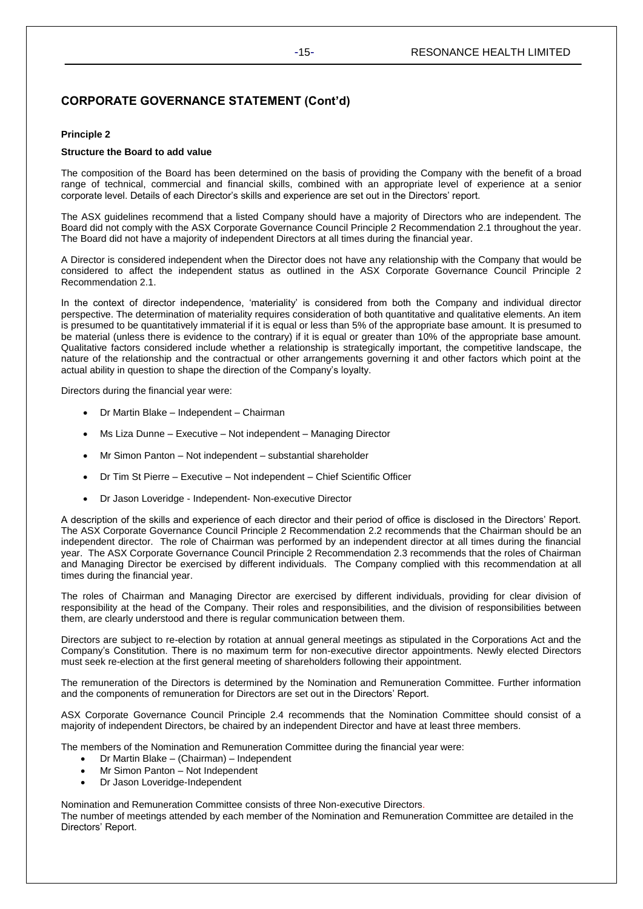## CORPORATE GOVERNANCE STATEMENT (Cont'd)

**Principle 2**

**Structure the Board to add value**

The composition of the Board has been determined on the basis of providing the Company with the benefit of a broad range of technical, commercial and financial skills, combined with an appropriate level of experience at a senior corporate level. Details of each Director's skills and experience are set out in the Directors' report.

The ASX guidelines recommend that a listed Company should have a majority of Directors who are independent. The Board did not comply with the ASX Corporate Governance Council Principle 2 Recommendation 2.1 throughout the year. The Board did not have a majority of independent Directors at all times during the financial year.

A Director is considered independent when the Director does not have any relationship with the Company that would be considered to affect the independent status as outlined in the ASX Corporate Governance Council Principle 2 Recommendation 2.1.

In the context of director independence, 'materiality' is considered from both the Company and individual director perspective. The determination of materiality requires consideration of both quantitative and qualitative elements. An item is presumed to be quantitatively immaterial if it is equal or less than 5% of the appropriate base amount. It is presumed to be material (unless there is evidence to the contrary) if it is equal or greater than 10% of the appropriate base amount. Qualitative factors considered include whether a relationship is strategically important, the competitive landscape, the nature of the relationship and the contractual or other arrangements governing it and other factors which point at the actual ability in question to shape the direction of the Company's loyalty.

Directors during the financial year were:

- Dr Martin Blake – Independent – Chairman
- Ms Liza Dunne – Executive – Not independent – Managing Director
- Mr Simon Panton – Not independent – substantial shareholder
- Dr Tim St Pierre – Executive – Not independent – Chief Scientific Officer
- Dr Jason Loveridge - Independent- Non-executive Director

A description of the skills and experience of each director and their period of office is disclosed in the Directors' Report. The ASX Corporate Governance Council Principle 2 Recommendation 2.2 recommends that the Chairman should be an independent director. The role of Chairman was performed by an independent director at all times during the financial year. The ASX Corporate Governance Council Principle 2 Recommendation 2.3 recommends that the roles of Chairman and Managing Director be exercised by different individuals. The Company complied with this recommendation at all times during the financial year.

The roles of Chairman and Managing Director are exercised by different individuals, providing for clear division of responsibility at the head of the Company. Their roles and responsibilities, and the division of responsibilities between them, are clearly understood and there is regular communication between them.

Directors are subject to re-election by rotation at annual general meetings as stipulated in the Corporations Act and the Company's Constitution. There is no maximum term for non-executive director appointments. Newly elected Directors must seek re-election at the first general meeting of shareholders following their appointment.

The remuneration of the Directors is determined by the Nomination and Remuneration Committee. Further information and the components of remuneration for Directors are set out in the Directors' Report.

ASX Corporate Governance Council Principle 2.4 recommends that the Nomination Committee should consist of a majority of independent Directors, be chaired by an independent Director and have at least three members.

The members of the Nomination and Remuneration Committee during the financial year were:

- Dr Martin Blake – (Chairman) – Independent
- Mr Simon Panton – Not Independent
- Dr Jason Loveridge-Independent

Nomination and Remuneration Committee consists of three Non-executive Directors.
The number of meetings attended by each member of the Nomination and Remuneration Committee are detailed in the Directors' Report.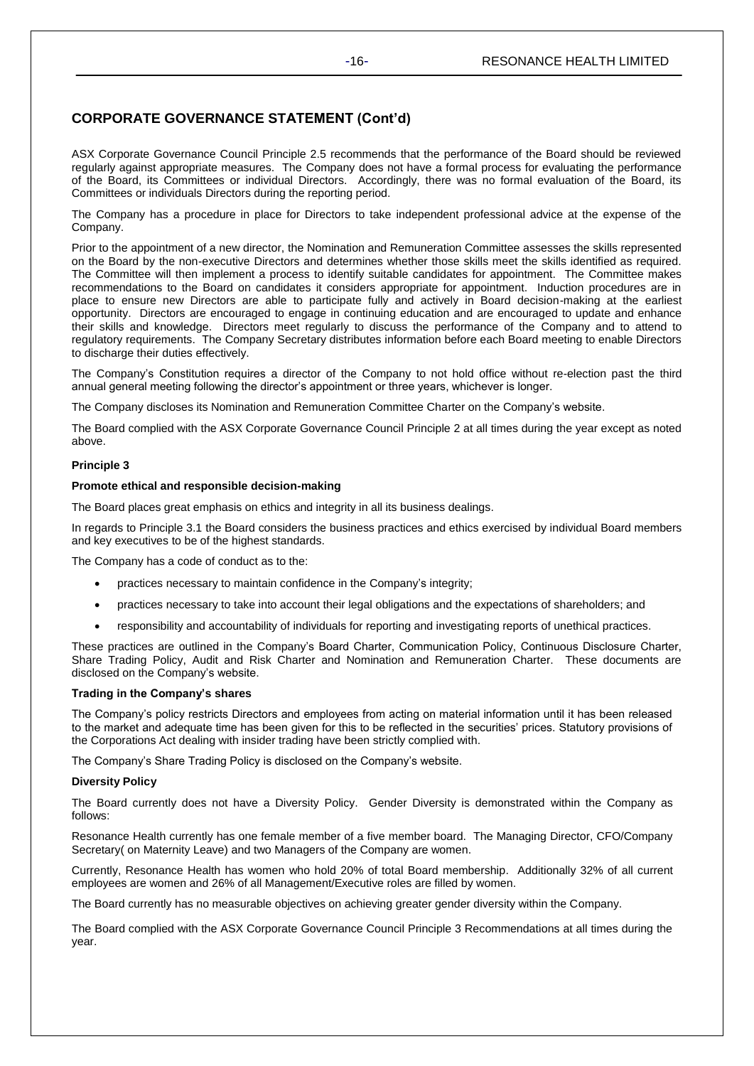## CORPORATE GOVERNANCE STATEMENT (Cont'd)

ASX Corporate Governance Council Principle 2.5 recommends that the performance of the Board should be reviewed regularly against appropriate measures. The Company does not have a formal process for evaluating the performance of the Board, its Committees or individual Directors. Accordingly, there was no formal evaluation of the Board, its Committees or individuals Directors during the reporting period.

The Company has a procedure in place for Directors to take independent professional advice at the expense of the Company.

Prior to the appointment of a new director, the Nomination and Remuneration Committee assesses the skills represented on the Board by the non-executive Directors and determines whether those skills meet the skills identified as required. The Committee will then implement a process to identify suitable candidates for appointment. The Committee makes recommendations to the Board on candidates it considers appropriate for appointment. Induction procedures are in place to ensure new Directors are able to participate fully and actively in Board decision-making at the earliest opportunity. Directors are encouraged to engage in continuing education and are encouraged to update and enhance their skills and knowledge. Directors meet regularly to discuss the performance of the Company and to attend to regulatory requirements. The Company Secretary distributes information before each Board meeting to enable Directors to discharge their duties effectively.

The Company's Constitution requires a director of the Company to not hold office without re-election past the third annual general meeting following the director's appointment or three years, whichever is longer.

The Company discloses its Nomination and Remuneration Committee Charter on the Company's website.

The Board complied with the ASX Corporate Governance Council Principle 2 at all times during the year except as noted above.

**Principle 3**

**Promote ethical and responsible decision-making**

The Board places great emphasis on ethics and integrity in all its business dealings.

In regards to Principle 3.1 the Board considers the business practices and ethics exercised by individual Board members and key executives to be of the highest standards.

The Company has a code of conduct as to the:

- practices necessary to maintain confidence in the Company's integrity;
- practices necessary to take into account their legal obligations and the expectations of shareholders; and
- responsibility and accountability of individuals for reporting and investigating reports of unethical practices.

These practices are outlined in the Company's Board Charter, Communication Policy, Continuous Disclosure Charter, Share Trading Policy, Audit and Risk Charter and Nomination and Remuneration Charter. These documents are disclosed on the Company's website.

**Trading in the Company's shares**

The Company's policy restricts Directors and employees from acting on material information until it has been released to the market and adequate time has been given for this to be reflected in the securities' prices. Statutory provisions of the Corporations Act dealing with insider trading have been strictly complied with.

The Company's Share Trading Policy is disclosed on the Company's website.

**Diversity Policy**

The Board currently does not have a Diversity Policy. Gender Diversity is demonstrated within the Company as follows:

Resonance Health currently has one female member of a five member board. The Managing Director, CFO/Company Secretary( on Maternity Leave) and two Managers of the Company are women.

Currently, Resonance Health has women who hold 20% of total Board membership. Additionally 32% of all current employees are women and 26% of all Management/Executive roles are filled by women.

The Board currently has no measurable objectives on achieving greater gender diversity within the Company.

The Board complied with the ASX Corporate Governance Council Principle 3 Recommendations at all times during the year.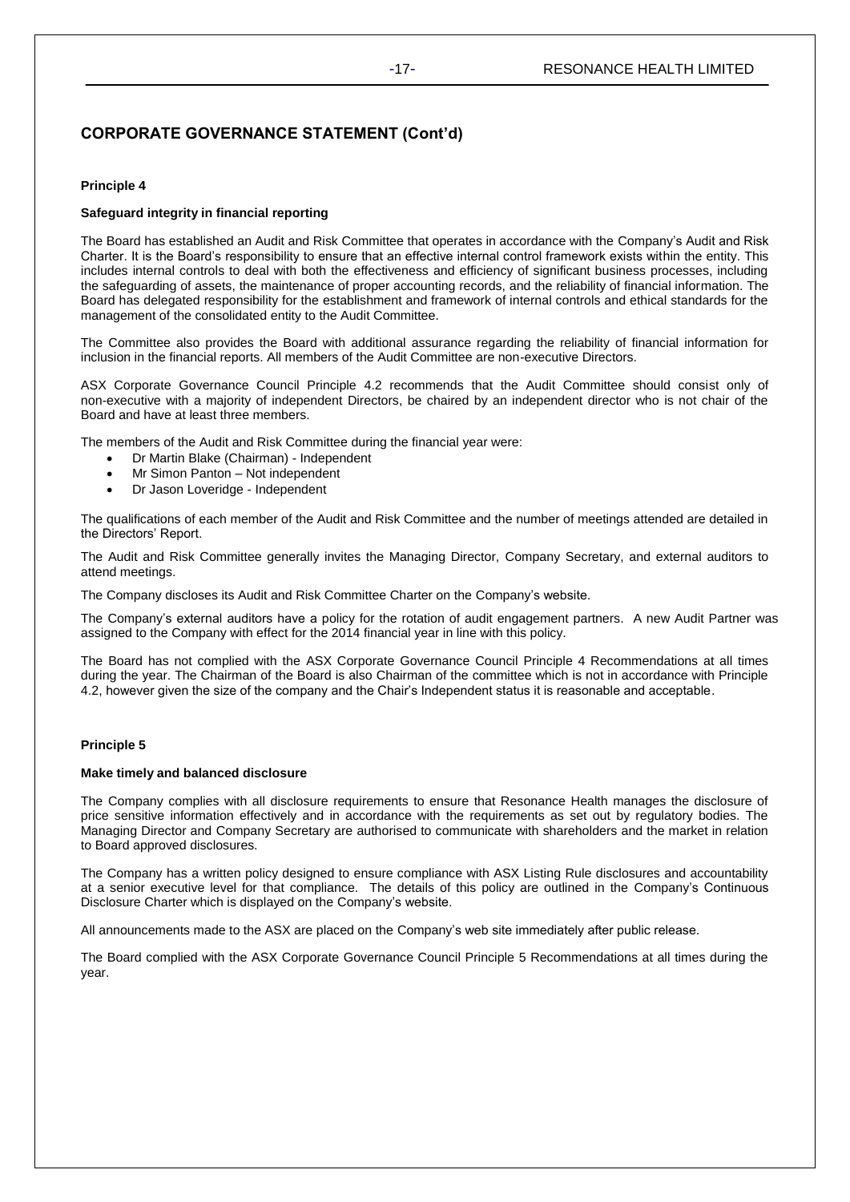## CORPORATE GOVERNANCE STATEMENT (Cont'd)

**Principle 4**

**Safeguard integrity in financial reporting**

The Board has established an Audit and Risk Committee that operates in accordance with the Company's Audit and Risk Charter. It is the Board's responsibility to ensure that an effective internal control framework exists within the entity. This includes internal controls to deal with both the effectiveness and efficiency of significant business processes, including the safeguarding of assets, the maintenance of proper accounting records, and the reliability of financial information. The Board has delegated responsibility for the establishment and framework of internal controls and ethical standards for the management of the consolidated entity to the Audit Committee.

The Committee also provides the Board with additional assurance regarding the reliability of financial information for inclusion in the financial reports. All members of the Audit Committee are non-executive Directors.

ASX Corporate Governance Council Principle 4.2 recommends that the Audit Committee should consist only of non-executive with a majority of independent Directors, be chaired by an independent director who is not chair of the Board and have at least three members.

The members of the Audit and Risk Committee during the financial year were:

- Dr Martin Blake (Chairman) - Independent
- Mr Simon Panton – Not independent
- Dr Jason Loveridge - Independent

The qualifications of each member of the Audit and Risk Committee and the number of meetings attended are detailed in the Directors' Report.

The Audit and Risk Committee generally invites the Managing Director, Company Secretary, and external auditors to attend meetings.

The Company discloses its Audit and Risk Committee Charter on the Company's website.

The Company's external auditors have a policy for the rotation of audit engagement partners. A new Audit Partner was assigned to the Company with effect for the 2014 financial year in line with this policy.

The Board has not complied with the ASX Corporate Governance Council Principle 4 Recommendations at all times during the year. The Chairman of the Board is also Chairman of the committee which is not in accordance with Principle 4.2, however given the size of the company and the Chair's Independent status it is reasonable and acceptable.

**Principle 5**

**Make timely and balanced disclosure**

The Company complies with all disclosure requirements to ensure that Resonance Health manages the disclosure of price sensitive information effectively and in accordance with the requirements as set out by regulatory bodies. The Managing Director and Company Secretary are authorised to communicate with shareholders and the market in relation to Board approved disclosures.

The Company has a written policy designed to ensure compliance with ASX Listing Rule disclosures and accountability at a senior executive level for that compliance. The details of this policy are outlined in the Company's Continuous Disclosure Charter which is displayed on the Company's website.

All announcements made to the ASX are placed on the Company's web site immediately after public release.

The Board complied with the ASX Corporate Governance Council Principle 5 Recommendations at all times during the year.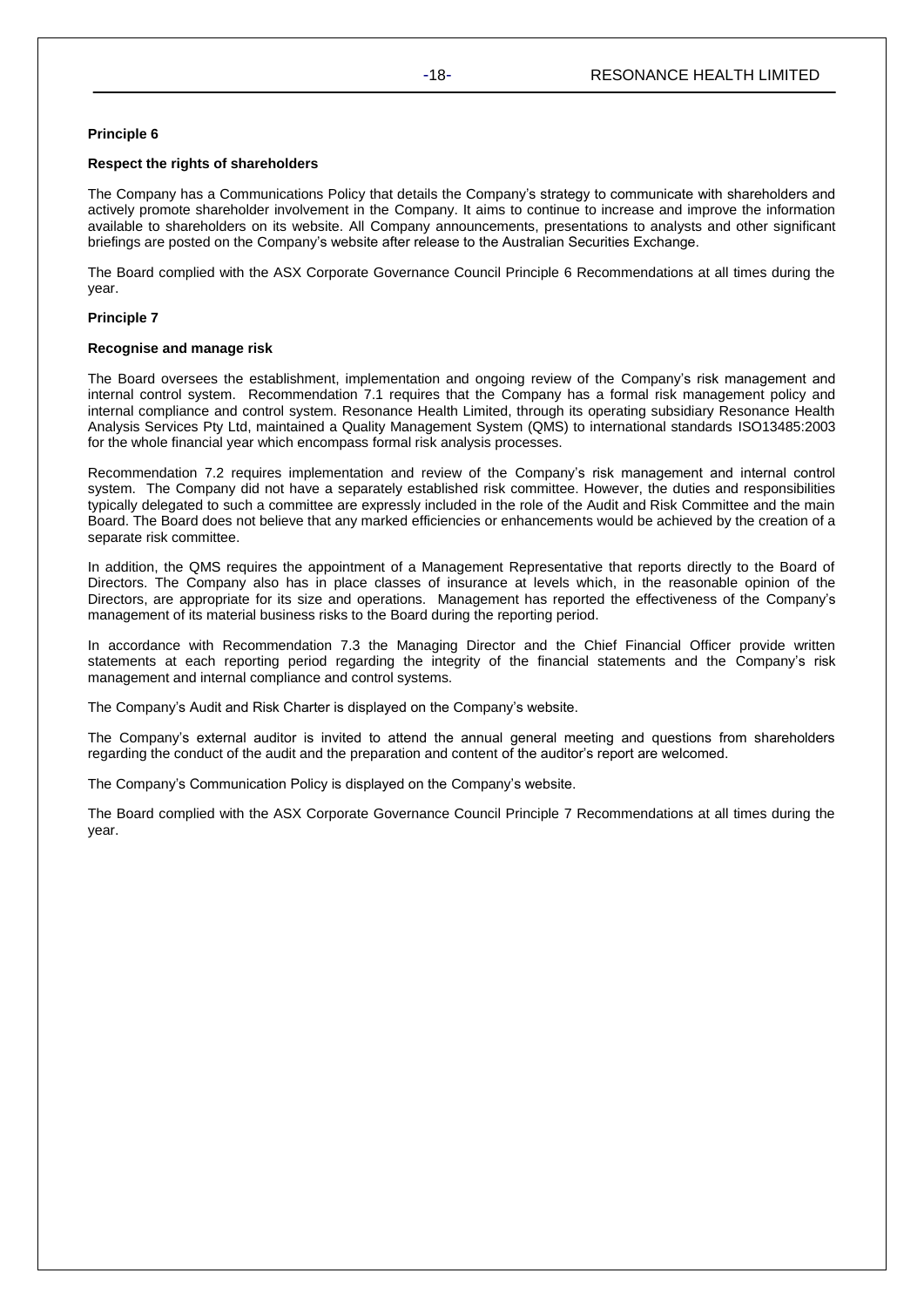**Principle 6**

**Respect the rights of shareholders**

The Company has a Communications Policy that details the Company's strategy to communicate with shareholders and actively promote shareholder involvement in the Company. It aims to continue to increase and improve the information available to shareholders on its website. All Company announcements, presentations to analysts and other significant briefings are posted on the Company's website after release to the Australian Securities Exchange.

The Board complied with the ASX Corporate Governance Council Principle 6 Recommendations at all times during the year.

**Principle 7**

**Recognise and manage risk**

The Board oversees the establishment, implementation and ongoing review of the Company's risk management and internal control system. Recommendation 7.1 requires that the Company has a formal risk management policy and internal compliance and control system. Resonance Health Limited, through its operating subsidiary Resonance Health Analysis Services Pty Ltd, maintained a Quality Management System (QMS) to international standards ISO13485:2003 for the whole financial year which encompass formal risk analysis processes.

Recommendation 7.2 requires implementation and review of the Company's risk management and internal control system. The Company did not have a separately established risk committee. However, the duties and responsibilities typically delegated to such a committee are expressly included in the role of the Audit and Risk Committee and the main Board. The Board does not believe that any marked efficiencies or enhancements would be achieved by the creation of a separate risk committee.

In addition, the QMS requires the appointment of a Management Representative that reports directly to the Board of Directors. The Company also has in place classes of insurance at levels which, in the reasonable opinion of the Directors, are appropriate for its size and operations. Management has reported the effectiveness of the Company's management of its material business risks to the Board during the reporting period.

In accordance with Recommendation 7.3 the Managing Director and the Chief Financial Officer provide written statements at each reporting period regarding the integrity of the financial statements and the Company's risk management and internal compliance and control systems.

The Company's Audit and Risk Charter is displayed on the Company's website.

The Company's external auditor is invited to attend the annual general meeting and questions from shareholders regarding the conduct of the audit and the preparation and content of the auditor's report are welcomed.

The Company's Communication Policy is displayed on the Company's website.

The Board complied with the ASX Corporate Governance Council Principle 7 Recommendations at all times during the year.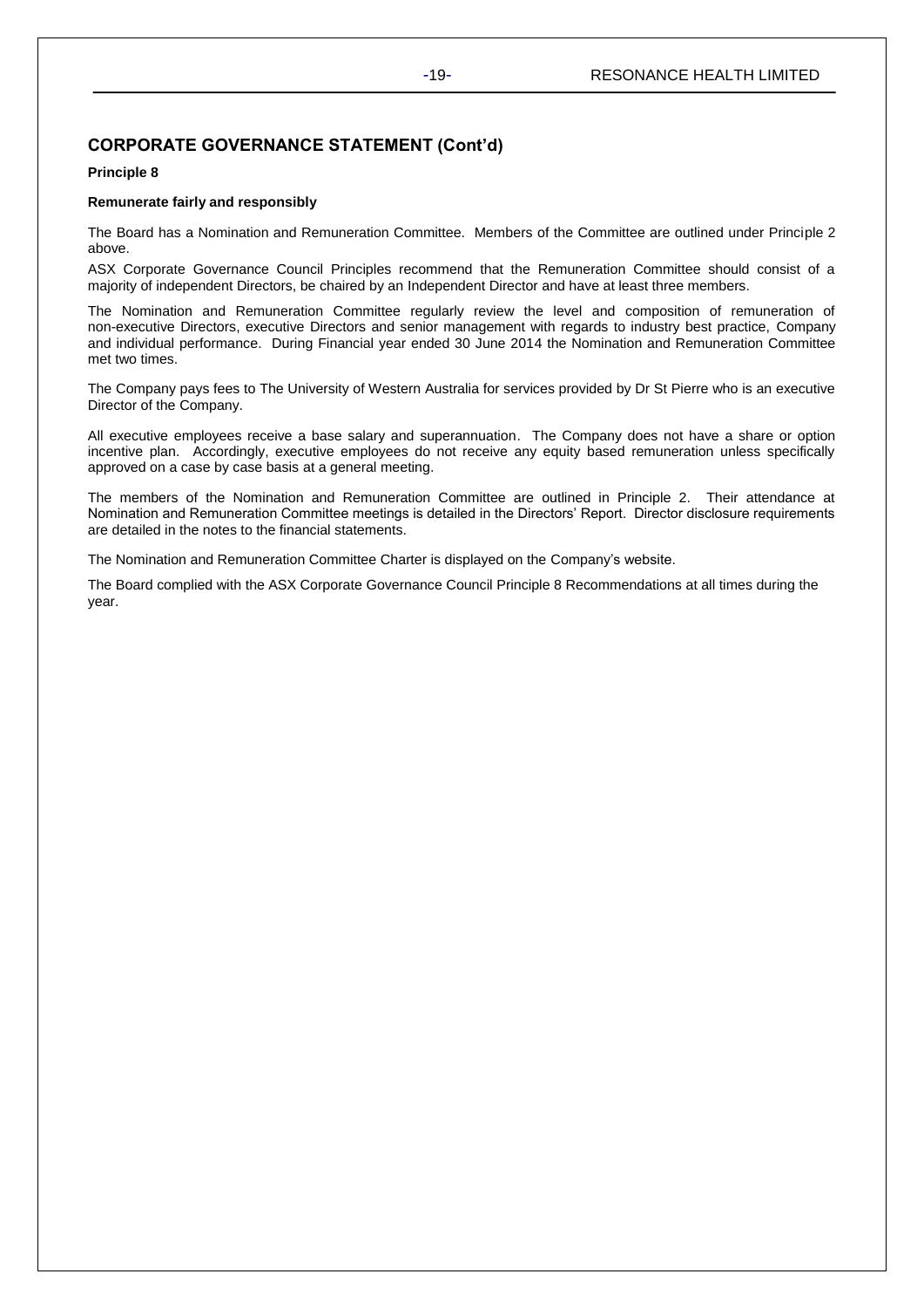## CORPORATE GOVERNANCE STATEMENT (Cont'd)

**Principle 8**

**Remunerate fairly and responsibly**

The Board has a Nomination and Remuneration Committee. Members of the Committee are outlined under Principle 2 above.

ASX Corporate Governance Council Principles recommend that the Remuneration Committee should consist of a majority of independent Directors, be chaired by an Independent Director and have at least three members.

The Nomination and Remuneration Committee regularly review the level and composition of remuneration of non-executive Directors, executive Directors and senior management with regards to industry best practice, Company and individual performance. During Financial year ended 30 June 2014 the Nomination and Remuneration Committee met two times.

The Company pays fees to The University of Western Australia for services provided by Dr St Pierre who is an executive Director of the Company.

All executive employees receive a base salary and superannuation. The Company does not have a share or option incentive plan. Accordingly, executive employees do not receive any equity based remuneration unless specifically approved on a case by case basis at a general meeting.

The members of the Nomination and Remuneration Committee are outlined in Principle 2. Their attendance at Nomination and Remuneration Committee meetings is detailed in the Directors' Report. Director disclosure requirements are detailed in the notes to the financial statements.

The Nomination and Remuneration Committee Charter is displayed on the Company's website.

The Board complied with the ASX Corporate Governance Council Principle 8 Recommendations at all times during the year.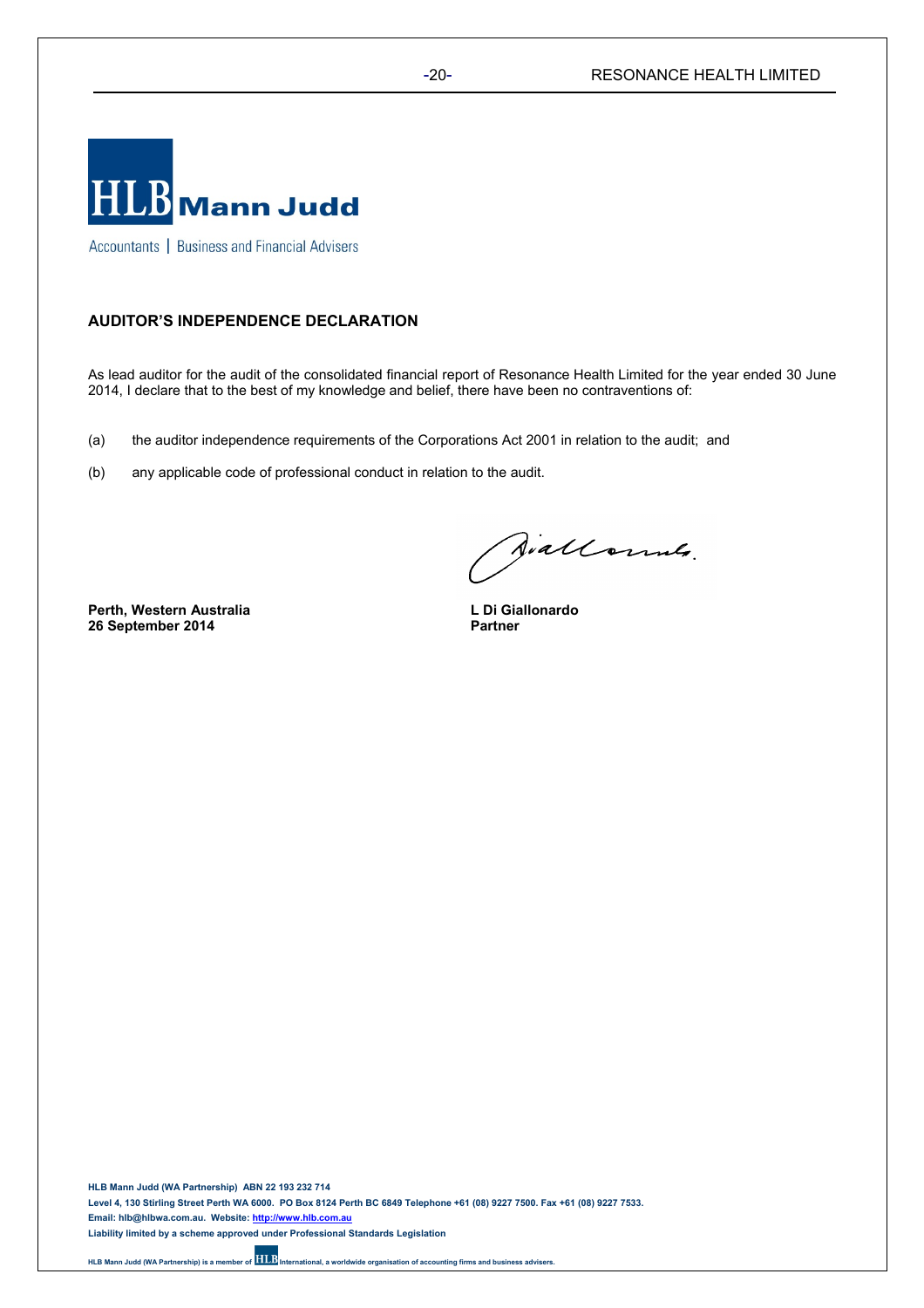**HLB Mann Judd**

Accountants | Business and Financial Advisers

## AUDITOR'S INDEPENDENCE DECLARATION

As lead auditor for the audit of the consolidated financial report of Resonance Health Limited for the year ended 30 June 2014, I declare that to the best of my knowledge and belief, there have been no contraventions of:

(a) the auditor independence requirements of the Corporations Act 2001 in relation to the audit; and

(b) any applicable code of professional conduct in relation to the audit.

**Perth, Western Australia**
**26 September 2014**

**L Di Giallonardo**
**Partner**

**HLB Mann Judd (WA Partnership) ABN 22 193 232 714**
**Level 4, 130 Stirling Street Perth WA 6000. PO Box 8124 Perth BC 6849 Telephone +61 (08) 9227 7500. Fax +61 (08) 9227 7533.**
**Email: hlb@hlbwa.com.au. Website: http://www.hlb.com.au**
**Liability limited by a scheme approved under Professional Standards Legislation**

**HLB Mann Judd (WA Partnership) is a member of HLB International, a worldwide organisation of accounting firms and business advisers.**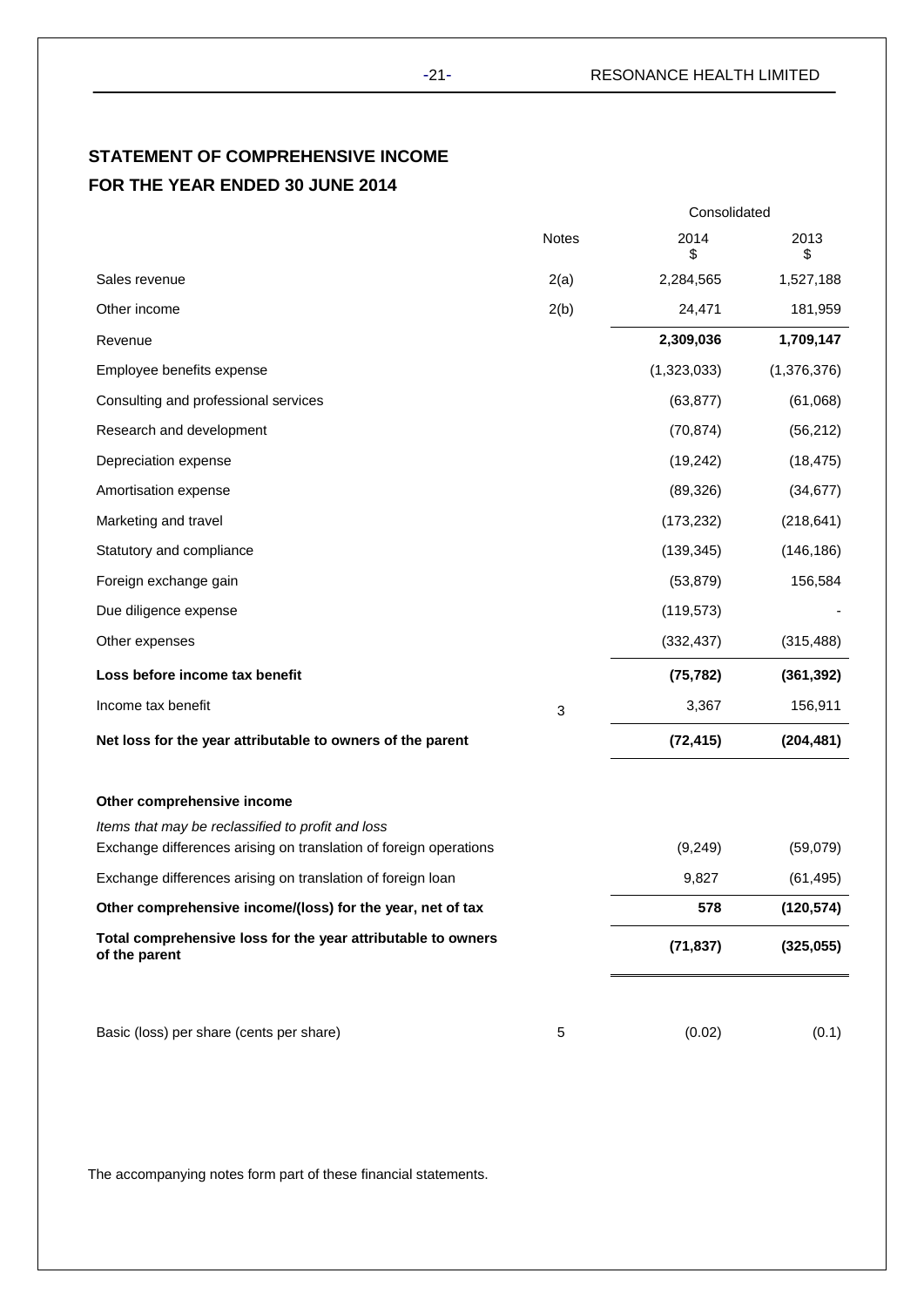## STATEMENT OF COMPREHENSIVE INCOME
## FOR THE YEAR ENDED 30 JUNE 2014

| | Notes | Consolidated 2014 $ | 2013 $ |
|---|---|---|---|
| Sales revenue | 2(a) | 2,284,565 | 1,527,188 |
| Other income | 2(b) | 24,471 | 181,959 |
| Revenue | | **2,309,036** | **1,709,147** |
| Employee benefits expense | | (1,323,033) | (1,376,376) |
| Consulting and professional services | | (63,877) | (61,068) |
| Research and development | | (70,874) | (56,212) |
| Depreciation expense | | (19,242) | (18,475) |
| Amortisation expense | | (89,326) | (34,677) |
| Marketing and travel | | (173,232) | (218,641) |
| Statutory and compliance | | (139,345) | (146,186) |
| Foreign exchange gain | | (53,879) | 156,584 |
| Due diligence expense | | (119,573) | - |
| Other expenses | | (332,437) | (315,488) |
| **Loss before income tax benefit** | | **(75,782)** | **(361,392)** |
| Income tax benefit | 3 | 3,367 | 156,911 |
| **Net loss for the year attributable to owners of the parent** | | **(72,415)** | **(204,481)** |
| | | | |
| **Other comprehensive income** | | | |
| *Items that may be reclassified to profit and loss* | | | |
| Exchange differences arising on translation of foreign operations | | (9,249) | (59,079) |
| Exchange differences arising on translation of foreign loan | | 9,827 | (61,495) |
| **Other comprehensive income/(loss) for the year, net of tax** | | **578** | **(120,574)** |
| **Total comprehensive loss for the year attributable to owners of the parent** | | **(71,837)** | **(325,055)** |
| | | | |
| Basic (loss) per share (cents per share) | 5 | (0.02) | (0.1) |

The accompanying notes form part of these financial statements.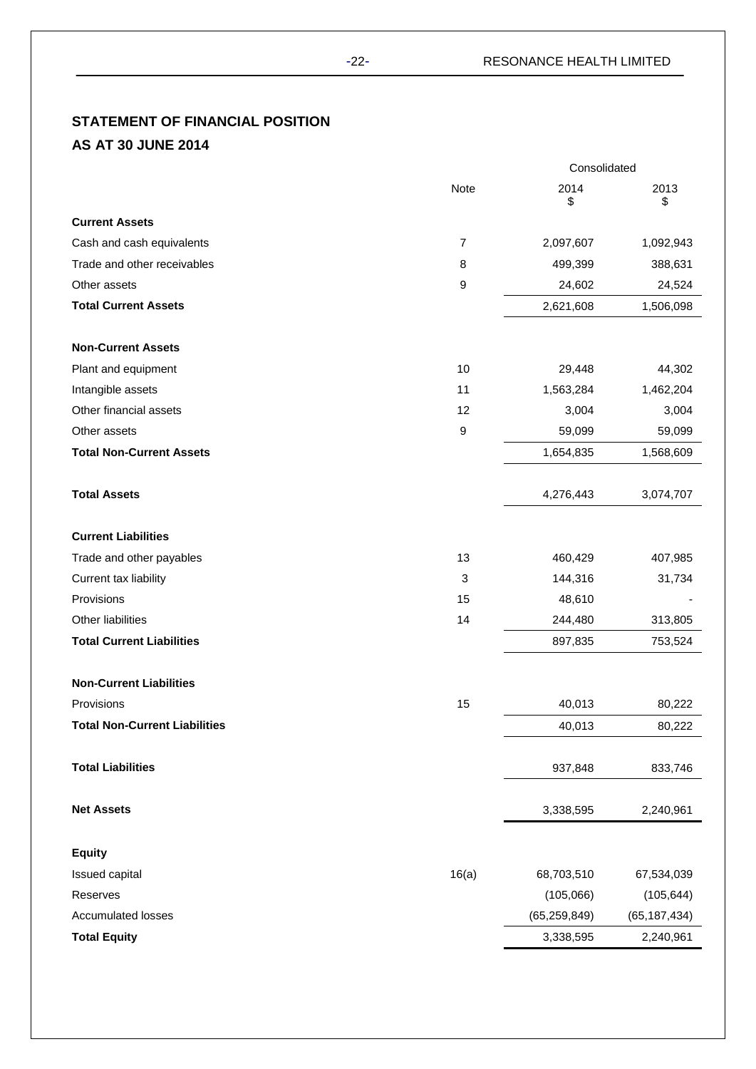## STATEMENT OF FINANCIAL POSITION
## AS AT 30 JUNE 2014

| | Note | Consolidated 2014 $ | Consolidated 2013 $ |
|---|---|---|---|
| **Current Assets** | | | |
| Cash and cash equivalents | 7 | 2,097,607 | 1,092,943 |
| Trade and other receivables | 8 | 499,399 | 388,631 |
| Other assets | 9 | 24,602 | 24,524 |
| **Total Current Assets** | | 2,621,608 | 1,506,098 |
| | | | |
| **Non-Current Assets** | | | |
| Plant and equipment | 10 | 29,448 | 44,302 |
| Intangible assets | 11 | 1,563,284 | 1,462,204 |
| Other financial assets | 12 | 3,004 | 3,004 |
| Other assets | 9 | 59,099 | 59,099 |
| **Total Non-Current Assets** | | 1,654,835 | 1,568,609 |
| | | | |
| **Total Assets** | | 4,276,443 | 3,074,707 |
| | | | |
| **Current Liabilities** | | | |
| Trade and other payables | 13 | 460,429 | 407,985 |
| Current tax liability | 3 | 144,316 | 31,734 |
| Provisions | 15 | 48,610 | - |
| Other liabilities | 14 | 244,480 | 313,805 |
| **Total Current Liabilities** | | 897,835 | 753,524 |
| | | | |
| **Non-Current Liabilities** | | | |
| Provisions | 15 | 40,013 | 80,222 |
| **Total Non-Current Liabilities** | | 40,013 | 80,222 |
| | | | |
| **Total Liabilities** | | 937,848 | 833,746 |
| | | | |
| **Net Assets** | | 3,338,595 | 2,240,961 |
| | | | |
| **Equity** | | | |
| Issued capital | 16(a) | 68,703,510 | 67,534,039 |
| Reserves | | (105,066) | (105,644) |
| Accumulated losses | | (65,259,849) | (65,187,434) |
| **Total Equity** | | 3,338,595 | 2,240,961 |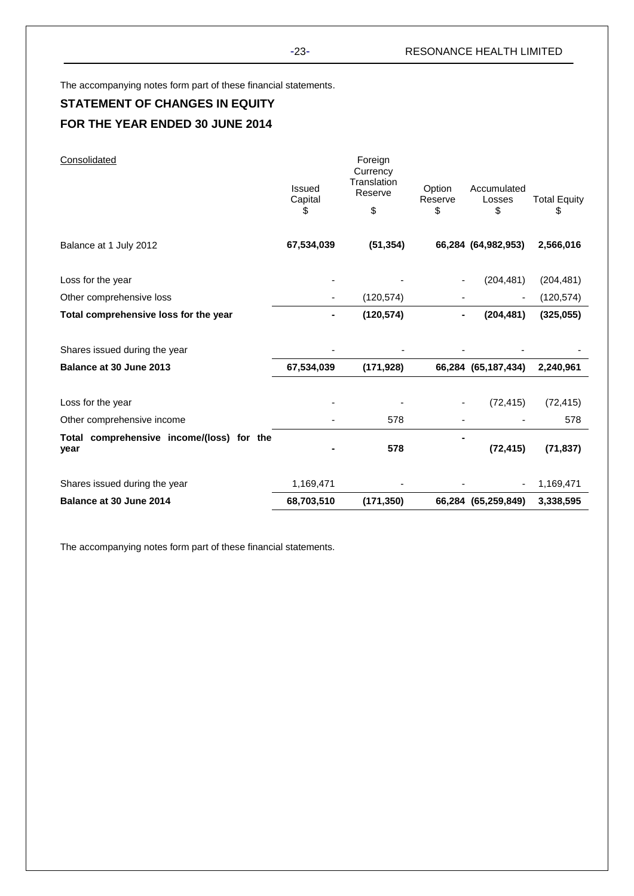The accompanying notes form part of these financial statements.

## STATEMENT OF CHANGES IN EQUITY

## FOR THE YEAR ENDED 30 JUNE 2014

| Consolidated | Issued Capital $ | Foreign Currency Translation Reserve $ | Option Reserve $ | Accumulated Losses $ | Total Equity $ |
|---|---|---|---|---|---|
| Balance at 1 July 2012 | **67,534,039** | **(51,354)** | **66,284** | **(64,982,953)** | **2,566,016** |
| Loss for the year | - | - | - | (204,481) | (204,481) |
| Other comprehensive loss | - | (120,574) | - | - | (120,574) |
| **Total comprehensive loss for the year** | **-** | **(120,574)** | **-** | **(204,481)** | **(325,055)** |
| Shares issued during the year | - | - | - | - | - |
| **Balance at 30 June 2013** | **67,534,039** | **(171,928)** | **66,284** | **(65,187,434)** | **2,240,961** |
| Loss for the year | - | - | - | (72,415) | (72,415) |
| Other comprehensive income | - | 578 | - | - | 578 |
| **Total comprehensive income/(loss) for the year** | **-** | **578** | **-** | **(72,415)** | **(71,837)** |
| Shares issued during the year | 1,169,471 | - | - | - | 1,169,471 |
| **Balance at 30 June 2014** | **68,703,510** | **(171,350)** | **66,284** | **(65,259,849)** | **3,338,595** |

The accompanying notes form part of these financial statements.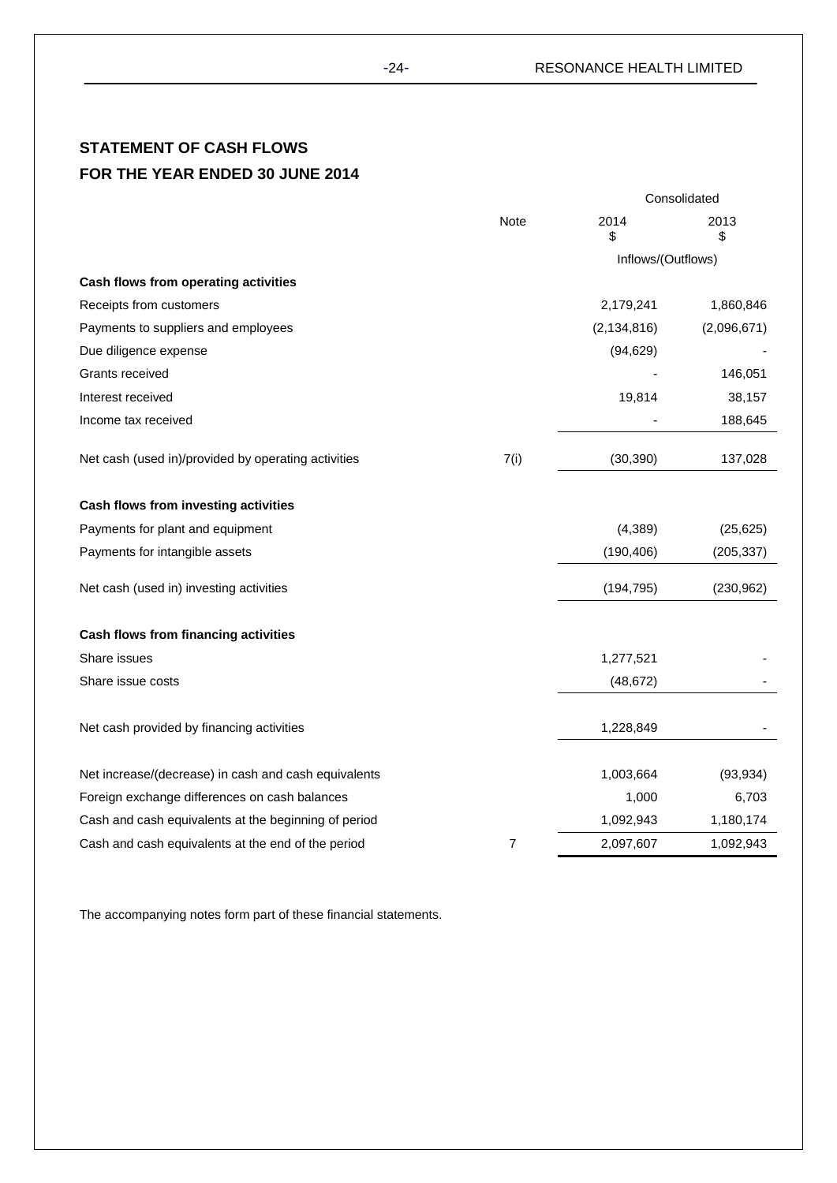## STATEMENT OF CASH FLOWS
## FOR THE YEAR ENDED 30 JUNE 2014

| | Note | Consolidated | |
|---|---|---|---|
| | | 2014<br>$ | 2013<br>$ |
| | | Inflows/(Outflows) | |
| **Cash flows from operating activities** | | | |
| Receipts from customers | | 2,179,241 | 1,860,846 |
| Payments to suppliers and employees | | (2,134,816) | (2,096,671) |
| Due diligence expense | | (94,629) | - |
| Grants received | | - | 146,051 |
| Interest received | | 19,814 | 38,157 |
| Income tax received | | - | 188,645 |
| Net cash (used in)/provided by operating activities | 7(i) | (30,390) | 137,028 |
| **Cash flows from investing activities** | | | |
| Payments for plant and equipment | | (4,389) | (25,625) |
| Payments for intangible assets | | (190,406) | (205,337) |
| Net cash (used in) investing activities | | (194,795) | (230,962) |
| **Cash flows from financing activities** | | | |
| Share issues | | 1,277,521 | - |
| Share issue costs | | (48,672) | - |
| Net cash provided by financing activities | | 1,228,849 | - |
| Net increase/(decrease) in cash and cash equivalents | | 1,003,664 | (93,934) |
| Foreign exchange differences on cash balances | | 1,000 | 6,703 |
| Cash and cash equivalents at the beginning of period | | 1,092,943 | 1,180,174 |
| Cash and cash equivalents at the end of the period | 7 | 2,097,607 | 1,092,943 |

The accompanying notes form part of these financial statements.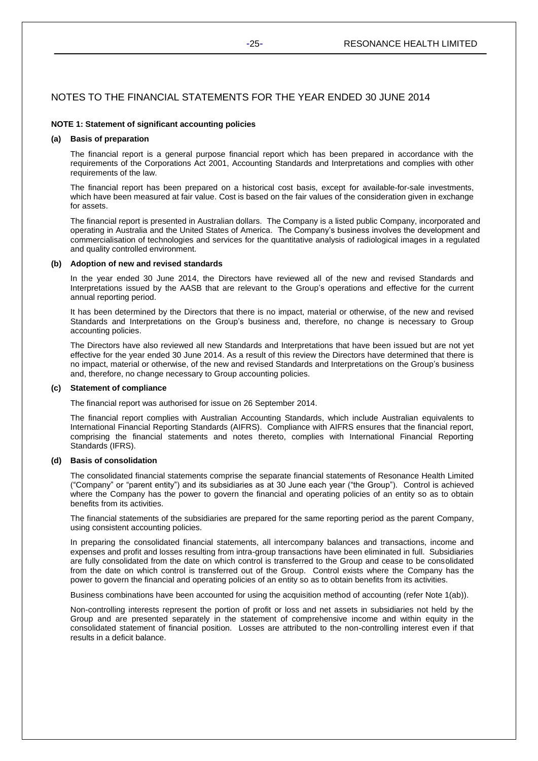# NOTES TO THE FINANCIAL STATEMENTS FOR THE YEAR ENDED 30 JUNE 2014

**NOTE 1: Statement of significant accounting policies**

**(a) Basis of preparation**

The financial report is a general purpose financial report which has been prepared in accordance with the requirements of the Corporations Act 2001, Accounting Standards and Interpretations and complies with other requirements of the law.

The financial report has been prepared on a historical cost basis, except for available-for-sale investments, which have been measured at fair value. Cost is based on the fair values of the consideration given in exchange for assets.

The financial report is presented in Australian dollars. The Company is a listed public Company, incorporated and operating in Australia and the United States of America. The Company's business involves the development and commercialisation of technologies and services for the quantitative analysis of radiological images in a regulated and quality controlled environment.

**(b) Adoption of new and revised standards**

In the year ended 30 June 2014, the Directors have reviewed all of the new and revised Standards and Interpretations issued by the AASB that are relevant to the Group's operations and effective for the current annual reporting period.

It has been determined by the Directors that there is no impact, material or otherwise, of the new and revised Standards and Interpretations on the Group's business and, therefore, no change is necessary to Group accounting policies.

The Directors have also reviewed all new Standards and Interpretations that have been issued but are not yet effective for the year ended 30 June 2014. As a result of this review the Directors have determined that there is no impact, material or otherwise, of the new and revised Standards and Interpretations on the Group's business and, therefore, no change necessary to Group accounting policies.

**(c) Statement of compliance**

The financial report was authorised for issue on 26 September 2014.

The financial report complies with Australian Accounting Standards, which include Australian equivalents to International Financial Reporting Standards (AIFRS). Compliance with AIFRS ensures that the financial report, comprising the financial statements and notes thereto, complies with International Financial Reporting Standards (IFRS).

**(d) Basis of consolidation**

The consolidated financial statements comprise the separate financial statements of Resonance Health Limited ("Company" or "parent entity") and its subsidiaries as at 30 June each year ("the Group"). Control is achieved where the Company has the power to govern the financial and operating policies of an entity so as to obtain benefits from its activities.

The financial statements of the subsidiaries are prepared for the same reporting period as the parent Company, using consistent accounting policies.

In preparing the consolidated financial statements, all intercompany balances and transactions, income and expenses and profit and losses resulting from intra-group transactions have been eliminated in full. Subsidiaries are fully consolidated from the date on which control is transferred to the Group and cease to be consolidated from the date on which control is transferred out of the Group. Control exists where the Company has the power to govern the financial and operating policies of an entity so as to obtain benefits from its activities.

Business combinations have been accounted for using the acquisition method of accounting (refer Note 1(ab)).

Non-controlling interests represent the portion of profit or loss and net assets in subsidiaries not held by the Group and are presented separately in the statement of comprehensive income and within equity in the consolidated statement of financial position. Losses are attributed to the non-controlling interest even if that results in a deficit balance.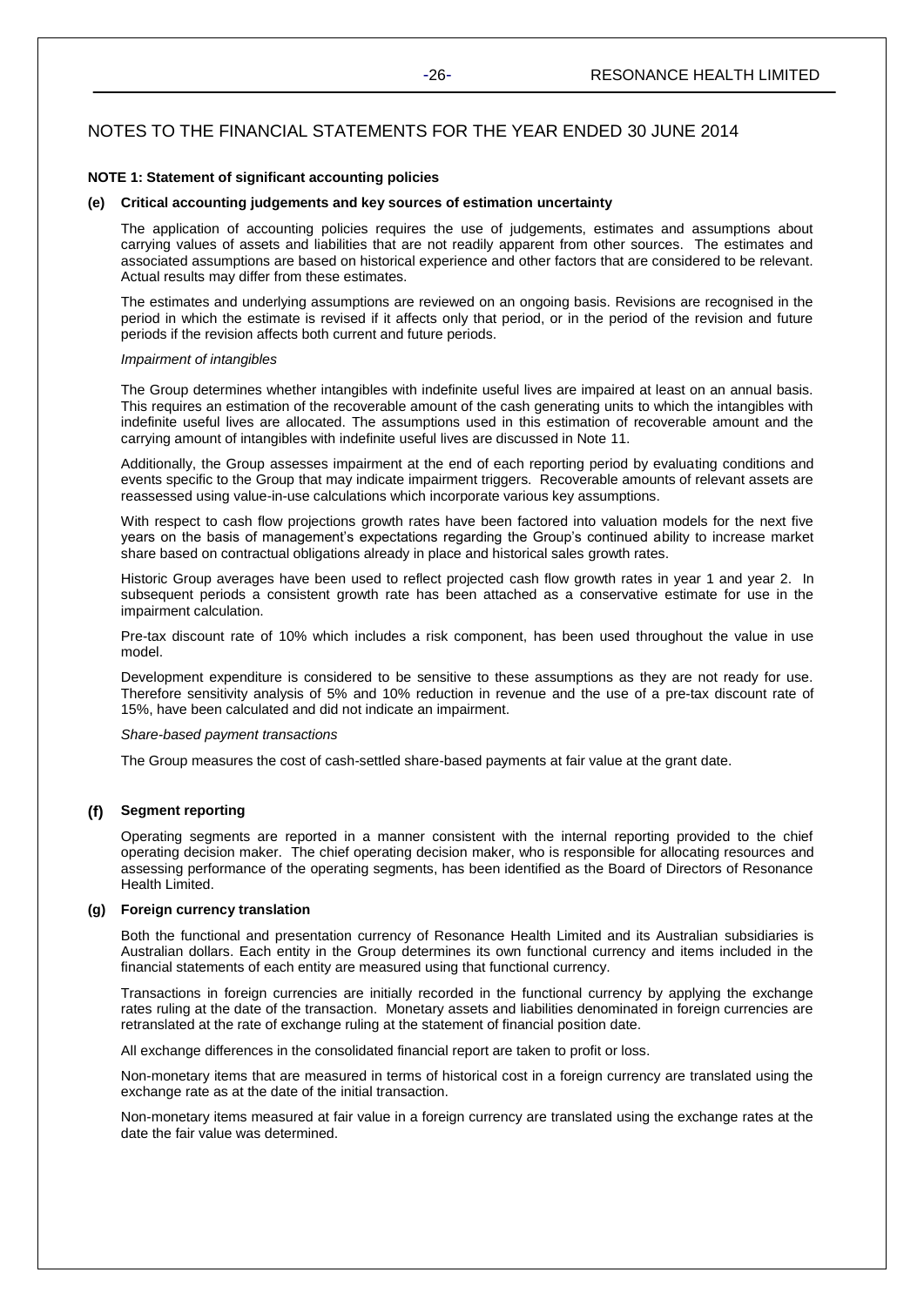# NOTES TO THE FINANCIAL STATEMENTS FOR THE YEAR ENDED 30 JUNE 2014

**NOTE 1: Statement of significant accounting policies**

**(e) Critical accounting judgements and key sources of estimation uncertainty**

The application of accounting policies requires the use of judgements, estimates and assumptions about carrying values of assets and liabilities that are not readily apparent from other sources. The estimates and associated assumptions are based on historical experience and other factors that are considered to be relevant. Actual results may differ from these estimates.

The estimates and underlying assumptions are reviewed on an ongoing basis. Revisions are recognised in the period in which the estimate is revised if it affects only that period, or in the period of the revision and future periods if the revision affects both current and future periods.

*Impairment of intangibles*

The Group determines whether intangibles with indefinite useful lives are impaired at least on an annual basis. This requires an estimation of the recoverable amount of the cash generating units to which the intangibles with indefinite useful lives are allocated. The assumptions used in this estimation of recoverable amount and the carrying amount of intangibles with indefinite useful lives are discussed in Note 11.

Additionally, the Group assesses impairment at the end of each reporting period by evaluating conditions and events specific to the Group that may indicate impairment triggers. Recoverable amounts of relevant assets are reassessed using value-in-use calculations which incorporate various key assumptions.

With respect to cash flow projections growth rates have been factored into valuation models for the next five years on the basis of management's expectations regarding the Group's continued ability to increase market share based on contractual obligations already in place and historical sales growth rates.

Historic Group averages have been used to reflect projected cash flow growth rates in year 1 and year 2. In subsequent periods a consistent growth rate has been attached as a conservative estimate for use in the impairment calculation.

Pre-tax discount rate of 10% which includes a risk component, has been used throughout the value in use model.

Development expenditure is considered to be sensitive to these assumptions as they are not ready for use. Therefore sensitivity analysis of 5% and 10% reduction in revenue and the use of a pre-tax discount rate of 15%, have been calculated and did not indicate an impairment.

*Share-based payment transactions*

The Group measures the cost of cash-settled share-based payments at fair value at the grant date.

**(f) Segment reporting**

Operating segments are reported in a manner consistent with the internal reporting provided to the chief operating decision maker. The chief operating decision maker, who is responsible for allocating resources and assessing performance of the operating segments, has been identified as the Board of Directors of Resonance Health Limited.

**(g) Foreign currency translation**

Both the functional and presentation currency of Resonance Health Limited and its Australian subsidiaries is Australian dollars. Each entity in the Group determines its own functional currency and items included in the financial statements of each entity are measured using that functional currency.

Transactions in foreign currencies are initially recorded in the functional currency by applying the exchange rates ruling at the date of the transaction. Monetary assets and liabilities denominated in foreign currencies are retranslated at the rate of exchange ruling at the statement of financial position date.

All exchange differences in the consolidated financial report are taken to profit or loss.

Non-monetary items that are measured in terms of historical cost in a foreign currency are translated using the exchange rate as at the date of the initial transaction.

Non-monetary items measured at fair value in a foreign currency are translated using the exchange rates at the date the fair value was determined.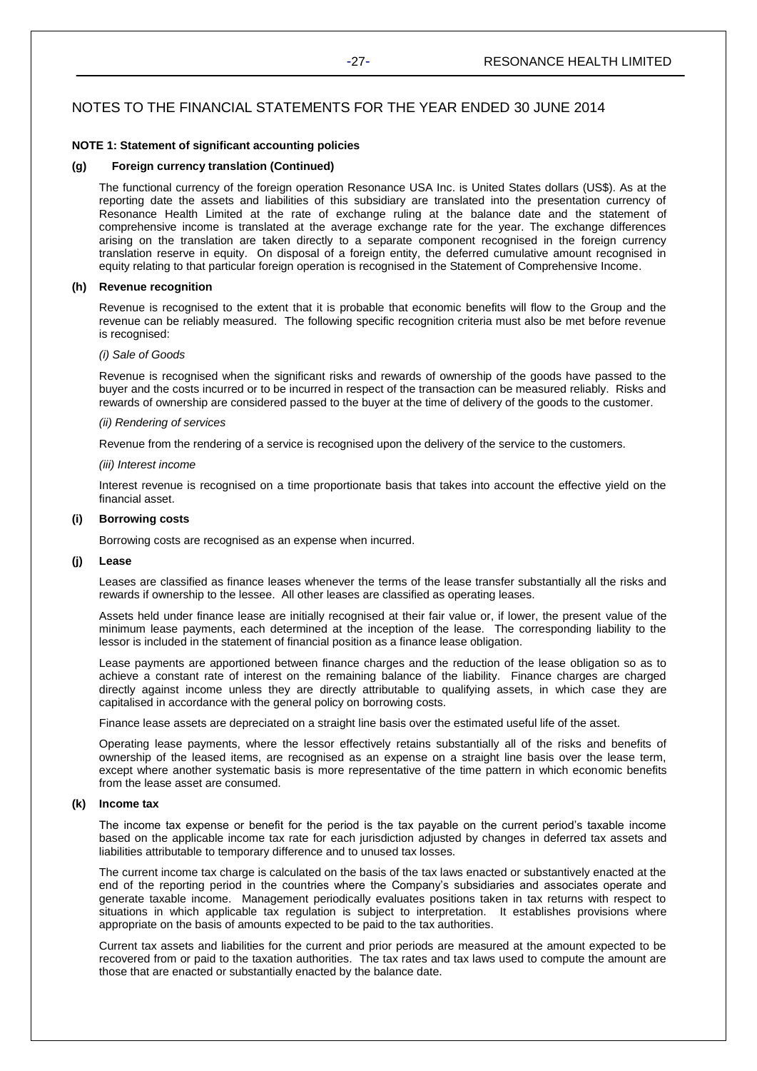# NOTES TO THE FINANCIAL STATEMENTS FOR THE YEAR ENDED 30 JUNE 2014

**NOTE 1: Statement of significant accounting policies**

**(g) Foreign currency translation (Continued)**

The functional currency of the foreign operation Resonance USA Inc. is United States dollars (US$). As at the reporting date the assets and liabilities of this subsidiary are translated into the presentation currency of Resonance Health Limited at the rate of exchange ruling at the balance date and the statement of comprehensive income is translated at the average exchange rate for the year. The exchange differences arising on the translation are taken directly to a separate component recognised in the foreign currency translation reserve in equity. On disposal of a foreign entity, the deferred cumulative amount recognised in equity relating to that particular foreign operation is recognised in the Statement of Comprehensive Income.

**(h) Revenue recognition**

Revenue is recognised to the extent that it is probable that economic benefits will flow to the Group and the revenue can be reliably measured. The following specific recognition criteria must also be met before revenue is recognised:

*(i) Sale of Goods*

Revenue is recognised when the significant risks and rewards of ownership of the goods have passed to the buyer and the costs incurred or to be incurred in respect of the transaction can be measured reliably. Risks and rewards of ownership are considered passed to the buyer at the time of delivery of the goods to the customer.

*(ii) Rendering of services*

Revenue from the rendering of a service is recognised upon the delivery of the service to the customers.

*(iii) Interest income*

Interest revenue is recognised on a time proportionate basis that takes into account the effective yield on the financial asset.

**(i) Borrowing costs**

Borrowing costs are recognised as an expense when incurred.

**(j) Lease**

Leases are classified as finance leases whenever the terms of the lease transfer substantially all the risks and rewards if ownership to the lessee. All other leases are classified as operating leases.

Assets held under finance lease are initially recognised at their fair value or, if lower, the present value of the minimum lease payments, each determined at the inception of the lease. The corresponding liability to the lessor is included in the statement of financial position as a finance lease obligation.

Lease payments are apportioned between finance charges and the reduction of the lease obligation so as to achieve a constant rate of interest on the remaining balance of the liability. Finance charges are charged directly against income unless they are directly attributable to qualifying assets, in which case they are capitalised in accordance with the general policy on borrowing costs.

Finance lease assets are depreciated on a straight line basis over the estimated useful life of the asset.

Operating lease payments, where the lessor effectively retains substantially all of the risks and benefits of ownership of the leased items, are recognised as an expense on a straight line basis over the lease term, except where another systematic basis is more representative of the time pattern in which economic benefits from the lease asset are consumed.

**(k) Income tax**

The income tax expense or benefit for the period is the tax payable on the current period's taxable income based on the applicable income tax rate for each jurisdiction adjusted by changes in deferred tax assets and liabilities attributable to temporary difference and to unused tax losses.

The current income tax charge is calculated on the basis of the tax laws enacted or substantively enacted at the end of the reporting period in the countries where the Company's subsidiaries and associates operate and generate taxable income. Management periodically evaluates positions taken in tax returns with respect to situations in which applicable tax regulation is subject to interpretation. It establishes provisions where appropriate on the basis of amounts expected to be paid to the tax authorities.

Current tax assets and liabilities for the current and prior periods are measured at the amount expected to be recovered from or paid to the taxation authorities. The tax rates and tax laws used to compute the amount are those that are enacted or substantially enacted by the balance date.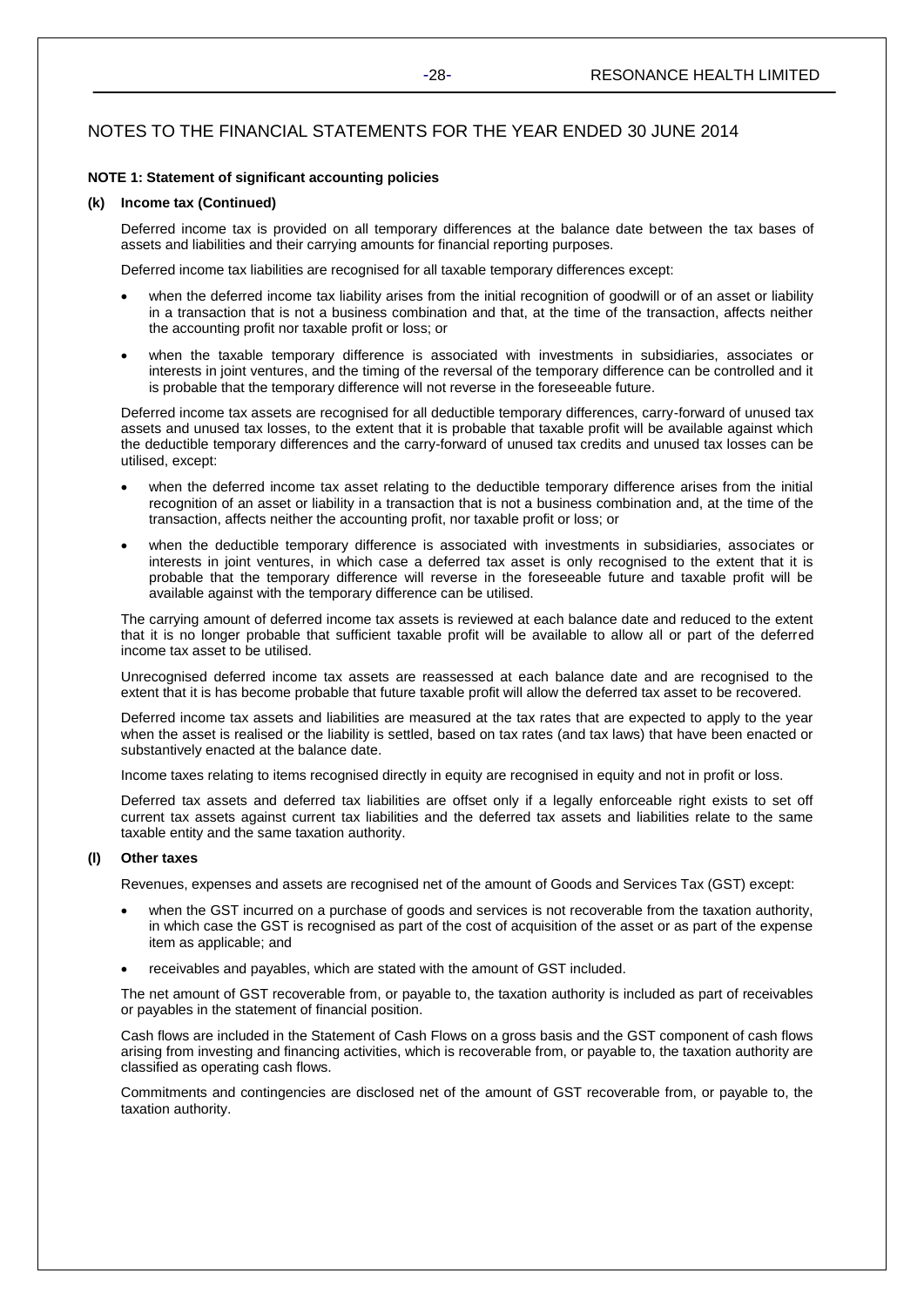## NOTES TO THE FINANCIAL STATEMENTS FOR THE YEAR ENDED 30 JUNE 2014

**NOTE 1: Statement of significant accounting policies**

**(k) Income tax (Continued)**

Deferred income tax is provided on all temporary differences at the balance date between the tax bases of assets and liabilities and their carrying amounts for financial reporting purposes.

Deferred income tax liabilities are recognised for all taxable temporary differences except:

- when the deferred income tax liability arises from the initial recognition of goodwill or of an asset or liability in a transaction that is not a business combination and that, at the time of the transaction, affects neither the accounting profit nor taxable profit or loss; or
- when the taxable temporary difference is associated with investments in subsidiaries, associates or interests in joint ventures, and the timing of the reversal of the temporary difference can be controlled and it is probable that the temporary difference will not reverse in the foreseeable future.

Deferred income tax assets are recognised for all deductible temporary differences, carry-forward of unused tax assets and unused tax losses, to the extent that it is probable that taxable profit will be available against which the deductible temporary differences and the carry-forward of unused tax credits and unused tax losses can be utilised, except:

- when the deferred income tax asset relating to the deductible temporary difference arises from the initial recognition of an asset or liability in a transaction that is not a business combination and, at the time of the transaction, affects neither the accounting profit, nor taxable profit or loss; or
- when the deductible temporary difference is associated with investments in subsidiaries, associates or interests in joint ventures, in which case a deferred tax asset is only recognised to the extent that it is probable that the temporary difference will reverse in the foreseeable future and taxable profit will be available against with the temporary difference can be utilised.

The carrying amount of deferred income tax assets is reviewed at each balance date and reduced to the extent that it is no longer probable that sufficient taxable profit will be available to allow all or part of the deferred income tax asset to be utilised.

Unrecognised deferred income tax assets are reassessed at each balance date and are recognised to the extent that it is has become probable that future taxable profit will allow the deferred tax asset to be recovered.

Deferred income tax assets and liabilities are measured at the tax rates that are expected to apply to the year when the asset is realised or the liability is settled, based on tax rates (and tax laws) that have been enacted or substantively enacted at the balance date.

Income taxes relating to items recognised directly in equity are recognised in equity and not in profit or loss.

Deferred tax assets and deferred tax liabilities are offset only if a legally enforceable right exists to set off current tax assets against current tax liabilities and the deferred tax assets and liabilities relate to the same taxable entity and the same taxation authority.

**(l) Other taxes**

Revenues, expenses and assets are recognised net of the amount of Goods and Services Tax (GST) except:

- when the GST incurred on a purchase of goods and services is not recoverable from the taxation authority, in which case the GST is recognised as part of the cost of acquisition of the asset or as part of the expense item as applicable; and
- receivables and payables, which are stated with the amount of GST included.

The net amount of GST recoverable from, or payable to, the taxation authority is included as part of receivables or payables in the statement of financial position.

Cash flows are included in the Statement of Cash Flows on a gross basis and the GST component of cash flows arising from investing and financing activities, which is recoverable from, or payable to, the taxation authority are classified as operating cash flows.

Commitments and contingencies are disclosed net of the amount of GST recoverable from, or payable to, the taxation authority.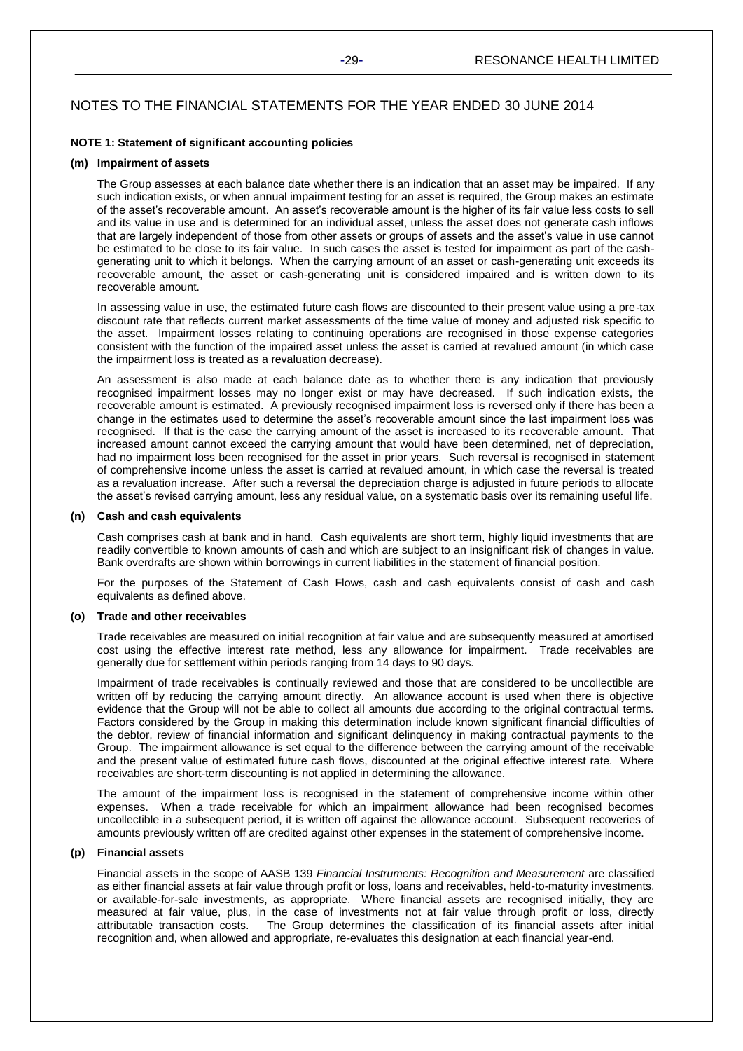# NOTES TO THE FINANCIAL STATEMENTS FOR THE YEAR ENDED 30 JUNE 2014

**NOTE 1: Statement of significant accounting policies**

**(m) Impairment of assets**

The Group assesses at each balance date whether there is an indication that an asset may be impaired. If any such indication exists, or when annual impairment testing for an asset is required, the Group makes an estimate of the asset's recoverable amount. An asset's recoverable amount is the higher of its fair value less costs to sell and its value in use and is determined for an individual asset, unless the asset does not generate cash inflows that are largely independent of those from other assets or groups of assets and the asset's value in use cannot be estimated to be close to its fair value. In such cases the asset is tested for impairment as part of the cash-generating unit to which it belongs. When the carrying amount of an asset or cash-generating unit exceeds its recoverable amount, the asset or cash-generating unit is considered impaired and is written down to its recoverable amount.

In assessing value in use, the estimated future cash flows are discounted to their present value using a pre-tax discount rate that reflects current market assessments of the time value of money and adjusted risk specific to the asset. Impairment losses relating to continuing operations are recognised in those expense categories consistent with the function of the impaired asset unless the asset is carried at revalued amount (in which case the impairment loss is treated as a revaluation decrease).

An assessment is also made at each balance date as to whether there is any indication that previously recognised impairment losses may no longer exist or may have decreased. If such indication exists, the recoverable amount is estimated. A previously recognised impairment loss is reversed only if there has been a change in the estimates used to determine the asset's recoverable amount since the last impairment loss was recognised. If that is the case the carrying amount of the asset is increased to its recoverable amount. That increased amount cannot exceed the carrying amount that would have been determined, net of depreciation, had no impairment loss been recognised for the asset in prior years. Such reversal is recognised in statement of comprehensive income unless the asset is carried at revalued amount, in which case the reversal is treated as a revaluation increase. After such a reversal the depreciation charge is adjusted in future periods to allocate the asset's revised carrying amount, less any residual value, on a systematic basis over its remaining useful life.

**(n) Cash and cash equivalents**

Cash comprises cash at bank and in hand. Cash equivalents are short term, highly liquid investments that are readily convertible to known amounts of cash and which are subject to an insignificant risk of changes in value. Bank overdrafts are shown within borrowings in current liabilities in the statement of financial position.

For the purposes of the Statement of Cash Flows, cash and cash equivalents consist of cash and cash equivalents as defined above.

**(o) Trade and other receivables**

Trade receivables are measured on initial recognition at fair value and are subsequently measured at amortised cost using the effective interest rate method, less any allowance for impairment. Trade receivables are generally due for settlement within periods ranging from 14 days to 90 days.

Impairment of trade receivables is continually reviewed and those that are considered to be uncollectible are written off by reducing the carrying amount directly. An allowance account is used when there is objective evidence that the Group will not be able to collect all amounts due according to the original contractual terms. Factors considered by the Group in making this determination include known significant financial difficulties of the debtor, review of financial information and significant delinquency in making contractual payments to the Group. The impairment allowance is set equal to the difference between the carrying amount of the receivable and the present value of estimated future cash flows, discounted at the original effective interest rate. Where receivables are short-term discounting is not applied in determining the allowance.

The amount of the impairment loss is recognised in the statement of comprehensive income within other expenses. When a trade receivable for which an impairment allowance had been recognised becomes uncollectible in a subsequent period, it is written off against the allowance account. Subsequent recoveries of amounts previously written off are credited against other expenses in the statement of comprehensive income.

**(p) Financial assets**

Financial assets in the scope of AASB 139 *Financial Instruments: Recognition and Measurement* are classified as either financial assets at fair value through profit or loss, loans and receivables, held-to-maturity investments, or available-for-sale investments, as appropriate. Where financial assets are recognised initially, they are measured at fair value, plus, in the case of investments not at fair value through profit or loss, directly attributable transaction costs. The Group determines the classification of its financial assets after initial recognition and, when allowed and appropriate, re-evaluates this designation at each financial year-end.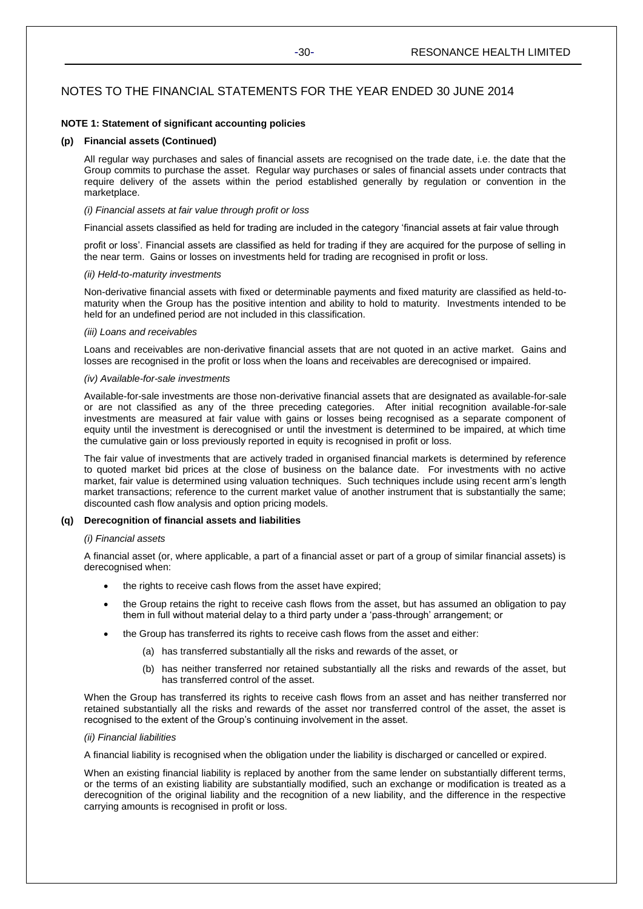# NOTES TO THE FINANCIAL STATEMENTS FOR THE YEAR ENDED 30 JUNE 2014

**NOTE 1: Statement of significant accounting policies**

**(p) Financial assets (Continued)**

All regular way purchases and sales of financial assets are recognised on the trade date, i.e. the date that the Group commits to purchase the asset. Regular way purchases or sales of financial assets under contracts that require delivery of the assets within the period established generally by regulation or convention in the marketplace.

*(i) Financial assets at fair value through profit or loss*

Financial assets classified as held for trading are included in the category 'financial assets at fair value through profit or loss'. Financial assets are classified as held for trading if they are acquired for the purpose of selling in the near term. Gains or losses on investments held for trading are recognised in profit or loss.

*(ii) Held-to-maturity investments*

Non-derivative financial assets with fixed or determinable payments and fixed maturity are classified as held-to-maturity when the Group has the positive intention and ability to hold to maturity. Investments intended to be held for an undefined period are not included in this classification.

*(iii) Loans and receivables*

Loans and receivables are non-derivative financial assets that are not quoted in an active market. Gains and losses are recognised in the profit or loss when the loans and receivables are derecognised or impaired.

*(iv) Available-for-sale investments*

Available-for-sale investments are those non-derivative financial assets that are designated as available-for-sale or are not classified as any of the three preceding categories. After initial recognition available-for-sale investments are measured at fair value with gains or losses being recognised as a separate component of equity until the investment is derecognised or until the investment is determined to be impaired, at which time the cumulative gain or loss previously reported in equity is recognised in profit or loss.

The fair value of investments that are actively traded in organised financial markets is determined by reference to quoted market bid prices at the close of business on the balance date. For investments with no active market, fair value is determined using valuation techniques. Such techniques include using recent arm's length market transactions; reference to the current market value of another instrument that is substantially the same; discounted cash flow analysis and option pricing models.

**(q) Derecognition of financial assets and liabilities**

*(i) Financial assets*

A financial asset (or, where applicable, a part of a financial asset or part of a group of similar financial assets) is derecognised when:

- the rights to receive cash flows from the asset have expired;
- the Group retains the right to receive cash flows from the asset, but has assumed an obligation to pay them in full without material delay to a third party under a 'pass-through' arrangement; or
- the Group has transferred its rights to receive cash flows from the asset and either:
    - (a) has transferred substantially all the risks and rewards of the asset, or
    - (b) has neither transferred nor retained substantially all the risks and rewards of the asset, but has transferred control of the asset.

When the Group has transferred its rights to receive cash flows from an asset and has neither transferred nor retained substantially all the risks and rewards of the asset nor transferred control of the asset, the asset is recognised to the extent of the Group's continuing involvement in the asset.

*(ii) Financial liabilities*

A financial liability is recognised when the obligation under the liability is discharged or cancelled or expired.

When an existing financial liability is replaced by another from the same lender on substantially different terms, or the terms of an existing liability are substantially modified, such an exchange or modification is treated as a derecognition of the original liability and the recognition of a new liability, and the difference in the respective carrying amounts is recognised in profit or loss.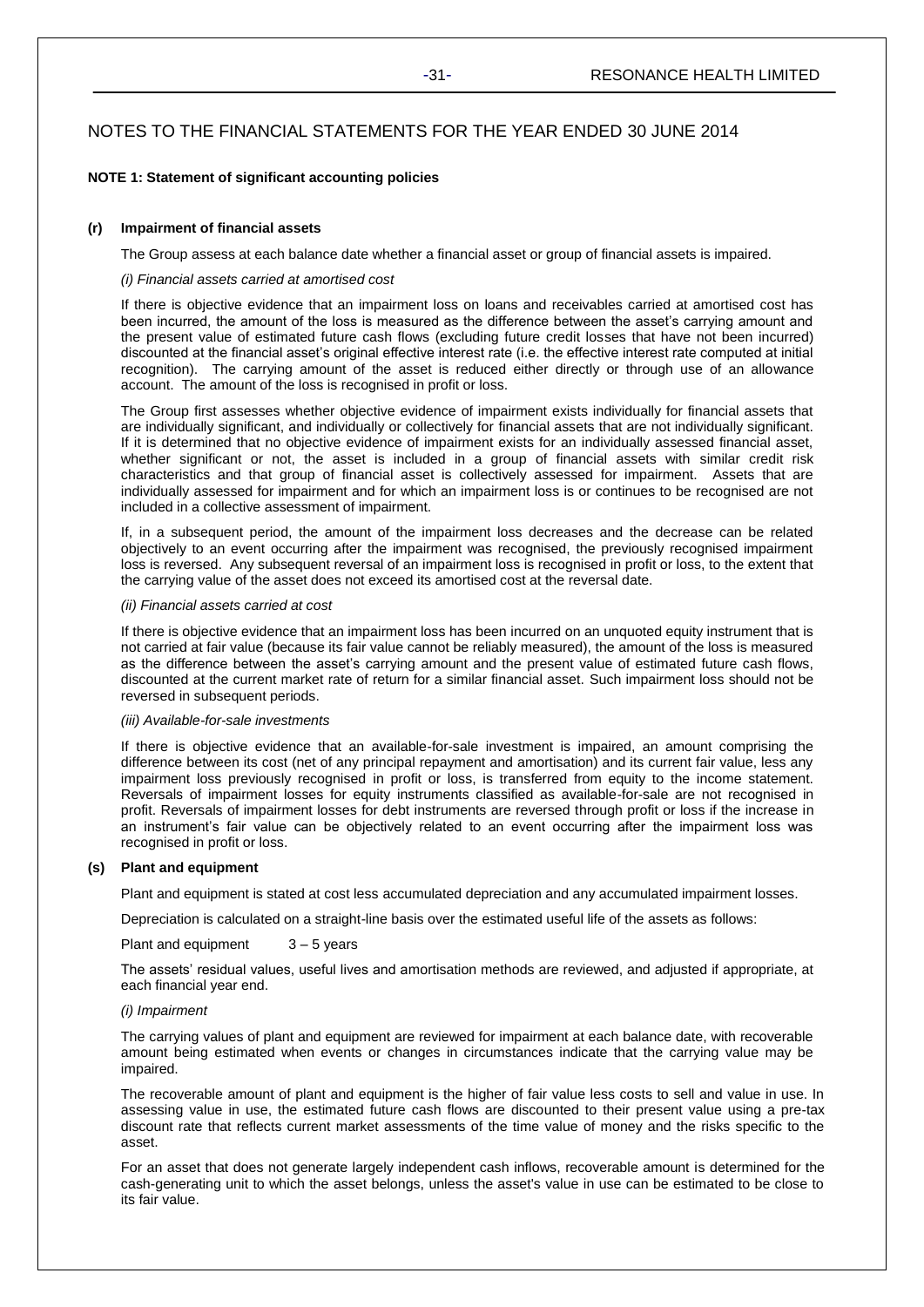# NOTES TO THE FINANCIAL STATEMENTS FOR THE YEAR ENDED 30 JUNE 2014

**NOTE 1: Statement of significant accounting policies**

**(r) Impairment of financial assets**

The Group assess at each balance date whether a financial asset or group of financial assets is impaired.

*(i) Financial assets carried at amortised cost*

If there is objective evidence that an impairment loss on loans and receivables carried at amortised cost has been incurred, the amount of the loss is measured as the difference between the asset's carrying amount and the present value of estimated future cash flows (excluding future credit losses that have not been incurred) discounted at the financial asset's original effective interest rate (i.e. the effective interest rate computed at initial recognition). The carrying amount of the asset is reduced either directly or through use of an allowance account. The amount of the loss is recognised in profit or loss.

The Group first assesses whether objective evidence of impairment exists individually for financial assets that are individually significant, and individually or collectively for financial assets that are not individually significant. If it is determined that no objective evidence of impairment exists for an individually assessed financial asset, whether significant or not, the asset is included in a group of financial assets with similar credit risk characteristics and that group of financial asset is collectively assessed for impairment. Assets that are individually assessed for impairment and for which an impairment loss is or continues to be recognised are not included in a collective assessment of impairment.

If, in a subsequent period, the amount of the impairment loss decreases and the decrease can be related objectively to an event occurring after the impairment was recognised, the previously recognised impairment loss is reversed. Any subsequent reversal of an impairment loss is recognised in profit or loss, to the extent that the carrying value of the asset does not exceed its amortised cost at the reversal date.

*(ii) Financial assets carried at cost*

If there is objective evidence that an impairment loss has been incurred on an unquoted equity instrument that is not carried at fair value (because its fair value cannot be reliably measured), the amount of the loss is measured as the difference between the asset's carrying amount and the present value of estimated future cash flows, discounted at the current market rate of return for a similar financial asset. Such impairment loss should not be reversed in subsequent periods.

*(iii) Available-for-sale investments*

If there is objective evidence that an available-for-sale investment is impaired, an amount comprising the difference between its cost (net of any principal repayment and amortisation) and its current fair value, less any impairment loss previously recognised in profit or loss, is transferred from equity to the income statement. Reversals of impairment losses for equity instruments classified as available-for-sale are not recognised in profit. Reversals of impairment losses for debt instruments are reversed through profit or loss if the increase in an instrument's fair value can be objectively related to an event occurring after the impairment loss was recognised in profit or loss.

**(s) Plant and equipment**

Plant and equipment is stated at cost less accumulated depreciation and any accumulated impairment losses.

Depreciation is calculated on a straight-line basis over the estimated useful life of the assets as follows:

Plant and equipment 3 – 5 years

The assets' residual values, useful lives and amortisation methods are reviewed, and adjusted if appropriate, at each financial year end.

*(i) Impairment*

The carrying values of plant and equipment are reviewed for impairment at each balance date, with recoverable amount being estimated when events or changes in circumstances indicate that the carrying value may be impaired.

The recoverable amount of plant and equipment is the higher of fair value less costs to sell and value in use. In assessing value in use, the estimated future cash flows are discounted to their present value using a pre-tax discount rate that reflects current market assessments of the time value of money and the risks specific to the asset.

For an asset that does not generate largely independent cash inflows, recoverable amount is determined for the cash-generating unit to which the asset belongs, unless the asset's value in use can be estimated to be close to its fair value.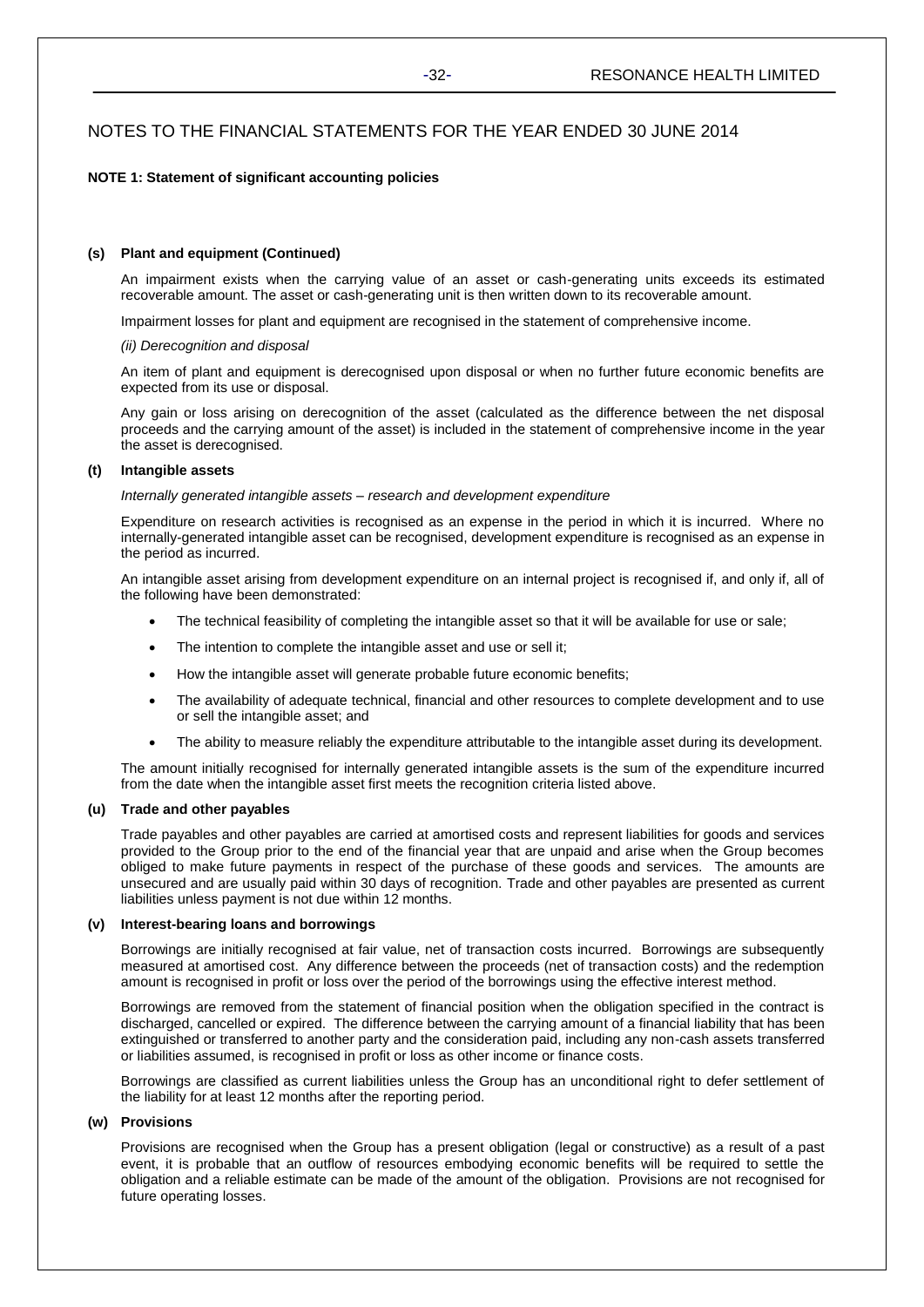# NOTES TO THE FINANCIAL STATEMENTS FOR THE YEAR ENDED 30 JUNE 2014

**NOTE 1: Statement of significant accounting policies**

**(s) Plant and equipment (Continued)**

An impairment exists when the carrying value of an asset or cash-generating units exceeds its estimated recoverable amount. The asset or cash-generating unit is then written down to its recoverable amount.

Impairment losses for plant and equipment are recognised in the statement of comprehensive income.

*(ii) Derecognition and disposal*

An item of plant and equipment is derecognised upon disposal or when no further future economic benefits are expected from its use or disposal.

Any gain or loss arising on derecognition of the asset (calculated as the difference between the net disposal proceeds and the carrying amount of the asset) is included in the statement of comprehensive income in the year the asset is derecognised.

**(t) Intangible assets**

*Internally generated intangible assets – research and development expenditure*

Expenditure on research activities is recognised as an expense in the period in which it is incurred. Where no internally-generated intangible asset can be recognised, development expenditure is recognised as an expense in the period as incurred.

An intangible asset arising from development expenditure on an internal project is recognised if, and only if, all of the following have been demonstrated:

- The technical feasibility of completing the intangible asset so that it will be available for use or sale;
- The intention to complete the intangible asset and use or sell it;
- How the intangible asset will generate probable future economic benefits;
- The availability of adequate technical, financial and other resources to complete development and to use or sell the intangible asset; and
- The ability to measure reliably the expenditure attributable to the intangible asset during its development.

The amount initially recognised for internally generated intangible assets is the sum of the expenditure incurred from the date when the intangible asset first meets the recognition criteria listed above.

**(u) Trade and other payables**

Trade payables and other payables are carried at amortised costs and represent liabilities for goods and services provided to the Group prior to the end of the financial year that are unpaid and arise when the Group becomes obliged to make future payments in respect of the purchase of these goods and services. The amounts are unsecured and are usually paid within 30 days of recognition. Trade and other payables are presented as current liabilities unless payment is not due within 12 months.

**(v) Interest-bearing loans and borrowings**

Borrowings are initially recognised at fair value, net of transaction costs incurred. Borrowings are subsequently measured at amortised cost. Any difference between the proceeds (net of transaction costs) and the redemption amount is recognised in profit or loss over the period of the borrowings using the effective interest method.

Borrowings are removed from the statement of financial position when the obligation specified in the contract is discharged, cancelled or expired. The difference between the carrying amount of a financial liability that has been extinguished or transferred to another party and the consideration paid, including any non-cash assets transferred or liabilities assumed, is recognised in profit or loss as other income or finance costs.

Borrowings are classified as current liabilities unless the Group has an unconditional right to defer settlement of the liability for at least 12 months after the reporting period.

**(w) Provisions**

Provisions are recognised when the Group has a present obligation (legal or constructive) as a result of a past event, it is probable that an outflow of resources embodying economic benefits will be required to settle the obligation and a reliable estimate can be made of the amount of the obligation. Provisions are not recognised for future operating losses.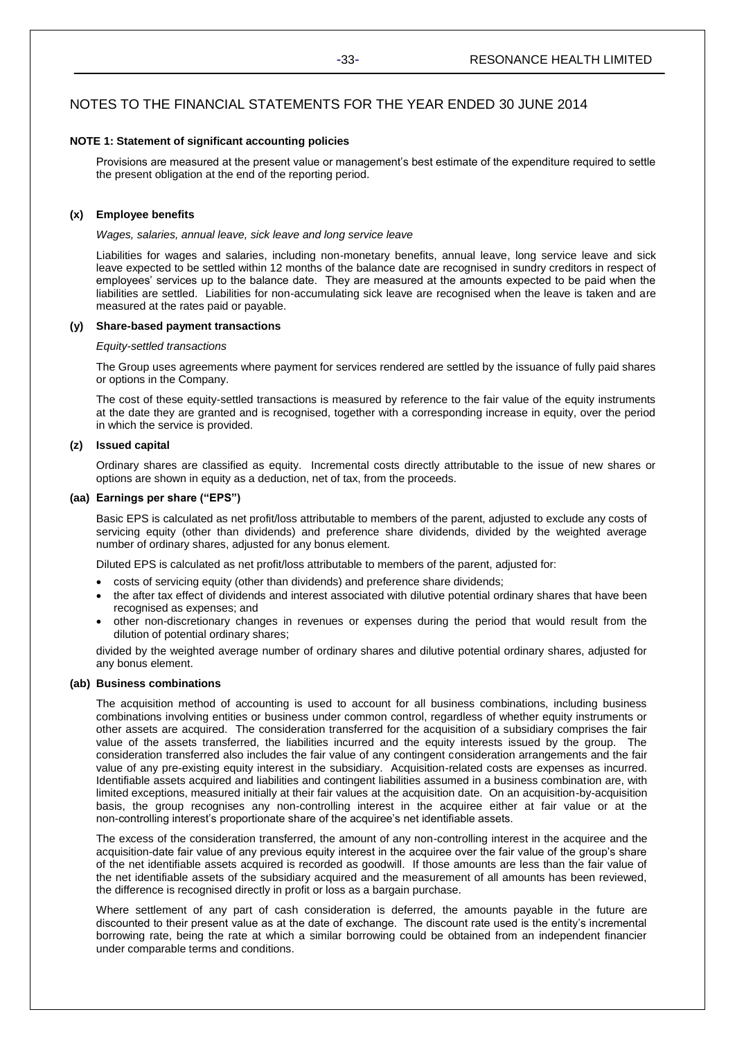# NOTES TO THE FINANCIAL STATEMENTS FOR THE YEAR ENDED 30 JUNE 2014

**NOTE 1: Statement of significant accounting policies**

Provisions are measured at the present value or management's best estimate of the expenditure required to settle the present obligation at the end of the reporting period.

**(x) Employee benefits**

*Wages, salaries, annual leave, sick leave and long service leave*

Liabilities for wages and salaries, including non-monetary benefits, annual leave, long service leave and sick leave expected to be settled within 12 months of the balance date are recognised in sundry creditors in respect of employees' services up to the balance date. They are measured at the amounts expected to be paid when the liabilities are settled. Liabilities for non-accumulating sick leave are recognised when the leave is taken and are measured at the rates paid or payable.

**(y) Share-based payment transactions**

*Equity-settled transactions*

The Group uses agreements where payment for services rendered are settled by the issuance of fully paid shares or options in the Company.

The cost of these equity-settled transactions is measured by reference to the fair value of the equity instruments at the date they are granted and is recognised, together with a corresponding increase in equity, over the period in which the service is provided.

**(z) Issued capital**

Ordinary shares are classified as equity. Incremental costs directly attributable to the issue of new shares or options are shown in equity as a deduction, net of tax, from the proceeds.

**(aa) Earnings per share ("EPS")**

Basic EPS is calculated as net profit/loss attributable to members of the parent, adjusted to exclude any costs of servicing equity (other than dividends) and preference share dividends, divided by the weighted average number of ordinary shares, adjusted for any bonus element.

Diluted EPS is calculated as net profit/loss attributable to members of the parent, adjusted for:

- costs of servicing equity (other than dividends) and preference share dividends;
- the after tax effect of dividends and interest associated with dilutive potential ordinary shares that have been recognised as expenses; and
- other non-discretionary changes in revenues or expenses during the period that would result from the dilution of potential ordinary shares;

divided by the weighted average number of ordinary shares and dilutive potential ordinary shares, adjusted for any bonus element.

**(ab) Business combinations**

The acquisition method of accounting is used to account for all business combinations, including business combinations involving entities or business under common control, regardless of whether equity instruments or other assets are acquired. The consideration transferred for the acquisition of a subsidiary comprises the fair value of the assets transferred, the liabilities incurred and the equity interests issued by the group. The consideration transferred also includes the fair value of any contingent consideration arrangements and the fair value of any pre-existing equity interest in the subsidiary. Acquisition-related costs are expenses as incurred. Identifiable assets acquired and liabilities and contingent liabilities assumed in a business combination are, with limited exceptions, measured initially at their fair values at the acquisition date. On an acquisition-by-acquisition basis, the group recognises any non-controlling interest in the acquiree either at fair value or at the non-controlling interest's proportionate share of the acquiree's net identifiable assets.

The excess of the consideration transferred, the amount of any non-controlling interest in the acquiree and the acquisition-date fair value of any previous equity interest in the acquiree over the fair value of the group's share of the net identifiable assets acquired is recorded as goodwill. If those amounts are less than the fair value of the net identifiable assets of the subsidiary acquired and the measurement of all amounts has been reviewed, the difference is recognised directly in profit or loss as a bargain purchase.

Where settlement of any part of cash consideration is deferred, the amounts payable in the future are discounted to their present value as at the date of exchange. The discount rate used is the entity's incremental borrowing rate, being the rate at which a similar borrowing could be obtained from an independent financier under comparable terms and conditions.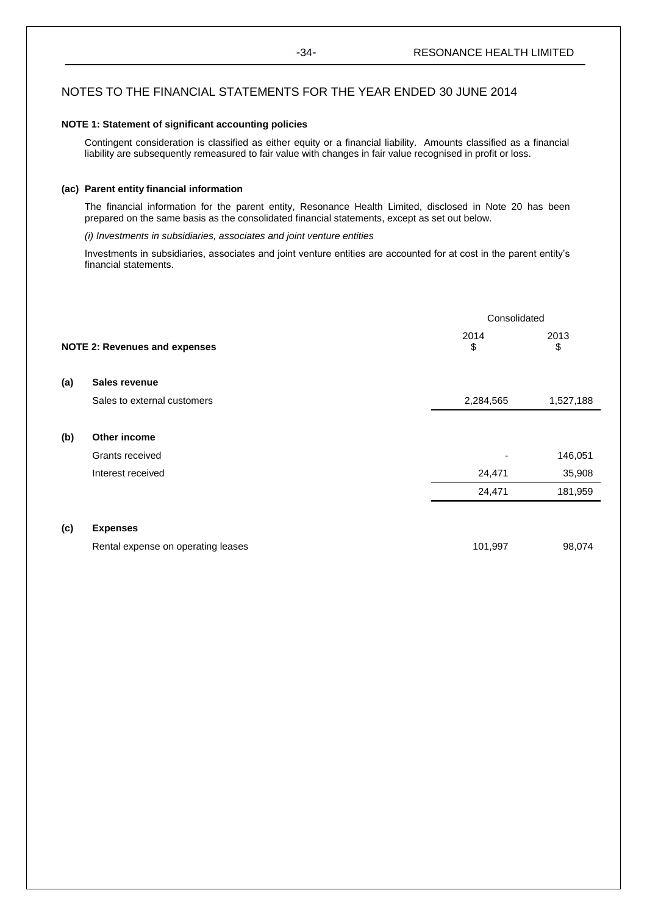## NOTES TO THE FINANCIAL STATEMENTS FOR THE YEAR ENDED 30 JUNE 2014

### NOTE 1: Statement of significant accounting policies

Contingent consideration is classified as either equity or a financial liability. Amounts classified as a financial liability are subsequently remeasured to fair value with changes in fair value recognised in profit or loss.

#### (ac) Parent entity financial information

The financial information for the parent entity, Resonance Health Limited, disclosed in Note 20 has been prepared on the same basis as the consolidated financial statements, except as set out below.

*(i) Investments in subsidiaries, associates and joint venture entities*

Investments in subsidiaries, associates and joint venture entities are accounted for at cost in the parent entity's financial statements.

### NOTE 2: Revenues and expenses

| | | Consolidated | |
|---|---|---|---|
| | | 2014<br>$ | 2013<br>$ |
| **(a)** | **Sales revenue** | | |
| | Sales to external customers | 2,284,565 | 1,527,188 |
| **(b)** | **Other income** | | |
| | Grants received | - | 146,051 |
| | Interest received | 24,471 | 35,908 |
| | | 24,471 | 181,959 |
| **(c)** | **Expenses** | | |
| | Rental expense on operating leases | 101,997 | 98,074 |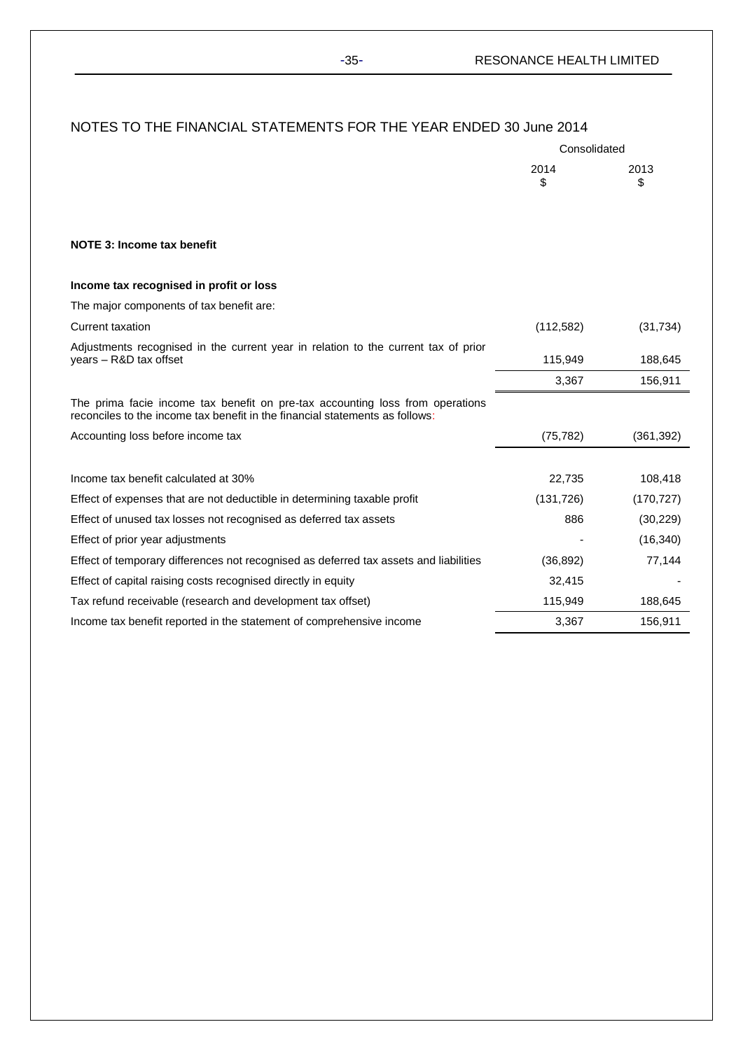# NOTES TO THE FINANCIAL STATEMENTS FOR THE YEAR ENDED 30 June 2014

| | Consolidated | |
|---|---|---|
| | 2014<br>$ | 2013<br>$ |
| **NOTE 3: Income tax benefit** | | |
| **Income tax recognised in profit or loss** | | |
| The major components of tax benefit are: | | |
| Current taxation | (112,582) | (31,734) |
| Adjustments recognised in the current year in relation to the current tax of prior years – R&D tax offset | 115,949 | 188,645 |
| | 3,367 | 156,911 |
| The prima facie income tax benefit on pre-tax accounting loss from operations reconciles to the income tax benefit in the financial statements as follows: | | |
| Accounting loss before income tax | (75,782) | (361,392) |
| Income tax benefit calculated at 30% | 22,735 | 108,418 |
| Effect of expenses that are not deductible in determining taxable profit | (131,726) | (170,727) |
| Effect of unused tax losses not recognised as deferred tax assets | 886 | (30,229) |
| Effect of prior year adjustments | - | (16,340) |
| Effect of temporary differences not recognised as deferred tax assets and liabilities | (36,892) | 77,144 |
| Effect of capital raising costs recognised directly in equity | 32,415 | - |
| Tax refund receivable (research and development tax offset) | 115,949 | 188,645 |
| Income tax benefit reported in the statement of comprehensive income | 3,367 | 156,911 |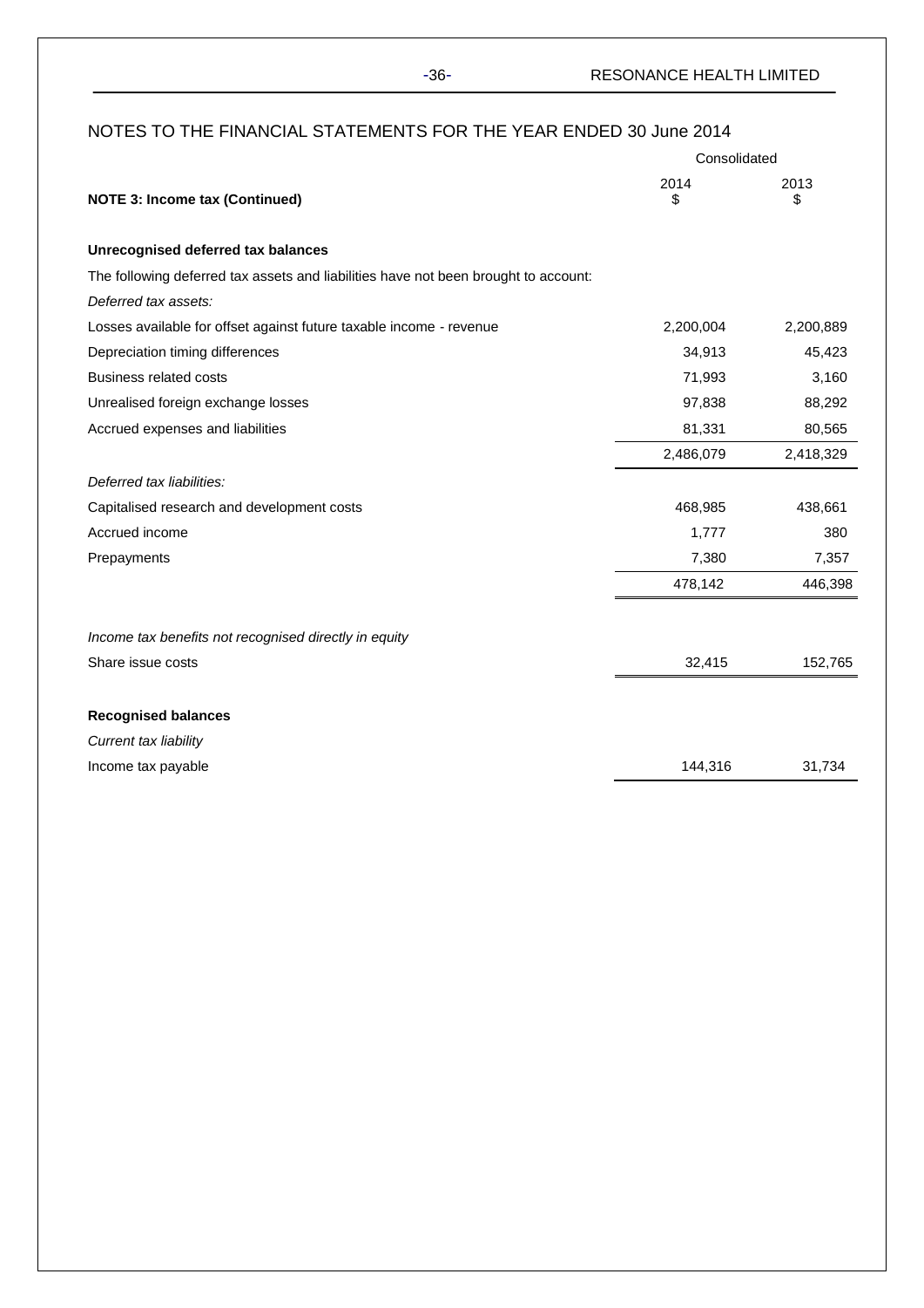## NOTES TO THE FINANCIAL STATEMENTS FOR THE YEAR ENDED 30 June 2014

| NOTE 3: Income tax (Continued) | Consolidated 2014 $ | Consolidated 2013 $ |
|---|---|---|
| **Unrecognised deferred tax balances** | | |
| The following deferred tax assets and liabilities have not been brought to account: | | |
| *Deferred tax assets:* | | |
| Losses available for offset against future taxable income - revenue | 2,200,004 | 2,200,889 |
| Depreciation timing differences | 34,913 | 45,423 |
| Business related costs | 71,993 | 3,160 |
| Unrealised foreign exchange losses | 97,838 | 88,292 |
| Accrued expenses and liabilities | 81,331 | 80,565 |
| | 2,486,079 | 2,418,329 |
| *Deferred tax liabilities:* | | |
| Capitalised research and development costs | 468,985 | 438,661 |
| Accrued income | 1,777 | 380 |
| Prepayments | 7,380 | 7,357 |
| | 478,142 | 446,398 |
| *Income tax benefits not recognised directly in equity* | | |
| Share issue costs | 32,415 | 152,765 |
| **Recognised balances** | | |
| *Current tax liability* | | |
| Income tax payable | 144,316 | 31,734 |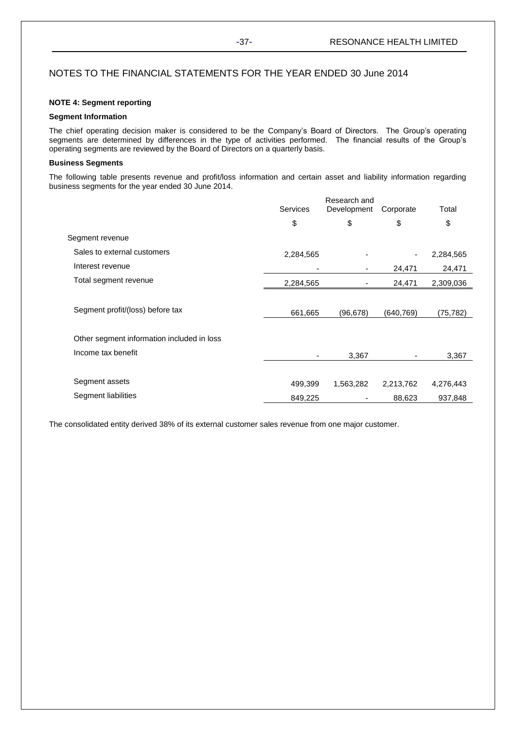# NOTES TO THE FINANCIAL STATEMENTS FOR THE YEAR ENDED 30 June 2014

**NOTE 4: Segment reporting**

**Segment Information**

The chief operating decision maker is considered to be the Company's Board of Directors. The Group's operating segments are determined by differences in the type of activities performed. The financial results of the Group's operating segments are reviewed by the Board of Directors on a quarterly basis.

**Business Segments**

The following table presents revenue and profit/loss information and certain asset and liability information regarding business segments for the year ended 30 June 2014.

| | Services | Research and Development | Corporate | Total |
|---|---|---|---|---|
| | $ | $ | $ | $ |
| Segment revenue | | | | |
| Sales to external customers | 2,284,565 | - | - | 2,284,565 |
| Interest revenue | - | - | 24,471 | 24,471 |
| Total segment revenue | 2,284,565 | - | 24,471 | 2,309,036 |
| | | | | |
| Segment profit/(loss) before tax | 661,665 | (96,678) | (640,769) | (75,782) |
| | | | | |
| Other segment information included in loss | | | | |
| Income tax benefit | - | 3,367 | - | 3,367 |
| | | | | |
| Segment assets | 499,399 | 1,563,282 | 2,213,762 | 4,276,443 |
| Segment liabilities | 849,225 | - | 88,623 | 937,848 |

The consolidated entity derived 38% of its external customer sales revenue from one major customer.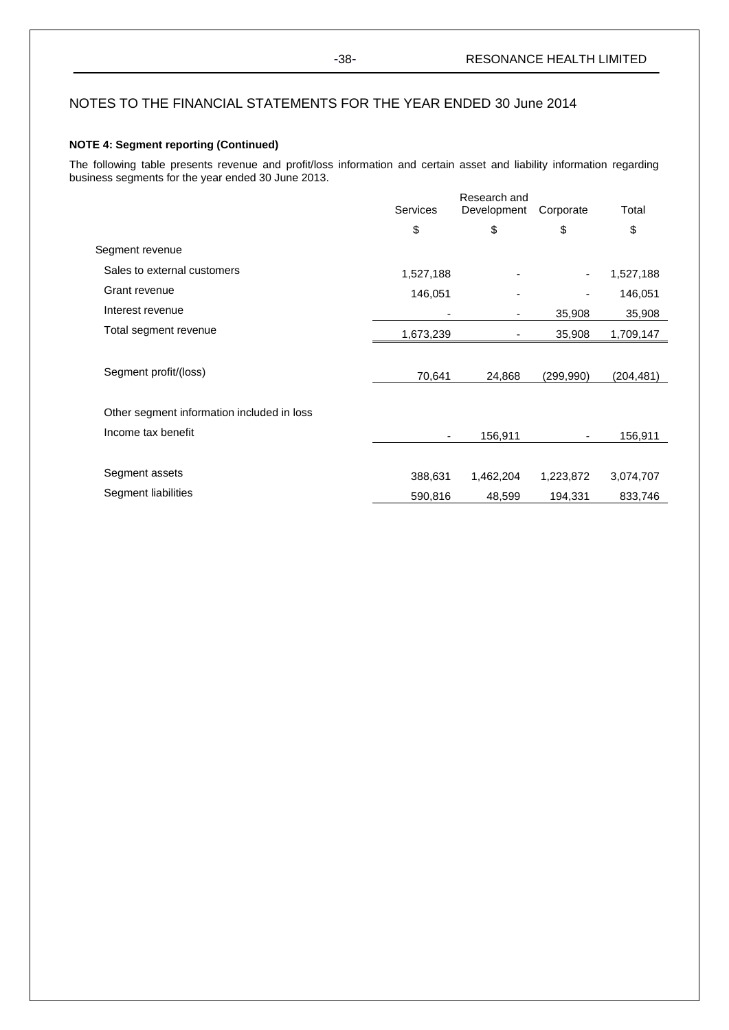# NOTES TO THE FINANCIAL STATEMENTS FOR THE YEAR ENDED 30 June 2014

**NOTE 4: Segment reporting (Continued)**

The following table presents revenue and profit/loss information and certain asset and liability information regarding business segments for the year ended 30 June 2013.

| | Services | Research and Development | Corporate | Total |
|---|---|---|---|---|
| | $ | $ | $ | $ |
| Segment revenue | | | | |
| Sales to external customers | 1,527,188 | - | - | 1,527,188 |
| Grant revenue | 146,051 | - | - | 146,051 |
| Interest revenue | - | - | 35,908 | 35,908 |
| Total segment revenue | 1,673,239 | - | 35,908 | 1,709,147 |
| Segment profit/(loss) | 70,641 | 24,868 | (299,990) | (204,481) |
| Other segment information included in loss | | | | |
| Income tax benefit | - | 156,911 | - | 156,911 |
| Segment assets | 388,631 | 1,462,204 | 1,223,872 | 3,074,707 |
| Segment liabilities | 590,816 | 48,599 | 194,331 | 833,746 |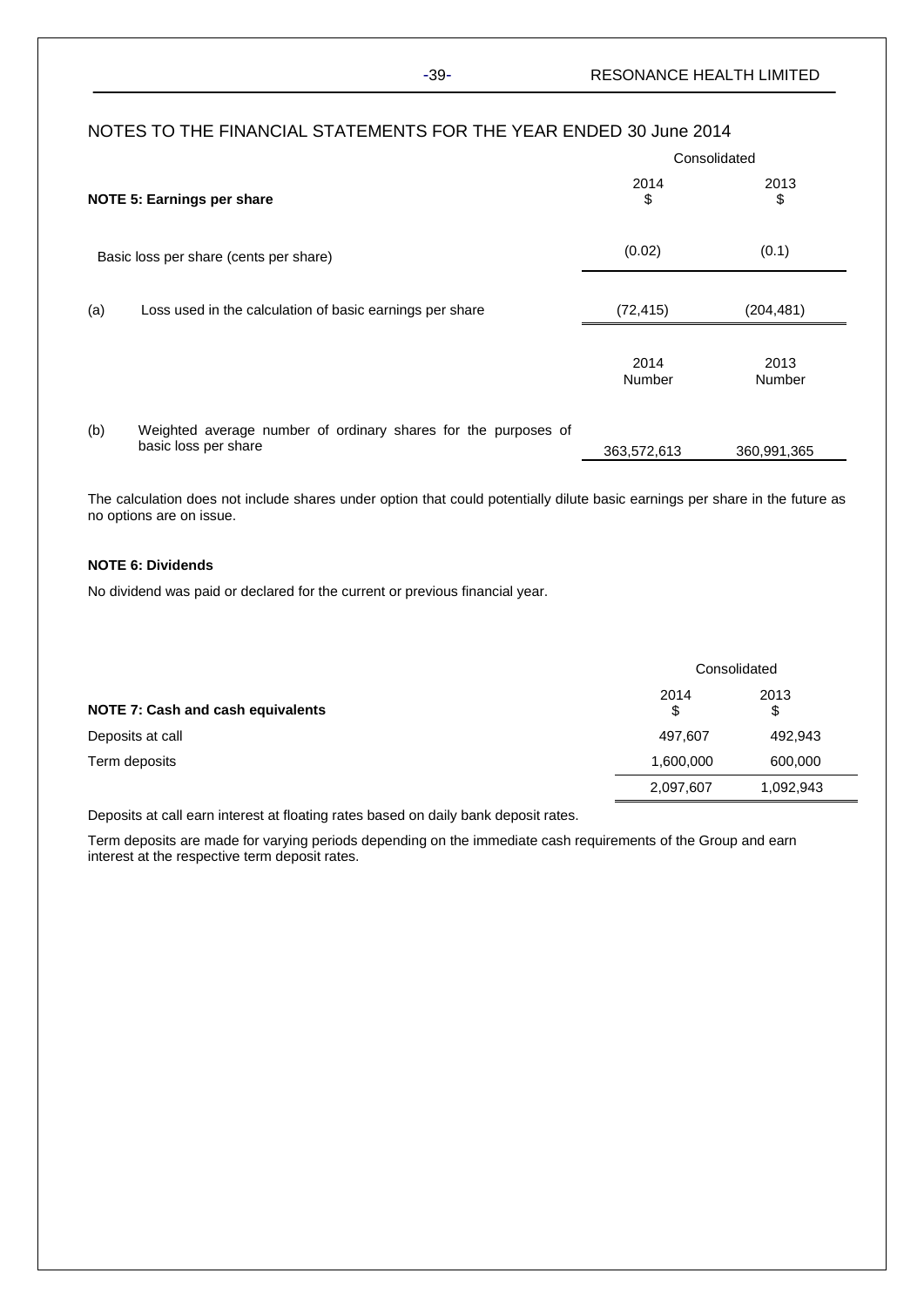## NOTES TO THE FINANCIAL STATEMENTS FOR THE YEAR ENDED 30 June 2014

| | | Consolidated | |
|---|---|---|---|
| **NOTE 5: Earnings per share** | | 2014<br>$ | 2013<br>$ |
| Basic loss per share (cents per share) | | (0.02) | (0.1) |
| (a) | Loss used in the calculation of basic earnings per share | (72,415) | (204,481) |
| | | 2014<br>Number | 2013<br>Number |
| (b) | Weighted average number of ordinary shares for the purposes of basic loss per share | 363,572,613 | 360,991,365 |

The calculation does not include shares under option that could potentially dilute basic earnings per share in the future as no options are on issue.

**NOTE 6: Dividends**

No dividend was paid or declared for the current or previous financial year.

| | Consolidated | |
|---|---|---|
| **NOTE 7: Cash and cash equivalents** | 2014<br>$ | 2013<br>$ |
| Deposits at call | 497,607 | 492,943 |
| Term deposits | 1,600,000 | 600,000 |
| | 2,097,607 | 1,092,943 |

Deposits at call earn interest at floating rates based on daily bank deposit rates.

Term deposits are made for varying periods depending on the immediate cash requirements of the Group and earn interest at the respective term deposit rates.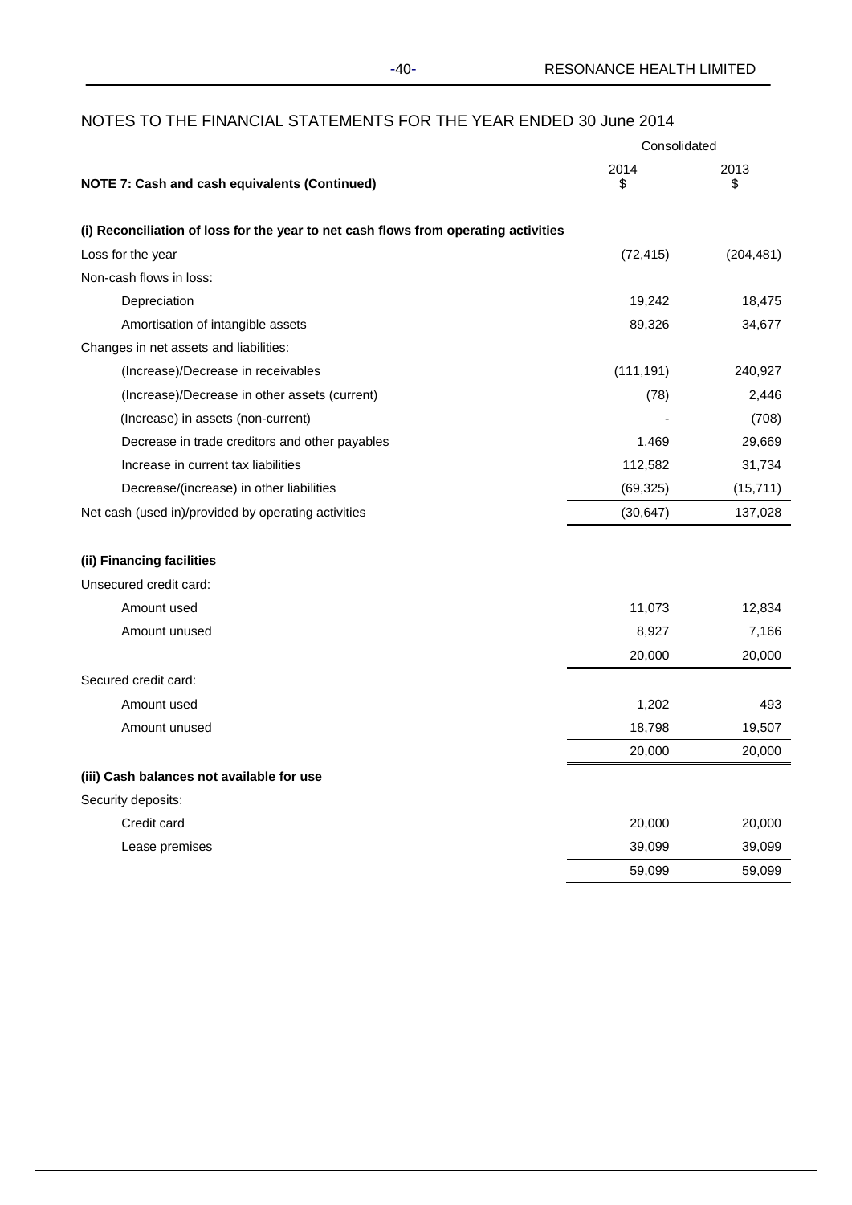## NOTES TO THE FINANCIAL STATEMENTS FOR THE YEAR ENDED 30 June 2014

| NOTE 7: Cash and cash equivalents (Continued) | Consolidated 2014 $ | Consolidated 2013 $ |
|---|---|---|
| **(i) Reconciliation of loss for the year to net cash flows from operating activities** | | |
| Loss for the year | (72,415) | (204,481) |
| Non-cash flows in loss: | | |
| Depreciation | 19,242 | 18,475 |
| Amortisation of intangible assets | 89,326 | 34,677 |
| Changes in net assets and liabilities: | | |
| (Increase)/Decrease in receivables | (111,191) | 240,927 |
| (Increase)/Decrease in other assets (current) | (78) | 2,446 |
| (Increase) in assets (non-current) | - | (708) |
| Decrease in trade creditors and other payables | 1,469 | 29,669 |
| Increase in current tax liabilities | 112,582 | 31,734 |
| Decrease/(increase) in other liabilities | (69,325) | (15,711) |
| Net cash (used in)/provided by operating activities | (30,647) | 137,028 |
| **(ii) Financing facilities** | | |
| Unsecured credit card: | | |
| Amount used | 11,073 | 12,834 |
| Amount unused | 8,927 | 7,166 |
| | 20,000 | 20,000 |
| Secured credit card: | | |
| Amount used | 1,202 | 493 |
| Amount unused | 18,798 | 19,507 |
| | 20,000 | 20,000 |
| **(iii) Cash balances not available for use** | | |
| Security deposits: | | |
| Credit card | 20,000 | 20,000 |
| Lease premises | 39,099 | 39,099 |
| | 59,099 | 59,099 |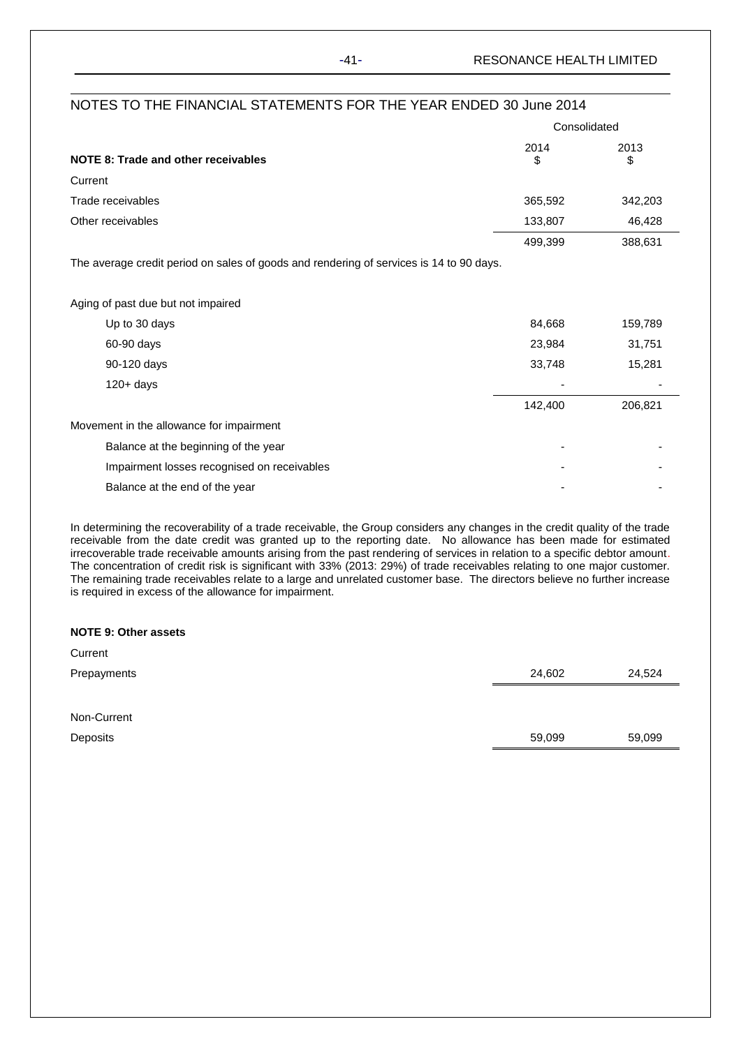## NOTES TO THE FINANCIAL STATEMENTS FOR THE YEAR ENDED 30 June 2014

| | Consolidated | |
|---|---|---|
| **NOTE 8: Trade and other receivables** | 2014 $ | 2013 $ |
| Current | | |
| Trade receivables | 365,592 | 342,203 |
| Other receivables | 133,807 | 46,428 |
| | 499,399 | 388,631 |

The average credit period on sales of goods and rendering of services is 14 to 90 days.

| | 2014 $ | 2013 $ |
|---|---|---|
| Aging of past due but not impaired | | |
| Up to 30 days | 84,668 | 159,789 |
| 60-90 days | 23,984 | 31,751 |
| 90-120 days | 33,748 | 15,281 |
| 120+ days | - | - |
| | 142,400 | 206,821 |
| Movement in the allowance for impairment | | |
| Balance at the beginning of the year | - | - |
| Impairment losses recognised on receivables | - | - |
| Balance at the end of the year | - | - |

In determining the recoverability of a trade receivable, the Group considers any changes in the credit quality of the trade receivable from the date credit was granted up to the reporting date. No allowance has been made for estimated irrecoverable trade receivable amounts arising from the past rendering of services in relation to a specific debtor amount. The concentration of credit risk is significant with 33% (2013: 29%) of trade receivables relating to one major customer. The remaining trade receivables relate to a large and unrelated customer base. The directors believe no further increase is required in excess of the allowance for impairment.

**NOTE 9: Other assets**

| | 2014 $ | 2013 $ |
|---|---|---|
| Current | | |
| Prepayments | 24,602 | 24,524 |
| Non-Current | | |
| Deposits | 59,099 | 59,099 |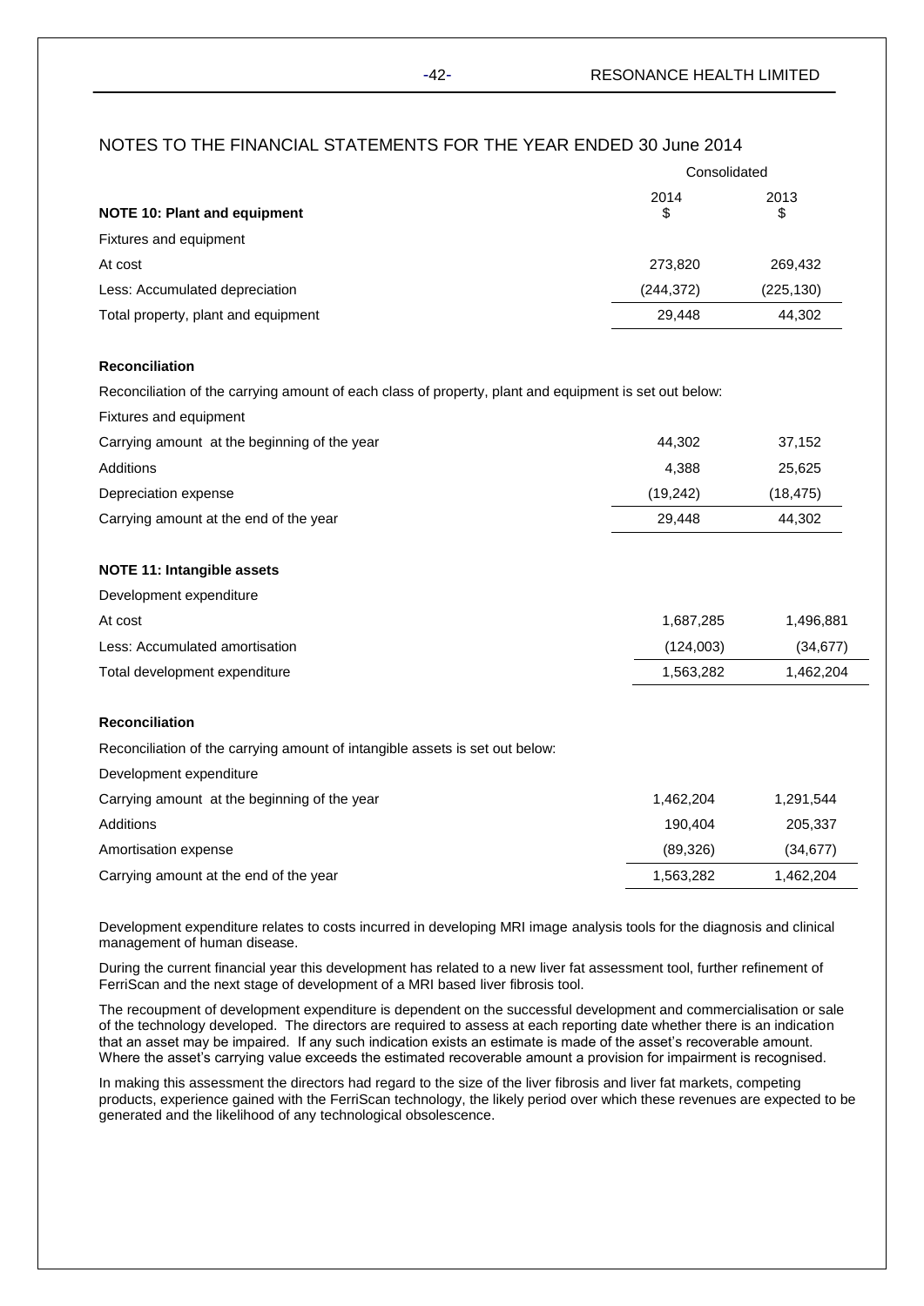## NOTES TO THE FINANCIAL STATEMENTS FOR THE YEAR ENDED 30 June 2014

| | Consolidated | |
|---|---|---|
| **NOTE 10: Plant and equipment** | 2014 $ | 2013 $ |
| Fixtures and equipment | | |
| At cost | 273,820 | 269,432 |
| Less: Accumulated depreciation | (244,372) | (225,130) |
| Total property, plant and equipment | 29,448 | 44,302 |

**Reconciliation**

Reconciliation of the carrying amount of each class of property, plant and equipment is set out below:

| | 2014 $ | 2013 $ |
|---|---|---|
| Fixtures and equipment | | |
| Carrying amount at the beginning of the year | 44,302 | 37,152 |
| Additions | 4,388 | 25,625 |
| Depreciation expense | (19,242) | (18,475) |
| Carrying amount at the end of the year | 29,448 | 44,302 |

**NOTE 11: Intangible assets**

| | 2014 $ | 2013 $ |
|---|---|---|
| Development expenditure | | |
| At cost | 1,687,285 | 1,496,881 |
| Less: Accumulated amortisation | (124,003) | (34,677) |
| Total development expenditure | 1,563,282 | 1,462,204 |

**Reconciliation**

Reconciliation of the carrying amount of intangible assets is set out below:

| | 2014 $ | 2013 $ |
|---|---|---|
| Development expenditure | | |
| Carrying amount at the beginning of the year | 1,462,204 | 1,291,544 |
| Additions | 190,404 | 205,337 |
| Amortisation expense | (89,326) | (34,677) |
| Carrying amount at the end of the year | 1,563,282 | 1,462,204 |

Development expenditure relates to costs incurred in developing MRI image analysis tools for the diagnosis and clinical management of human disease.

During the current financial year this development has related to a new liver fat assessment tool, further refinement of FerriScan and the next stage of development of a MRI based liver fibrosis tool.

The recoupment of development expenditure is dependent on the successful development and commercialisation or sale of the technology developed. The directors are required to assess at each reporting date whether there is an indication that an asset may be impaired. If any such indication exists an estimate is made of the asset's recoverable amount. Where the asset's carrying value exceeds the estimated recoverable amount a provision for impairment is recognised.

In making this assessment the directors had regard to the size of the liver fibrosis and liver fat markets, competing products, experience gained with the FerriScan technology, the likely period over which these revenues are expected to be generated and the likelihood of any technological obsolescence.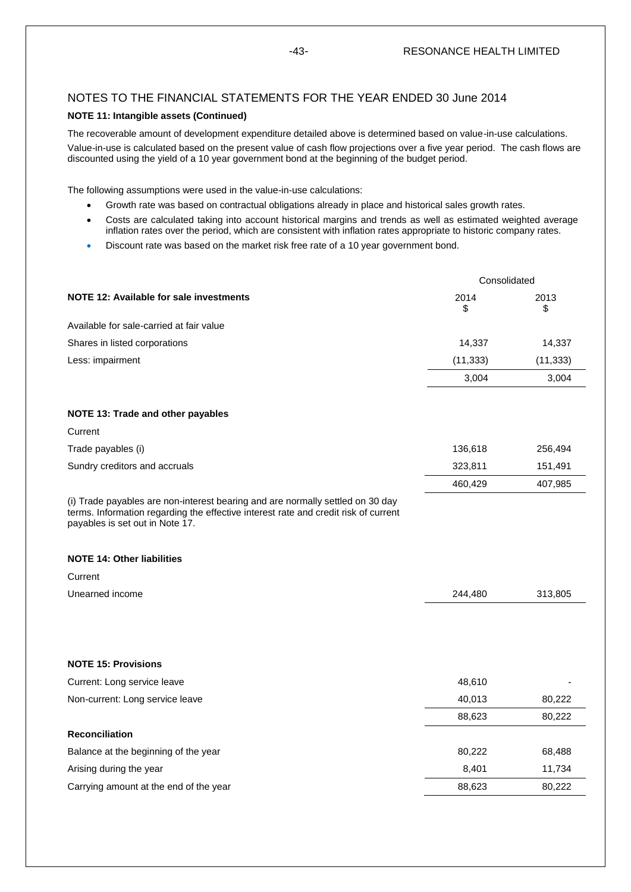## NOTES TO THE FINANCIAL STATEMENTS FOR THE YEAR ENDED 30 June 2014

**NOTE 11: Intangible assets (Continued)**

The recoverable amount of development expenditure detailed above is determined based on value-in-use calculations. Value-in-use is calculated based on the present value of cash flow projections over a five year period. The cash flows are discounted using the yield of a 10 year government bond at the beginning of the budget period.

The following assumptions were used in the value-in-use calculations:

- Growth rate was based on contractual obligations already in place and historical sales growth rates.
- Costs are calculated taking into account historical margins and trends as well as estimated weighted average inflation rates over the period, which are consistent with inflation rates appropriate to historic company rates.
- Discount rate was based on the market risk free rate of a 10 year government bond.

| | Consolidated | |
|---|---|---|
| **NOTE 12: Available for sale investments** | 2014<br>$ | 2013<br>$ |
| Available for sale-carried at fair value | | |
| Shares in listed corporations | 14,337 | 14,337 |
| Less: impairment | (11,333) | (11,333) |
| | 3,004 | 3,004 |
| | | |
| **NOTE 13: Trade and other payables** | | |
| Current | | |
| Trade payables (i) | 136,618 | 256,494 |
| Sundry creditors and accruals | 323,811 | 151,491 |
| | 460,429 | 407,985 |

(i) Trade payables are non-interest bearing and are normally settled on 30 day terms. Information regarding the effective interest rate and credit risk of current payables is set out in Note 17.

| | | |
|---|---|---|
| **NOTE 14: Other liabilities** | | |
| Current | | |
| Unearned income | 244,480 | 313,805 |
| | | |
| **NOTE 15: Provisions** | | |
| Current: Long service leave | 48,610 | - |
| Non-current: Long service leave | 40,013 | 80,222 |
| | 88,623 | 80,222 |
| **Reconciliation** | | |
| Balance at the beginning of the year | 80,222 | 68,488 |
| Arising during the year | 8,401 | 11,734 |
| Carrying amount at the end of the year | 88,623 | 80,222 |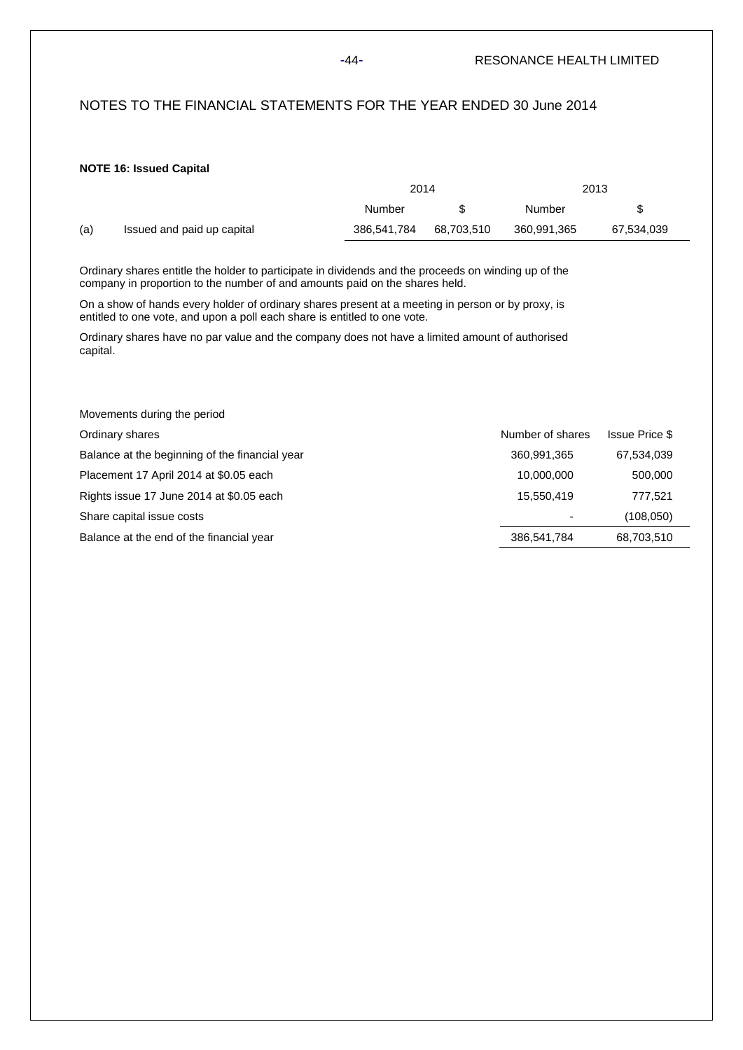# NOTES TO THE FINANCIAL STATEMENTS FOR THE YEAR ENDED 30 June 2014

**NOTE 16: Issued Capital**

| | | 2014 | | 2013 | |
|---|---|---|---|---|---|
| | | Number | $ | Number | $ |
| (a) | Issued and paid up capital | 386,541,784 | 68,703,510 | 360,991,365 | 67,534,039 |

Ordinary shares entitle the holder to participate in dividends and the proceeds on winding up of the company in proportion to the number of and amounts paid on the shares held.

On a show of hands every holder of ordinary shares present at a meeting in person or by proxy, is entitled to one vote, and upon a poll each share is entitled to one vote.

Ordinary shares have no par value and the company does not have a limited amount of authorised capital.

Movements during the period

| Ordinary shares | Number of shares | Issue Price $ |
|---|---|---|
| Balance at the beginning of the financial year | 360,991,365 | 67,534,039 |
| Placement 17 April 2014 at $0.05 each | 10,000,000 | 500,000 |
| Rights issue 17 June 2014 at $0.05 each | 15,550,419 | 777,521 |
| Share capital issue costs | - | (108,050) |
| Balance at the end of the financial year | 386,541,784 | 68,703,510 |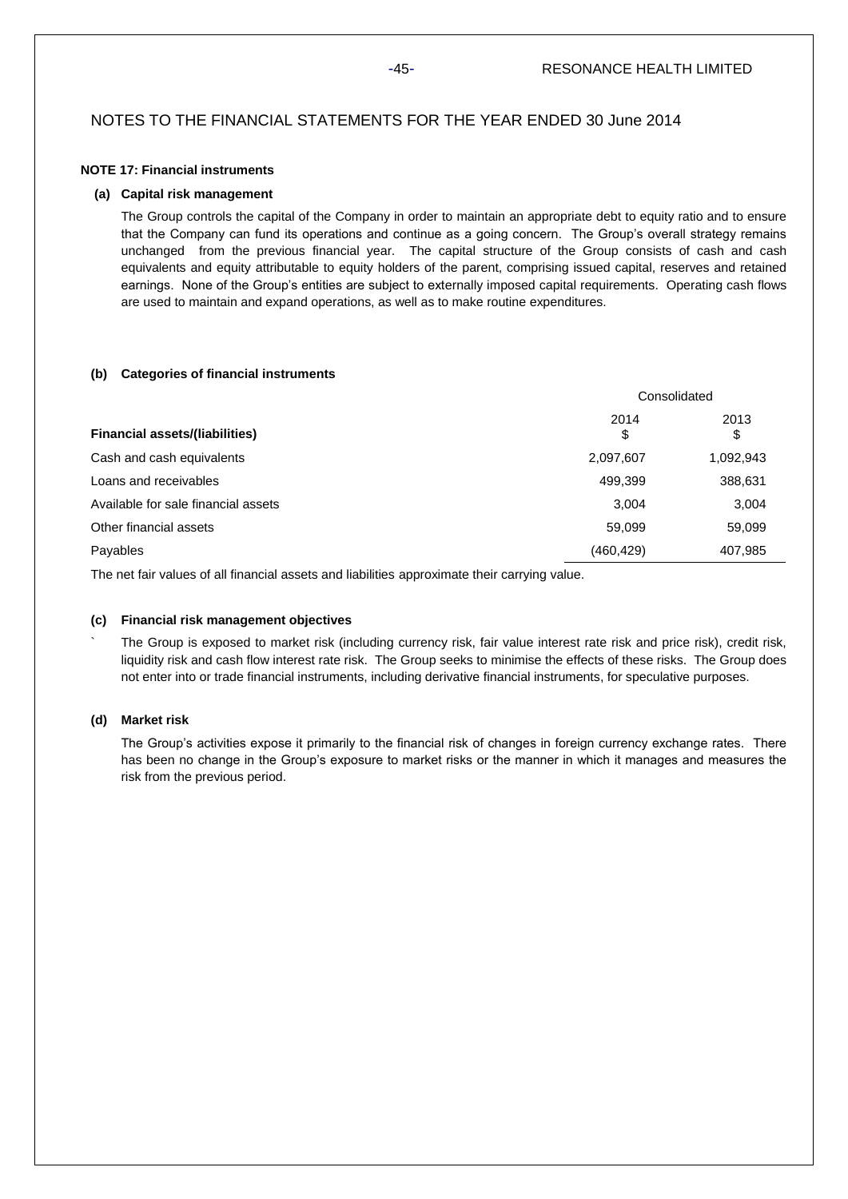# NOTES TO THE FINANCIAL STATEMENTS FOR THE YEAR ENDED 30 June 2014

**NOTE 17: Financial instruments**

**(a) Capital risk management**

The Group controls the capital of the Company in order to maintain an appropriate debt to equity ratio and to ensure that the Company can fund its operations and continue as a going concern. The Group's overall strategy remains unchanged from the previous financial year. The capital structure of the Group consists of cash and cash equivalents and equity attributable to equity holders of the parent, comprising issued capital, reserves and retained earnings. None of the Group's entities are subject to externally imposed capital requirements. Operating cash flows are used to maintain and expand operations, as well as to make routine expenditures.

**(b) Categories of financial instruments**

| | Consolidated | |
|---|---|---|
| **Financial assets/(liabilities)** | 2014<br>$ | 2013<br>$ |
| Cash and cash equivalents | 2,097,607 | 1,092,943 |
| Loans and receivables | 499,399 | 388,631 |
| Available for sale financial assets | 3,004 | 3,004 |
| Other financial assets | 59,099 | 59,099 |
| Payables | (460,429) | 407,985 |

The net fair values of all financial assets and liabilities approximate their carrying value.

**(c) Financial risk management objectives**

` The Group is exposed to market risk (including currency risk, fair value interest rate risk and price risk), credit risk, liquidity risk and cash flow interest rate risk. The Group seeks to minimise the effects of these risks. The Group does not enter into or trade financial instruments, including derivative financial instruments, for speculative purposes.

**(d) Market risk**

The Group's activities expose it primarily to the financial risk of changes in foreign currency exchange rates. There has been no change in the Group's exposure to market risks or the manner in which it manages and measures the risk from the previous period.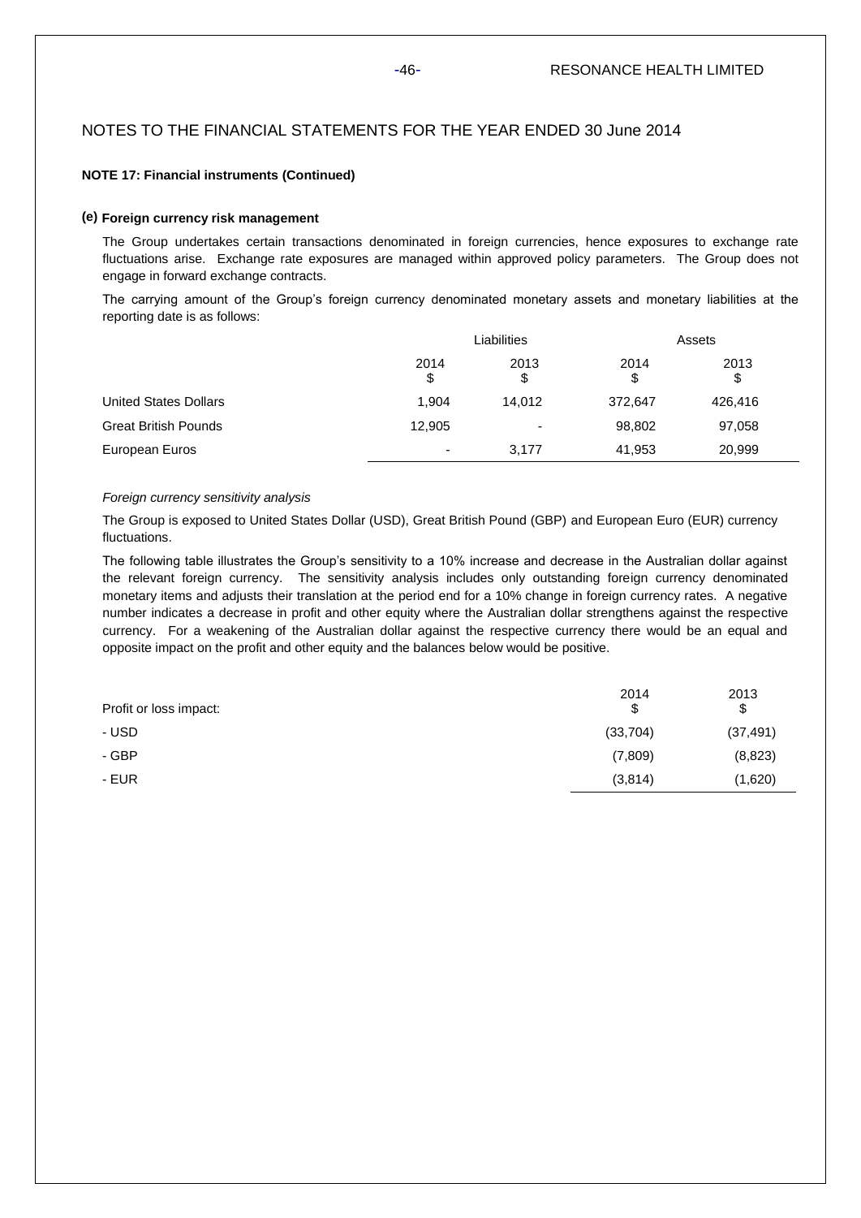## NOTES TO THE FINANCIAL STATEMENTS FOR THE YEAR ENDED 30 June 2014

**NOTE 17: Financial instruments (Continued)**

**(e) Foreign currency risk management**

The Group undertakes certain transactions denominated in foreign currencies, hence exposures to exchange rate fluctuations arise. Exchange rate exposures are managed within approved policy parameters. The Group does not engage in forward exchange contracts.

The carrying amount of the Group's foreign currency denominated monetary assets and monetary liabilities at the reporting date is as follows:

| | Liabilities | | Assets | |
|---|---|---|---|---|
| | 2014<br>$ | 2013<br>$ | 2014<br>$ | 2013<br>$ |
| United States Dollars | 1,904 | 14,012 | 372,647 | 426,416 |
| Great British Pounds | 12,905 | - | 98,802 | 97,058 |
| European Euros | - | 3,177 | 41,953 | 20,999 |

*Foreign currency sensitivity analysis*

The Group is exposed to United States Dollar (USD), Great British Pound (GBP) and European Euro (EUR) currency fluctuations.

The following table illustrates the Group's sensitivity to a 10% increase and decrease in the Australian dollar against the relevant foreign currency. The sensitivity analysis includes only outstanding foreign currency denominated monetary items and adjusts their translation at the period end for a 10% change in foreign currency rates. A negative number indicates a decrease in profit and other equity where the Australian dollar strengthens against the respective currency. For a weakening of the Australian dollar against the respective currency there would be an equal and opposite impact on the profit and other equity and the balances below would be positive.

| Profit or loss impact: | 2014<br>$ | 2013<br>$ |
|---|---|---|
| - USD | (33,704) | (37,491) |
| - GBP | (7,809) | (8,823) |
| - EUR | (3,814) | (1,620) |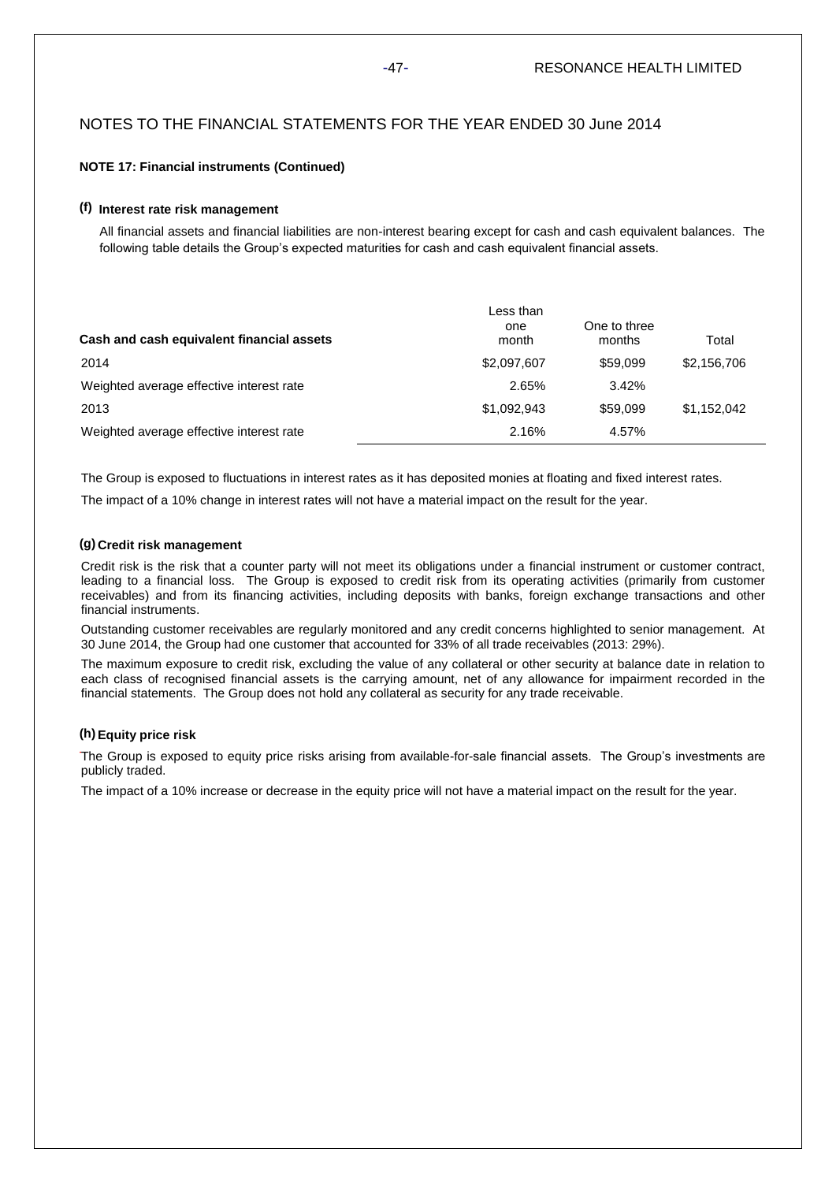## NOTES TO THE FINANCIAL STATEMENTS FOR THE YEAR ENDED 30 June 2014

**NOTE 17: Financial instruments (Continued)**

### (f) Interest rate risk management

All financial assets and financial liabilities are non-interest bearing except for cash and cash equivalent balances. The following table details the Group's expected maturities for cash and cash equivalent financial assets.

| Cash and cash equivalent financial assets | Less than one month | One to three months | Total |
|---|---|---|---|
| 2014 | \$2,097,607 | \$59,099 | \$2,156,706 |
| Weighted average effective interest rate | 2.65% | 3.42% | |
| 2013 | \$1,092,943 | \$59,099 | \$1,152,042 |
| Weighted average effective interest rate | 2.16% | 4.57% | |

The Group is exposed to fluctuations in interest rates as it has deposited monies at floating and fixed interest rates.

The impact of a 10% change in interest rates will not have a material impact on the result for the year.

### (g) Credit risk management

Credit risk is the risk that a counter party will not meet its obligations under a financial instrument or customer contract, leading to a financial loss. The Group is exposed to credit risk from its operating activities (primarily from customer receivables) and from its financing activities, including deposits with banks, foreign exchange transactions and other financial instruments.

Outstanding customer receivables are regularly monitored and any credit concerns highlighted to senior management. At 30 June 2014, the Group had one customer that accounted for 33% of all trade receivables (2013: 29%).

The maximum exposure to credit risk, excluding the value of any collateral or other security at balance date in relation to each class of recognised financial assets is the carrying amount, net of any allowance for impairment recorded in the financial statements. The Group does not hold any collateral as security for any trade receivable.

### (h) Equity price risk

The Group is exposed to equity price risks arising from available-for-sale financial assets. The Group's investments are publicly traded.

The impact of a 10% increase or decrease in the equity price will not have a material impact on the result for the year.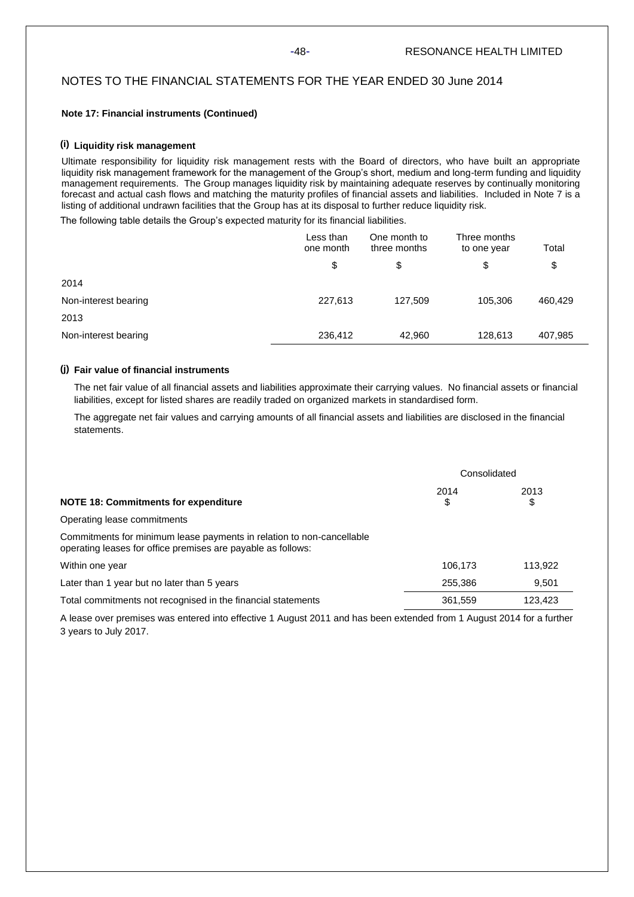# NOTES TO THE FINANCIAL STATEMENTS FOR THE YEAR ENDED 30 June 2014

**Note 17: Financial instruments (Continued)**

### (i) Liquidity risk management

Ultimate responsibility for liquidity risk management rests with the Board of directors, who have built an appropriate liquidity risk management framework for the management of the Group's short, medium and long-term funding and liquidity management requirements. The Group manages liquidity risk by maintaining adequate reserves by continually monitoring forecast and actual cash flows and matching the maturity profiles of financial assets and liabilities. Included in Note 7 is a listing of additional undrawn facilities that the Group has at its disposal to further reduce liquidity risk.

The following table details the Group's expected maturity for its financial liabilities.

| | Less than one month | One month to three months | Three months to one year | Total |
|---|---|---|---|---|
| | $ | $ | $ | $ |
| 2014 | | | | |
| Non-interest bearing | 227,613 | 127,509 | 105,306 | 460,429 |
| 2013 | | | | |
| Non-interest bearing | 236,412 | 42,960 | 128,613 | 407,985 |

### (j) Fair value of financial instruments

The net fair value of all financial assets and liabilities approximate their carrying values. No financial assets or financial liabilities, except for listed shares are readily traded on organized markets in standardised form.

The aggregate net fair values and carrying amounts of all financial assets and liabilities are disclosed in the financial statements.

| | Consolidated | |
|---|---|---|
| **NOTE 18: Commitments for expenditure** | 2014 $ | 2013 $ |
| Operating lease commitments | | |
| Commitments for minimum lease payments in relation to non-cancellable operating leases for office premises are payable as follows: | | |
| Within one year | 106,173 | 113,922 |
| Later than 1 year but no later than 5 years | 255,386 | 9,501 |
| Total commitments not recognised in the financial statements | 361,559 | 123,423 |

A lease over premises was entered into effective 1 August 2011 and has been extended from 1 August 2014 for a further 3 years to July 2017.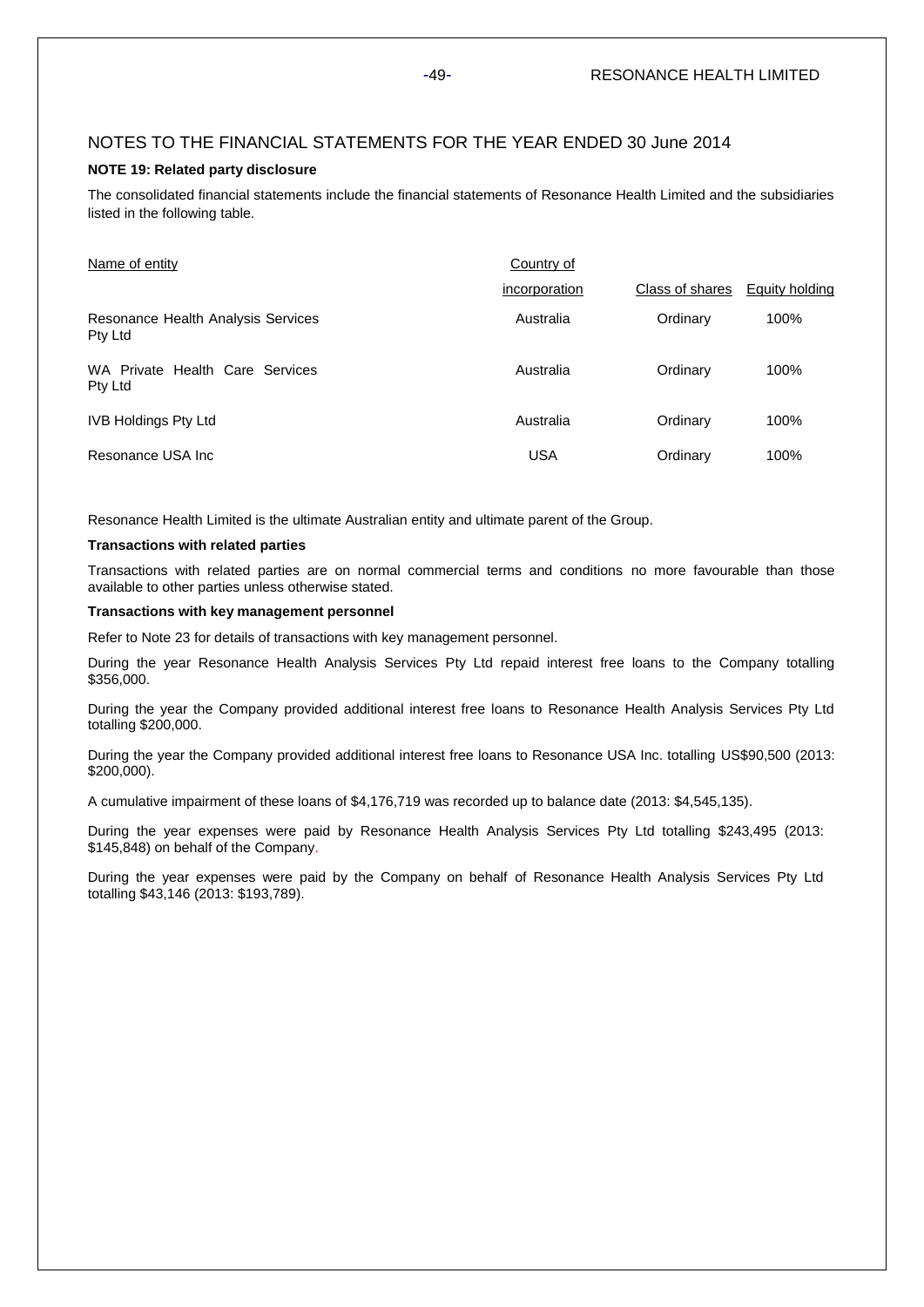## NOTES TO THE FINANCIAL STATEMENTS FOR THE YEAR ENDED 30 June 2014

**NOTE 19: Related party disclosure**

The consolidated financial statements include the financial statements of Resonance Health Limited and the subsidiaries listed in the following table.

| Name of entity | Country of incorporation | Class of shares | Equity holding |
|---|---|---|---|
| Resonance Health Analysis Services Pty Ltd | Australia | Ordinary | 100% |
| WA Private Health Care Services Pty Ltd | Australia | Ordinary | 100% |
| IVB Holdings Pty Ltd | Australia | Ordinary | 100% |
| Resonance USA Inc | USA | Ordinary | 100% |

Resonance Health Limited is the ultimate Australian entity and ultimate parent of the Group.

**Transactions with related parties**

Transactions with related parties are on normal commercial terms and conditions no more favourable than those available to other parties unless otherwise stated.

**Transactions with key management personnel**

Refer to Note 23 for details of transactions with key management personnel.

During the year Resonance Health Analysis Services Pty Ltd repaid interest free loans to the Company totalling $356,000.

During the year the Company provided additional interest free loans to Resonance Health Analysis Services Pty Ltd totalling $200,000.

During the year the Company provided additional interest free loans to Resonance USA Inc. totalling US$90,500 (2013: $200,000).

A cumulative impairment of these loans of $4,176,719 was recorded up to balance date (2013: $4,545,135).

During the year expenses were paid by Resonance Health Analysis Services Pty Ltd totalling $243,495 (2013: $145,848) on behalf of the Company.

During the year expenses were paid by the Company on behalf of Resonance Health Analysis Services Pty Ltd totalling $43,146 (2013: $193,789).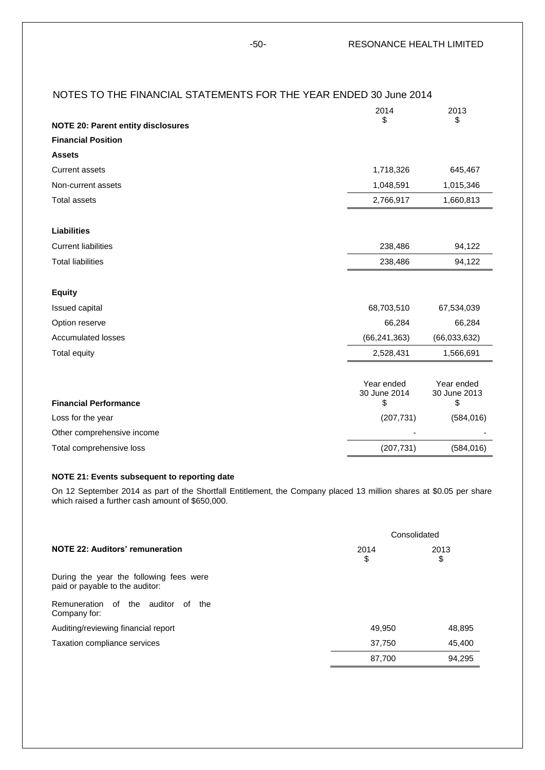## NOTES TO THE FINANCIAL STATEMENTS FOR THE YEAR ENDED 30 June 2014

| NOTE 20: Parent entity disclosures | 2014 $ | 2013 $ |
|---|---|---|
| **Financial Position** | | |
| **Assets** | | |
| Current assets | 1,718,326 | 645,467 |
| Non-current assets | 1,048,591 | 1,015,346 |
| Total assets | 2,766,917 | 1,660,813 |
| | | |
| **Liabilities** | | |
| Current liabilities | 238,486 | 94,122 |
| Total liabilities | 238,486 | 94,122 |
| | | |
| **Equity** | | |
| Issued capital | 68,703,510 | 67,534,039 |
| Option reserve | 66,284 | 66,284 |
| Accumulated losses | (66,241,363) | (66,033,632) |
| Total equity | 2,528,431 | 1,566,691 |

| **Financial Performance** | Year ended 30 June 2014 $ | Year ended 30 June 2013 $ |
|---|---|---|
| Loss for the year | (207,731) | (584,016) |
| Other comprehensive income | - | - |
| Total comprehensive loss | (207,731) | (584,016) |

### NOTE 21: Events subsequent to reporting date

On 12 September 2014 as part of the Shortfall Entitlement, the Company placed 13 million shares at $0.05 per share which raised a further cash amount of $650,000.

| | Consolidated | |
|---|---|---|
| **NOTE 22: Auditors' remuneration** | 2014 $ | 2013 $ |
| During the year the following fees were paid or payable to the auditor: | | |
| Remuneration of the auditor of the Company for: | | |
| Auditing/reviewing financial report | 49,950 | 48,895 |
| Taxation compliance services | 37,750 | 45,400 |
| | 87,700 | 94,295 |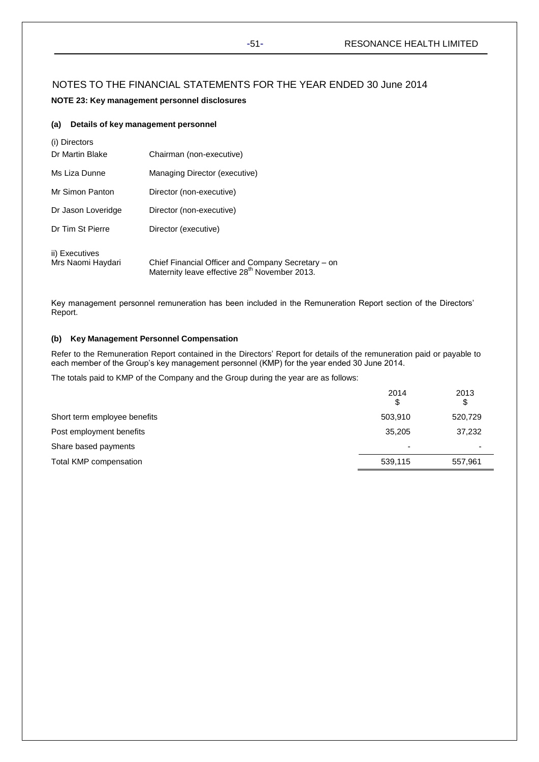# NOTES TO THE FINANCIAL STATEMENTS FOR THE YEAR ENDED 30 June 2014

## NOTE 23: Key management personnel disclosures

### (a) Details of key management personnel

(i) Directors

| | |
|---|---|
| Dr Martin Blake | Chairman (non-executive) |
| Ms Liza Dunne | Managing Director (executive) |
| Mr Simon Panton | Director (non-executive) |
| Dr Jason Loveridge | Director (non-executive) |
| Dr Tim St Pierre | Director (executive) |

ii) Executives

| | |
|---|---|
| Mrs Naomi Haydari | Chief Financial Officer and Company Secretary – on Maternity leave effective 28th November 2013. |

Key management personnel remuneration has been included in the Remuneration Report section of the Directors' Report.

### (b) Key Management Personnel Compensation

Refer to the Remuneration Report contained in the Directors' Report for details of the remuneration paid or payable to each member of the Group's key management personnel (KMP) for the year ended 30 June 2014.

The totals paid to KMP of the Company and the Group during the year are as follows:

| | 2014 $ | 2013 $ |
|---|---|---|
| Short term employee benefits | 503,910 | 520,729 |
| Post employment benefits | 35,205 | 37,232 |
| Share based payments | - | - |
| Total KMP compensation | 539,115 | 557,961 |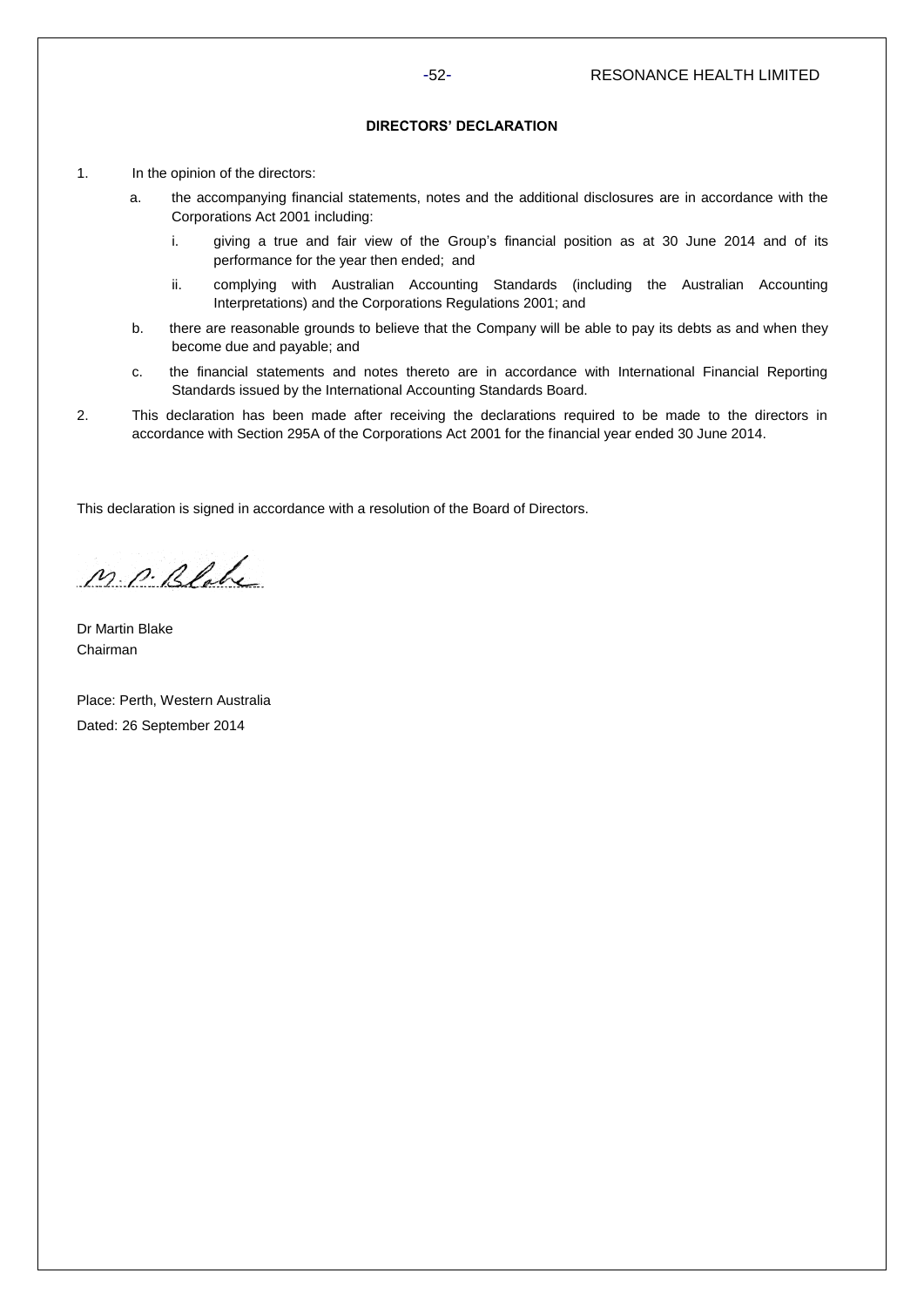## DIRECTORS' DECLARATION

1. In the opinion of the directors:

   a. the accompanying financial statements, notes and the additional disclosures are in accordance with the Corporations Act 2001 including:

      i. giving a true and fair view of the Group's financial position as at 30 June 2014 and of its performance for the year then ended; and

      ii. complying with Australian Accounting Standards (including the Australian Accounting Interpretations) and the Corporations Regulations 2001; and

   b. there are reasonable grounds to believe that the Company will be able to pay its debts as and when they become due and payable; and

   c. the financial statements and notes thereto are in accordance with International Financial Reporting Standards issued by the International Accounting Standards Board.

2. This declaration has been made after receiving the declarations required to be made to the directors in accordance with Section 295A of the Corporations Act 2001 for the financial year ended 30 June 2014.

This declaration is signed in accordance with a resolution of the Board of Directors.

M. P. Blake

Dr Martin Blake
Chairman

Place: Perth, Western Australia
Dated: 26 September 2014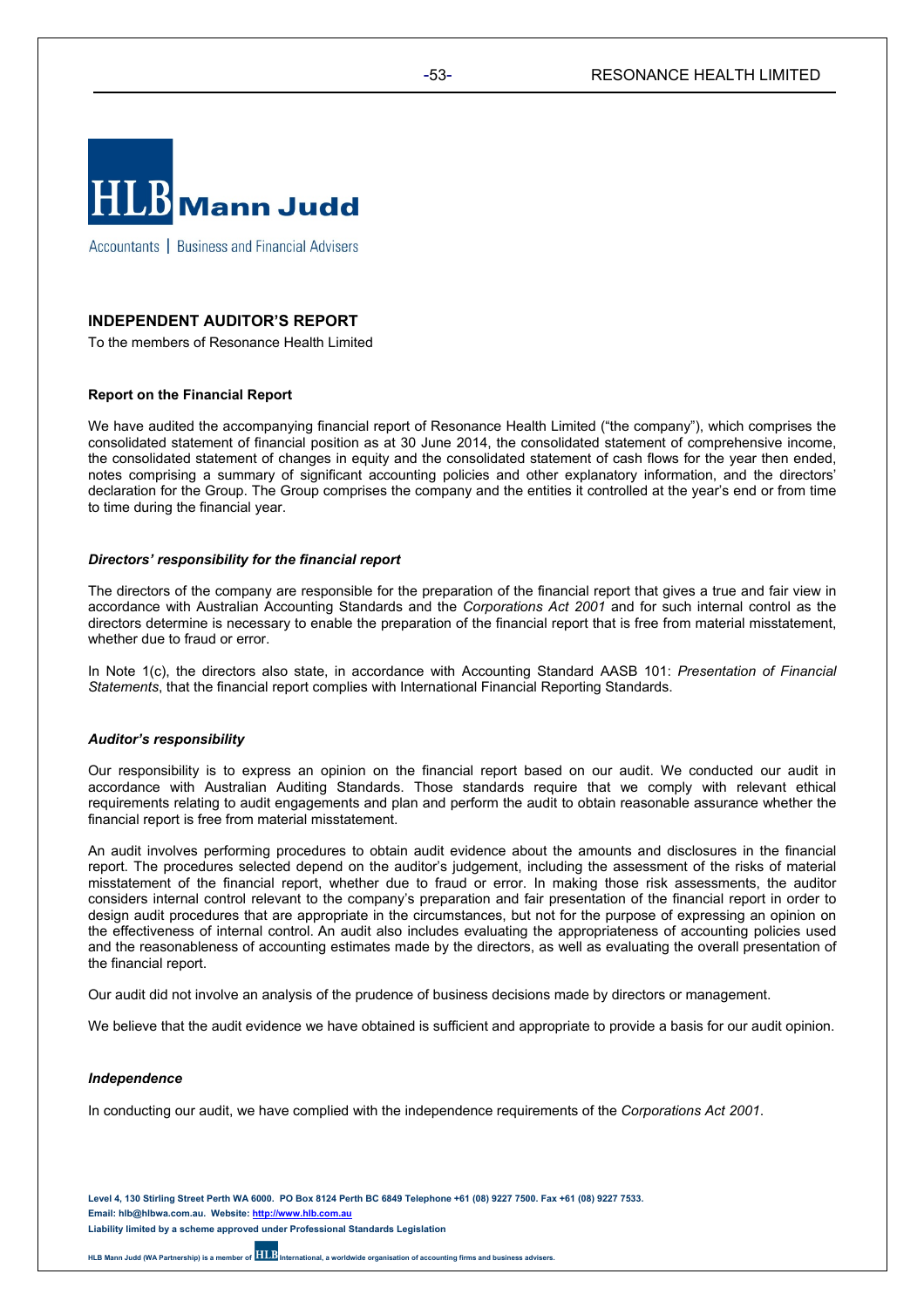HLB Mann Judd

Accountants | Business and Financial Advisers

## INDEPENDENT AUDITOR'S REPORT

To the members of Resonance Health Limited

### Report on the Financial Report

We have audited the accompanying financial report of Resonance Health Limited ("the company"), which comprises the consolidated statement of financial position as at 30 June 2014, the consolidated statement of comprehensive income, the consolidated statement of changes in equity and the consolidated statement of cash flows for the year then ended, notes comprising a summary of significant accounting policies and other explanatory information, and the directors' declaration for the Group. The Group comprises the company and the entities it controlled at the year's end or from time to time during the financial year.

#### *Directors' responsibility for the financial report*

The directors of the company are responsible for the preparation of the financial report that gives a true and fair view in accordance with Australian Accounting Standards and the *Corporations Act 2001* and for such internal control as the directors determine is necessary to enable the preparation of the financial report that is free from material misstatement, whether due to fraud or error.

In Note 1(c), the directors also state, in accordance with Accounting Standard AASB 101: *Presentation of Financial Statements*, that the financial report complies with International Financial Reporting Standards.

#### *Auditor's responsibility*

Our responsibility is to express an opinion on the financial report based on our audit. We conducted our audit in accordance with Australian Auditing Standards. Those standards require that we comply with relevant ethical requirements relating to audit engagements and plan and perform the audit to obtain reasonable assurance whether the financial report is free from material misstatement.

An audit involves performing procedures to obtain audit evidence about the amounts and disclosures in the financial report. The procedures selected depend on the auditor's judgement, including the assessment of the risks of material misstatement of the financial report, whether due to fraud or error. In making those risk assessments, the auditor considers internal control relevant to the company's preparation and fair presentation of the financial report in order to design audit procedures that are appropriate in the circumstances, but not for the purpose of expressing an opinion on the effectiveness of internal control. An audit also includes evaluating the appropriateness of accounting policies used and the reasonableness of accounting estimates made by the directors, as well as evaluating the overall presentation of the financial report.

Our audit did not involve an analysis of the prudence of business decisions made by directors or management.

We believe that the audit evidence we have obtained is sufficient and appropriate to provide a basis for our audit opinion.

#### *Independence*

In conducting our audit, we have complied with the independence requirements of the *Corporations Act 2001*.

**Level 4, 130 Stirling Street Perth WA 6000. PO Box 8124 Perth BC 6849 Telephone +61 (08) 9227 7500. Fax +61 (08) 9227 7533.**
**Email: hlb@hlbwa.com.au. Website: http://www.hlb.com.au**
**Liability limited by a scheme approved under Professional Standards Legislation**

**HLB Mann Judd (WA Partnership) is a member of HLB International, a worldwide organisation of accounting firms and business advisers.**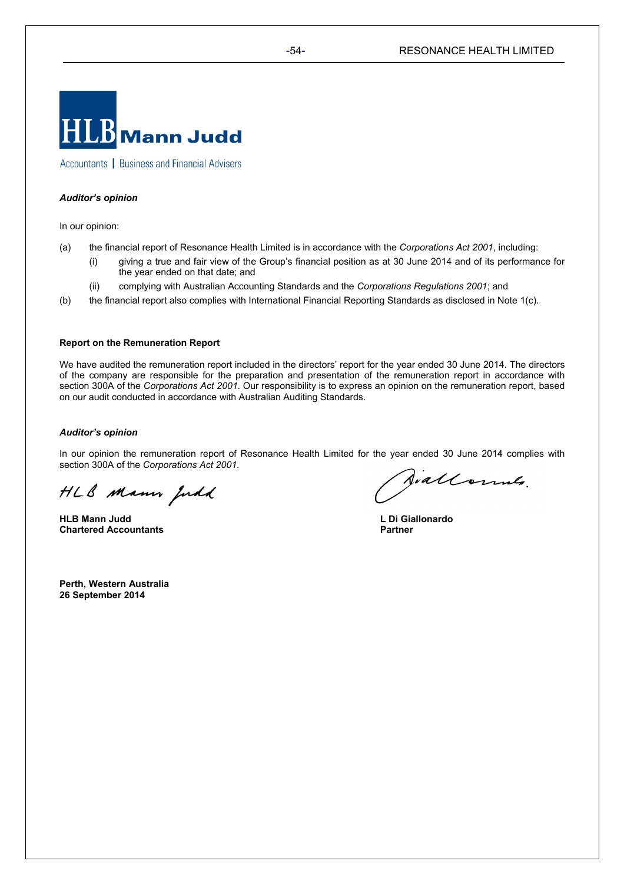**HLB Mann Judd**

Accountants | Business and Financial Advisers

***Auditor's opinion***

In our opinion:

(a) the financial report of Resonance Health Limited is in accordance with the *Corporations Act 2001*, including:

  (i) giving a true and fair view of the Group's financial position as at 30 June 2014 and of its performance for the year ended on that date; and

  (ii) complying with Australian Accounting Standards and the *Corporations Regulations 2001*; and

(b) the financial report also complies with International Financial Reporting Standards as disclosed in Note 1(c).

**Report on the Remuneration Report**

We have audited the remuneration report included in the directors' report for the year ended 30 June 2014. The directors of the company are responsible for the preparation and presentation of the remuneration report in accordance with section 300A of the *Corporations Act 2001*. Our responsibility is to express an opinion on the remuneration report, based on our audit conducted in accordance with Australian Auditing Standards.

***Auditor's opinion***

In our opinion the remuneration report of Resonance Health Limited for the year ended 30 June 2014 complies with section 300A of the *Corporations Act 2001*.

**HLB Mann Judd**
**Chartered Accountants**

**L Di Giallonardo**
**Partner**

**Perth, Western Australia**
**26 September 2014**